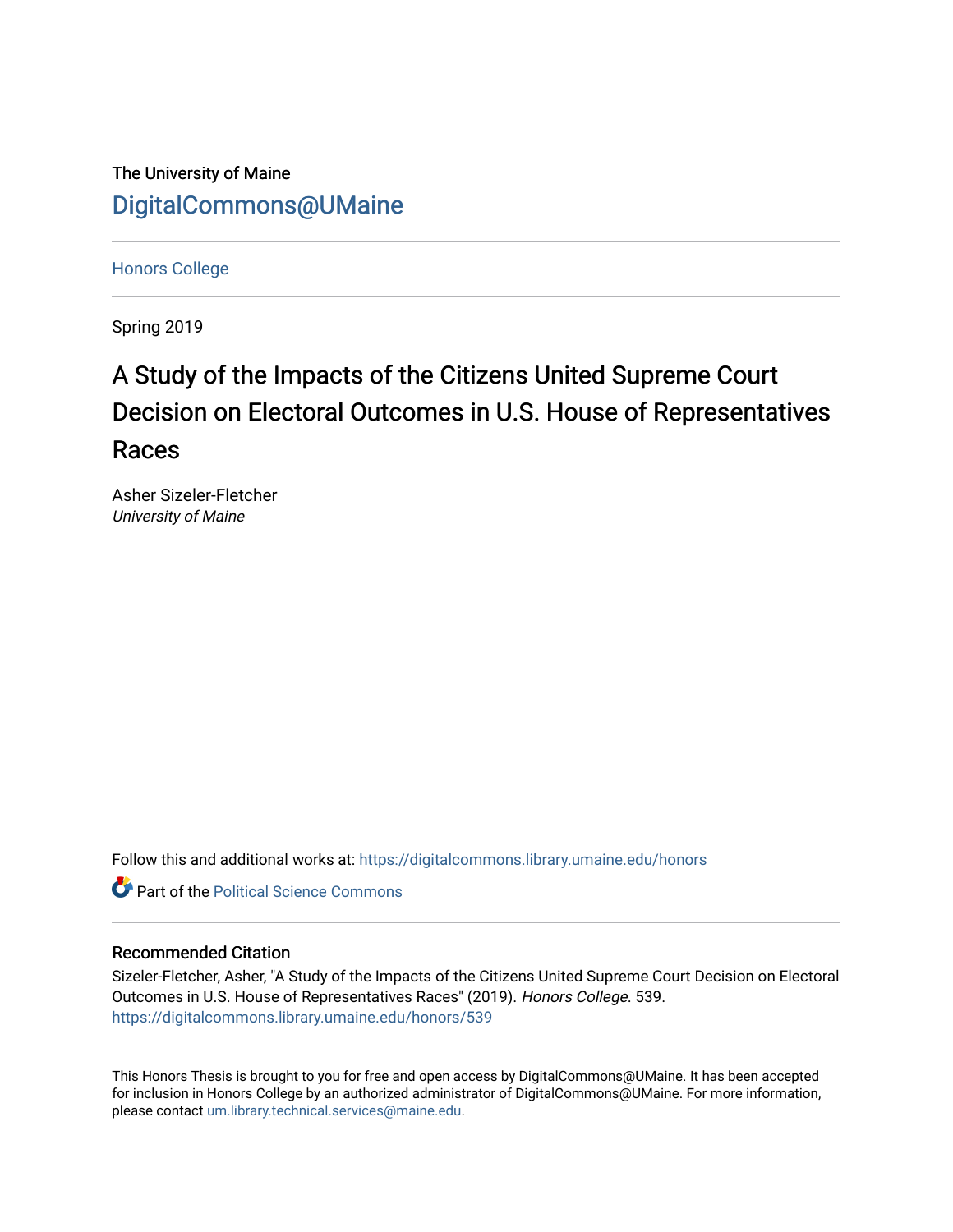The University of Maine

DigitalCommons@UMaine

Honors College

Spring 2019

# A Study of the Impacts of the Citizens United Supreme Court Decision on Electoral Outcomes in U.S. House of Representatives Races

Asher Sizeler-Fletcher
*University of Maine*

Follow this and additional works at: https://digitalcommons.library.umaine.edu/honors

Part of the Political Science Commons

## Recommended Citation

Sizeler-Fletcher, Asher, "A Study of the Impacts of the Citizens United Supreme Court Decision on Electoral Outcomes in U.S. House of Representatives Races" (2019). *Honors College*. 539.
https://digitalcommons.library.umaine.edu/honors/539

This Honors Thesis is brought to you for free and open access by DigitalCommons@UMaine. It has been accepted for inclusion in Honors College by an authorized administrator of DigitalCommons@UMaine. For more information, please contact um.library.technical.services@maine.edu.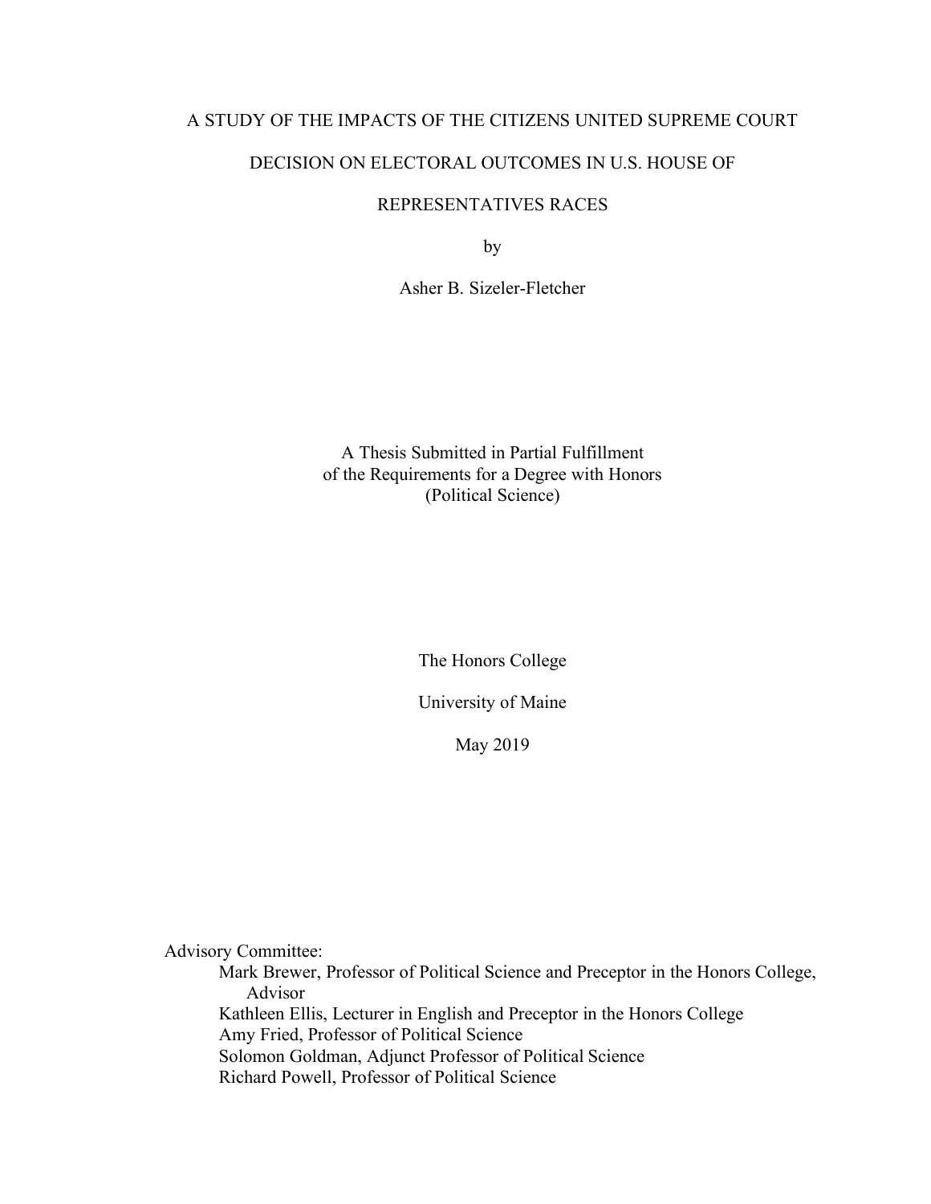# A STUDY OF THE IMPACTS OF THE CITIZENS UNITED SUPREME COURT DECISION ON ELECTORAL OUTCOMES IN U.S. HOUSE OF REPRESENTATIVES RACES

by

Asher B. Sizeler-Fletcher

A Thesis Submitted in Partial Fulfillment
of the Requirements for a Degree with Honors
(Political Science)

The Honors College

University of Maine

May 2019

Advisory Committee:

- Mark Brewer, Professor of Political Science and Preceptor in the Honors College, Advisor
- Kathleen Ellis, Lecturer in English and Preceptor in the Honors College
- Amy Fried, Professor of Political Science
- Solomon Goldman, Adjunct Professor of Political Science
- Richard Powell, Professor of Political Science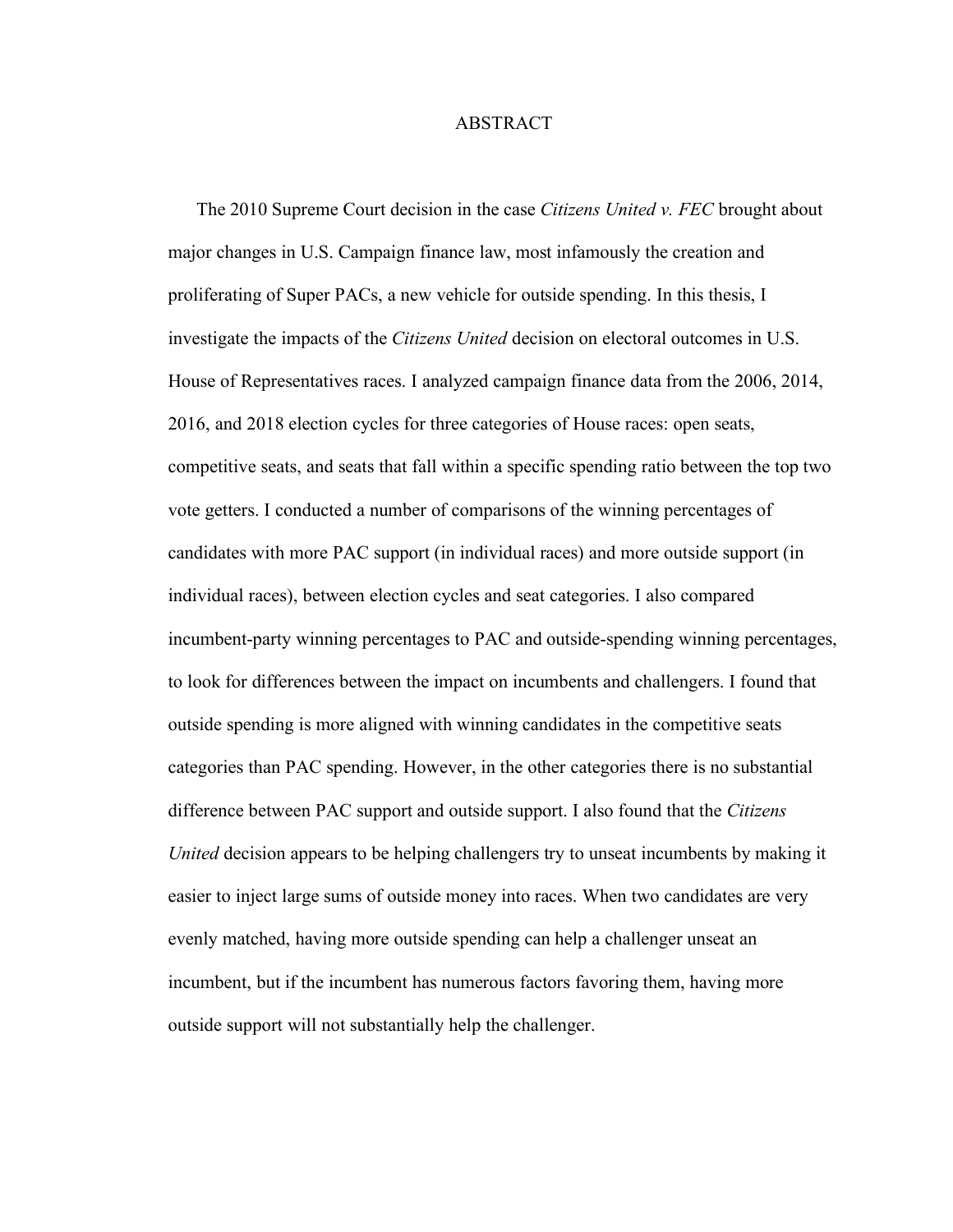# ABSTRACT

The 2010 Supreme Court decision in the case *Citizens United v. FEC* brought about major changes in U.S. Campaign finance law, most infamously the creation and proliferating of Super PACs, a new vehicle for outside spending. In this thesis, I investigate the impacts of the *Citizens United* decision on electoral outcomes in U.S. House of Representatives races. I analyzed campaign finance data from the 2006, 2014, 2016, and 2018 election cycles for three categories of House races: open seats, competitive seats, and seats that fall within a specific spending ratio between the top two vote getters. I conducted a number of comparisons of the winning percentages of candidates with more PAC support (in individual races) and more outside support (in individual races), between election cycles and seat categories. I also compared incumbent-party winning percentages to PAC and outside-spending winning percentages, to look for differences between the impact on incumbents and challengers. I found that outside spending is more aligned with winning candidates in the competitive seats categories than PAC spending. However, in the other categories there is no substantial difference between PAC support and outside support. I also found that the *Citizens United* decision appears to be helping challengers try to unseat incumbents by making it easier to inject large sums of outside money into races. When two candidates are very evenly matched, having more outside spending can help a challenger unseat an incumbent, but if the incumbent has numerous factors favoring them, having more outside support will not substantially help the challenger.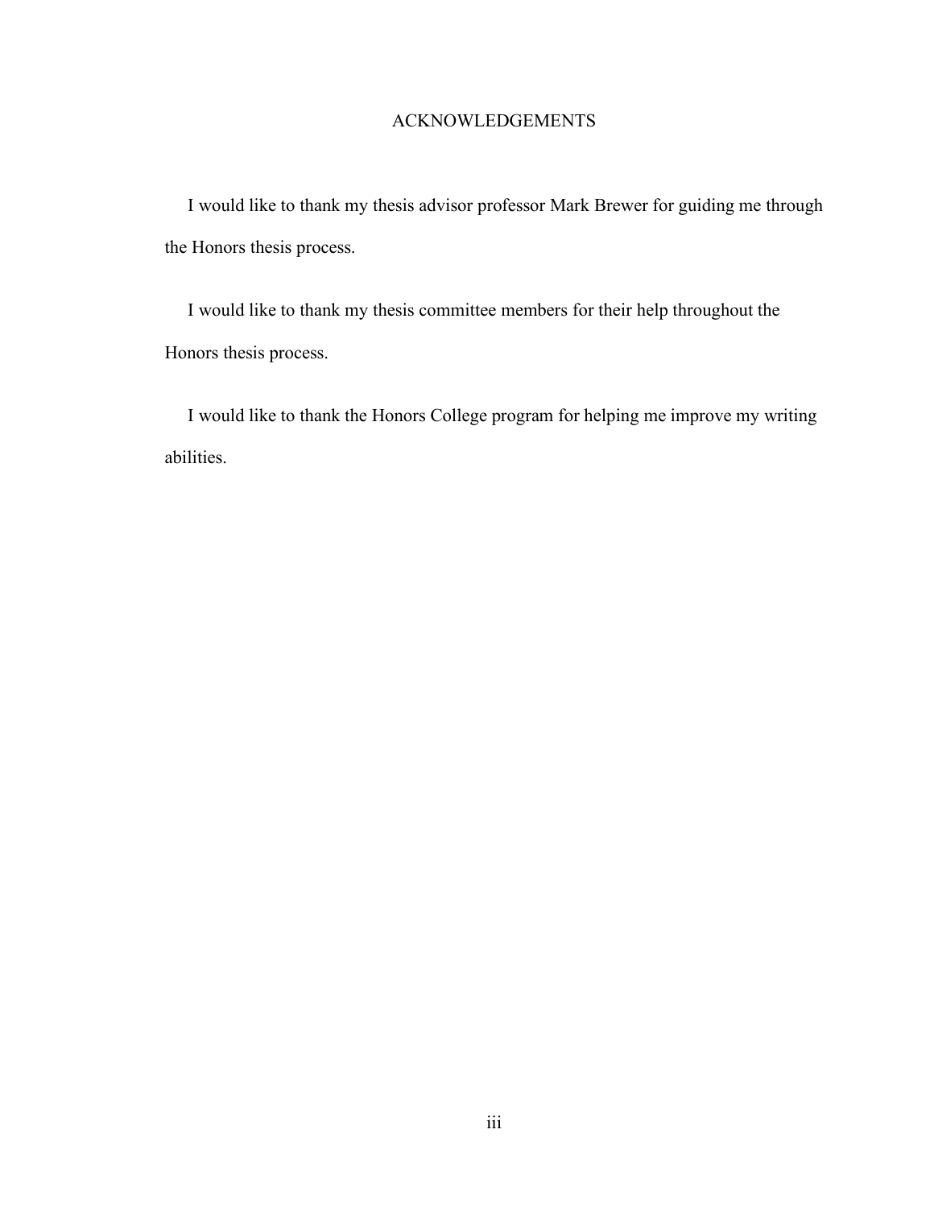# ACKNOWLEDGEMENTS

I would like to thank my thesis advisor professor Mark Brewer for guiding me through the Honors thesis process.

I would like to thank my thesis committee members for their help throughout the Honors thesis process.

I would like to thank the Honors College program for helping me improve my writing abilities.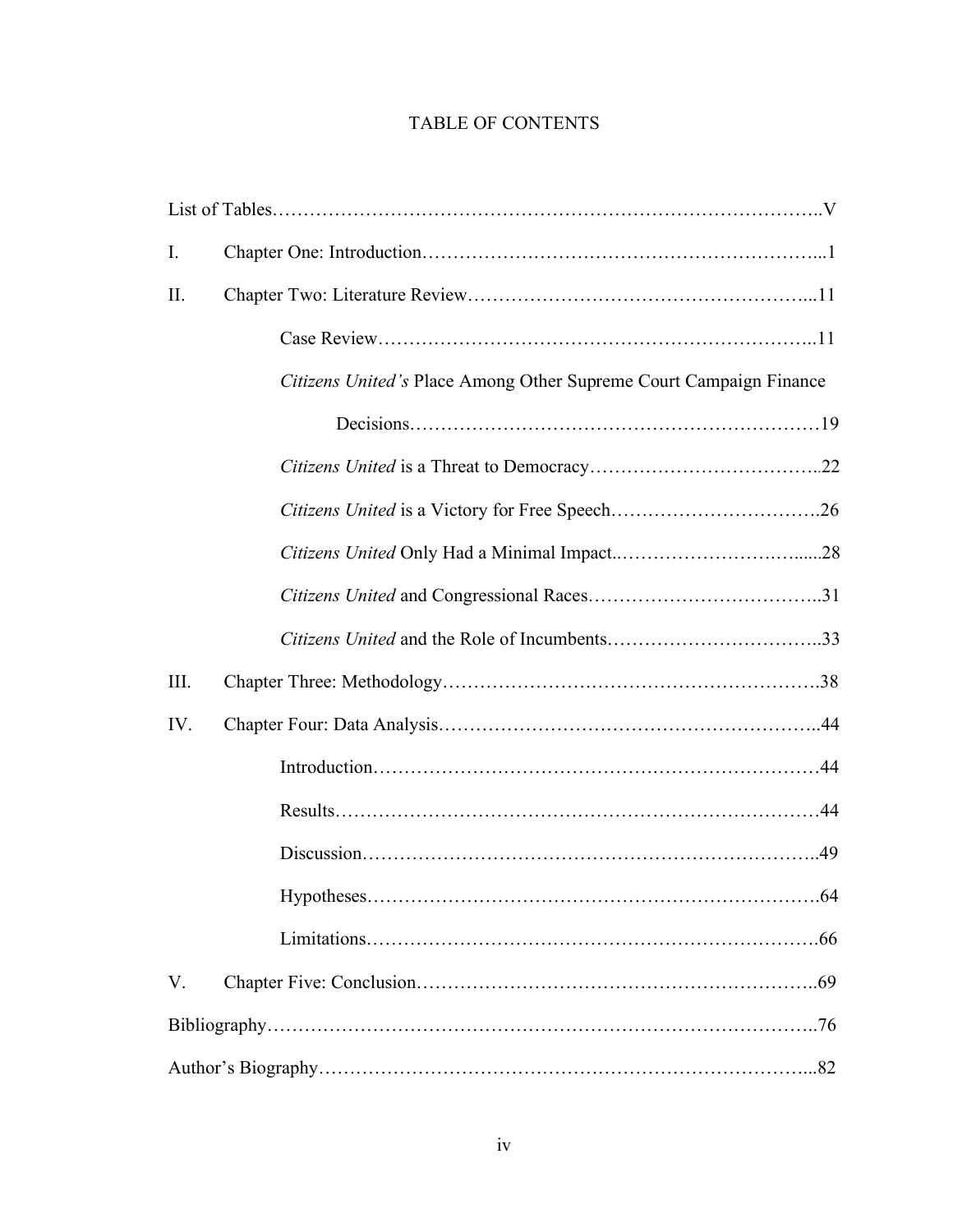# TABLE OF CONTENTS

List of Tables..........V

I. Chapter One: Introduction..........1

II. Chapter Two: Literature Review..........11

- Case Review..........11
- *Citizens United's* Place Among Other Supreme Court Campaign Finance Decisions..........19
- *Citizens United* is a Threat to Democracy..........22
- *Citizens United* is a Victory for Free Speech..........26
- *Citizens United* Only Had a Minimal Impact..........28
- *Citizens United* and Congressional Races..........31
- *Citizens United* and the Role of Incumbents..........33

III. Chapter Three: Methodology..........38

IV. Chapter Four: Data Analysis..........44

- Introduction..........44
- Results..........44
- Discussion..........49
- Hypotheses..........64
- Limitations..........66

V. Chapter Five: Conclusion..........69

Bibliography..........76

Author's Biography..........82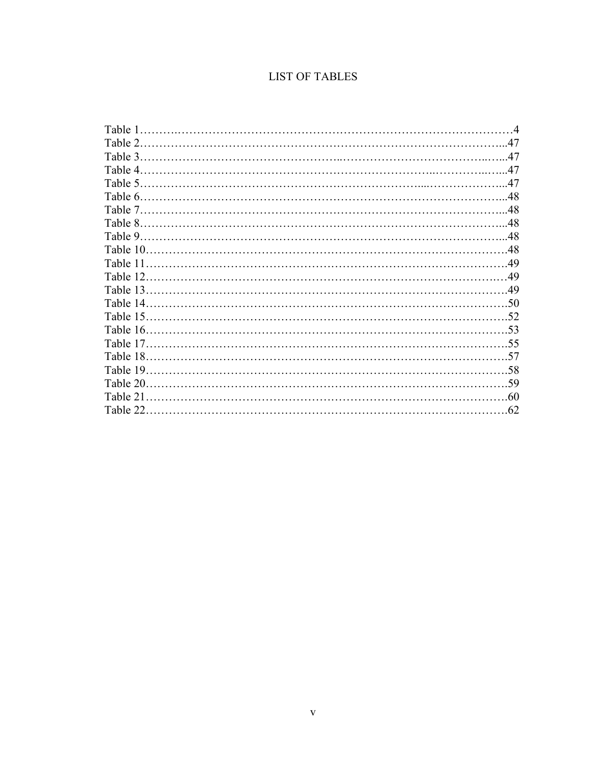# LIST OF TABLES

Table 1……………………………………………………………………………………4
Table 2……………………………………………………………………………………47
Table 3……………………………………………………………………………………47
Table 4……………………………………………………………………………………47
Table 5……………………………………………………………………………………47
Table 6……………………………………………………………………………………48
Table 7……………………………………………………………………………………48
Table 8……………………………………………………………………………………48
Table 9……………………………………………………………………………………48
Table 10…………………………………………………………………………………48
Table 11…………………………………………………………………………………49
Table 12…………………………………………………………………………………49
Table 13…………………………………………………………………………………49
Table 14…………………………………………………………………………………50
Table 15…………………………………………………………………………………52
Table 16…………………………………………………………………………………53
Table 17…………………………………………………………………………………55
Table 18…………………………………………………………………………………57
Table 19…………………………………………………………………………………58
Table 20…………………………………………………………………………………59
Table 21…………………………………………………………………………………60
Table 22…………………………………………………………………………………62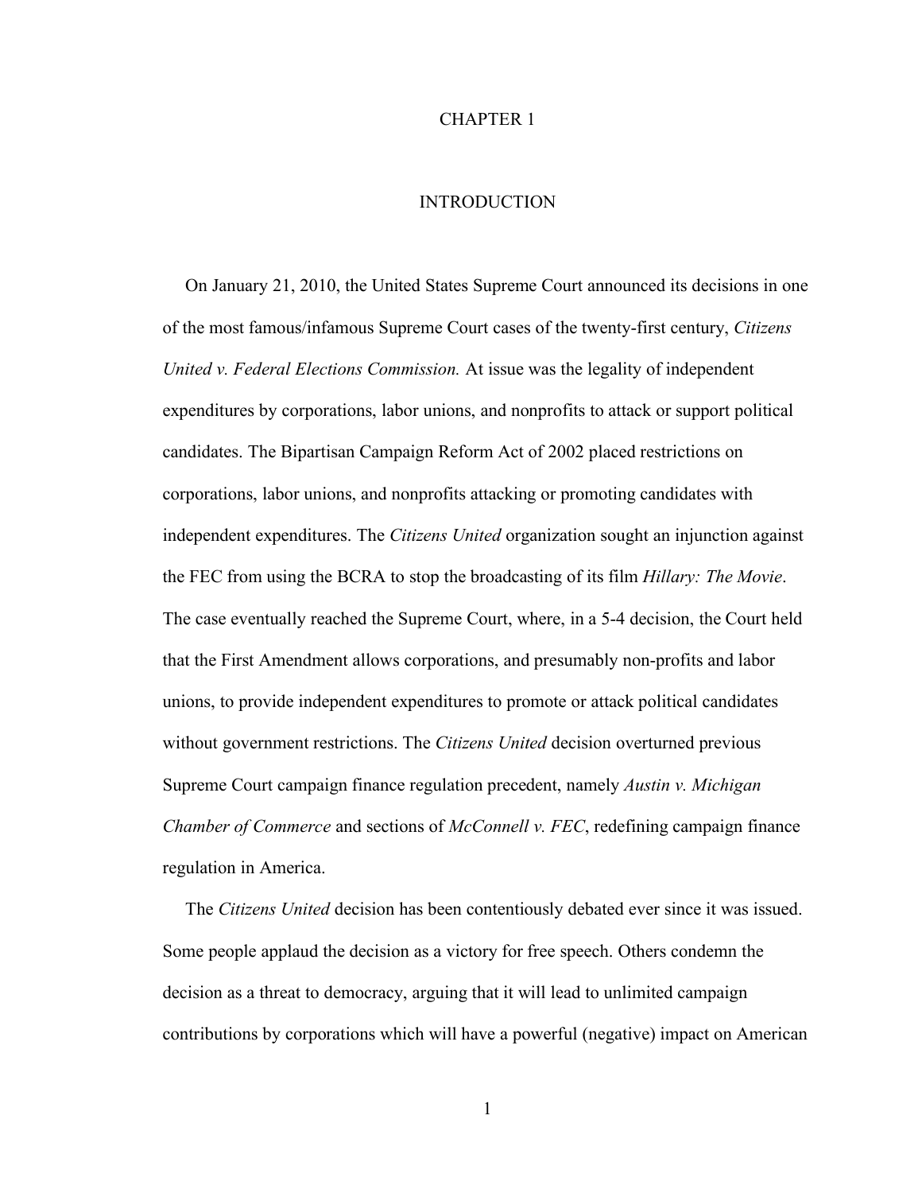# CHAPTER 1

## INTRODUCTION

On January 21, 2010, the United States Supreme Court announced its decisions in one of the most famous/infamous Supreme Court cases of the twenty-first century, *Citizens United v. Federal Elections Commission.* At issue was the legality of independent expenditures by corporations, labor unions, and nonprofits to attack or support political candidates. The Bipartisan Campaign Reform Act of 2002 placed restrictions on corporations, labor unions, and nonprofits attacking or promoting candidates with independent expenditures. The *Citizens United* organization sought an injunction against the FEC from using the BCRA to stop the broadcasting of its film *Hillary: The Movie*. The case eventually reached the Supreme Court, where, in a 5-4 decision, the Court held that the First Amendment allows corporations, and presumably non-profits and labor unions, to provide independent expenditures to promote or attack political candidates without government restrictions. The *Citizens United* decision overturned previous Supreme Court campaign finance regulation precedent, namely *Austin v. Michigan Chamber of Commerce* and sections of *McConnell v. FEC*, redefining campaign finance regulation in America.

The *Citizens United* decision has been contentiously debated ever since it was issued. Some people applaud the decision as a victory for free speech. Others condemn the decision as a threat to democracy, arguing that it will lead to unlimited campaign contributions by corporations which will have a powerful (negative) impact on American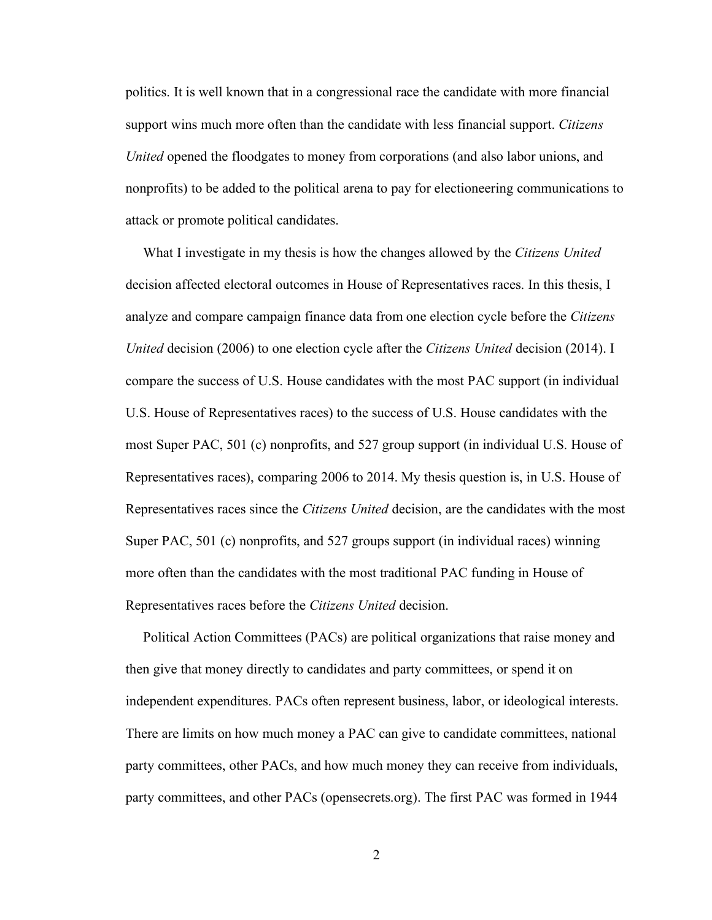politics. It is well known that in a congressional race the candidate with more financial support wins much more often than the candidate with less financial support. *Citizens United* opened the floodgates to money from corporations (and also labor unions, and nonprofits) to be added to the political arena to pay for electioneering communications to attack or promote political candidates.

What I investigate in my thesis is how the changes allowed by the *Citizens United* decision affected electoral outcomes in House of Representatives races. In this thesis, I analyze and compare campaign finance data from one election cycle before the *Citizens United* decision (2006) to one election cycle after the *Citizens United* decision (2014). I compare the success of U.S. House candidates with the most PAC support (in individual U.S. House of Representatives races) to the success of U.S. House candidates with the most Super PAC, 501 (c) nonprofits, and 527 group support (in individual U.S. House of Representatives races), comparing 2006 to 2014. My thesis question is, in U.S. House of Representatives races since the *Citizens United* decision, are the candidates with the most Super PAC, 501 (c) nonprofits, and 527 groups support (in individual races) winning more often than the candidates with the most traditional PAC funding in House of Representatives races before the *Citizens United* decision.

Political Action Committees (PACs) are political organizations that raise money and then give that money directly to candidates and party committees, or spend it on independent expenditures. PACs often represent business, labor, or ideological interests. There are limits on how much money a PAC can give to candidate committees, national party committees, other PACs, and how much money they can receive from individuals, party committees, and other PACs (opensecrets.org). The first PAC was formed in 1944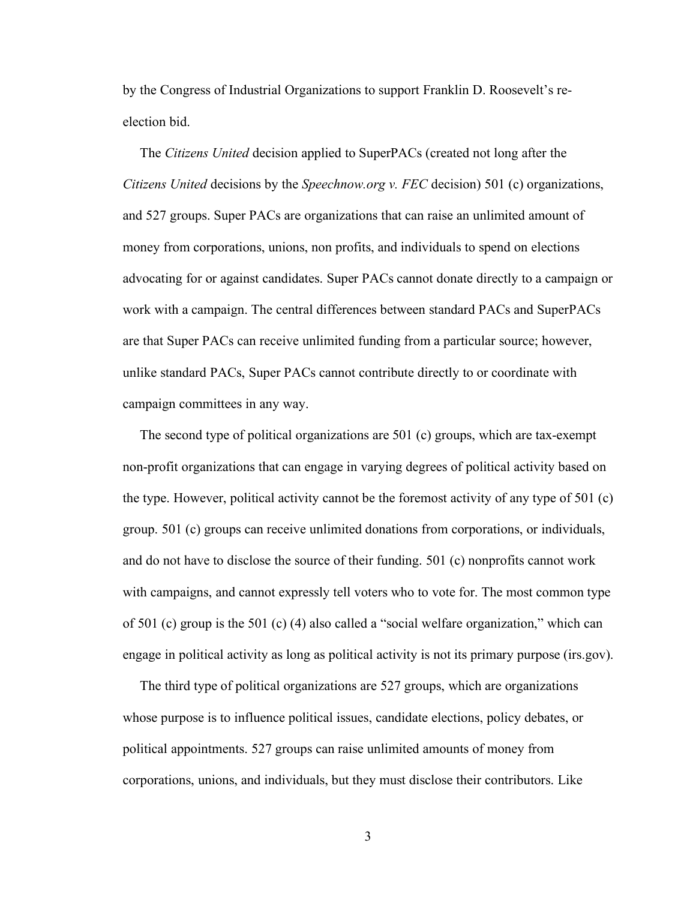by the Congress of Industrial Organizations to support Franklin D. Roosevelt's re-election bid.

The *Citizens United* decision applied to SuperPACs (created not long after the *Citizens United* decisions by the *Speechnow.org v. FEC* decision) 501 (c) organizations, and 527 groups. Super PACs are organizations that can raise an unlimited amount of money from corporations, unions, non profits, and individuals to spend on elections advocating for or against candidates. Super PACs cannot donate directly to a campaign or work with a campaign. The central differences between standard PACs and SuperPACs are that Super PACs can receive unlimited funding from a particular source; however, unlike standard PACs, Super PACs cannot contribute directly to or coordinate with campaign committees in any way.

The second type of political organizations are 501 (c) groups, which are tax-exempt non-profit organizations that can engage in varying degrees of political activity based on the type. However, political activity cannot be the foremost activity of any type of 501 (c) group. 501 (c) groups can receive unlimited donations from corporations, or individuals, and do not have to disclose the source of their funding. 501 (c) nonprofits cannot work with campaigns, and cannot expressly tell voters who to vote for. The most common type of 501 (c) group is the 501 (c) (4) also called a "social welfare organization," which can engage in political activity as long as political activity is not its primary purpose (irs.gov).

The third type of political organizations are 527 groups, which are organizations whose purpose is to influence political issues, candidate elections, policy debates, or political appointments. 527 groups can raise unlimited amounts of money from corporations, unions, and individuals, but they must disclose their contributors. Like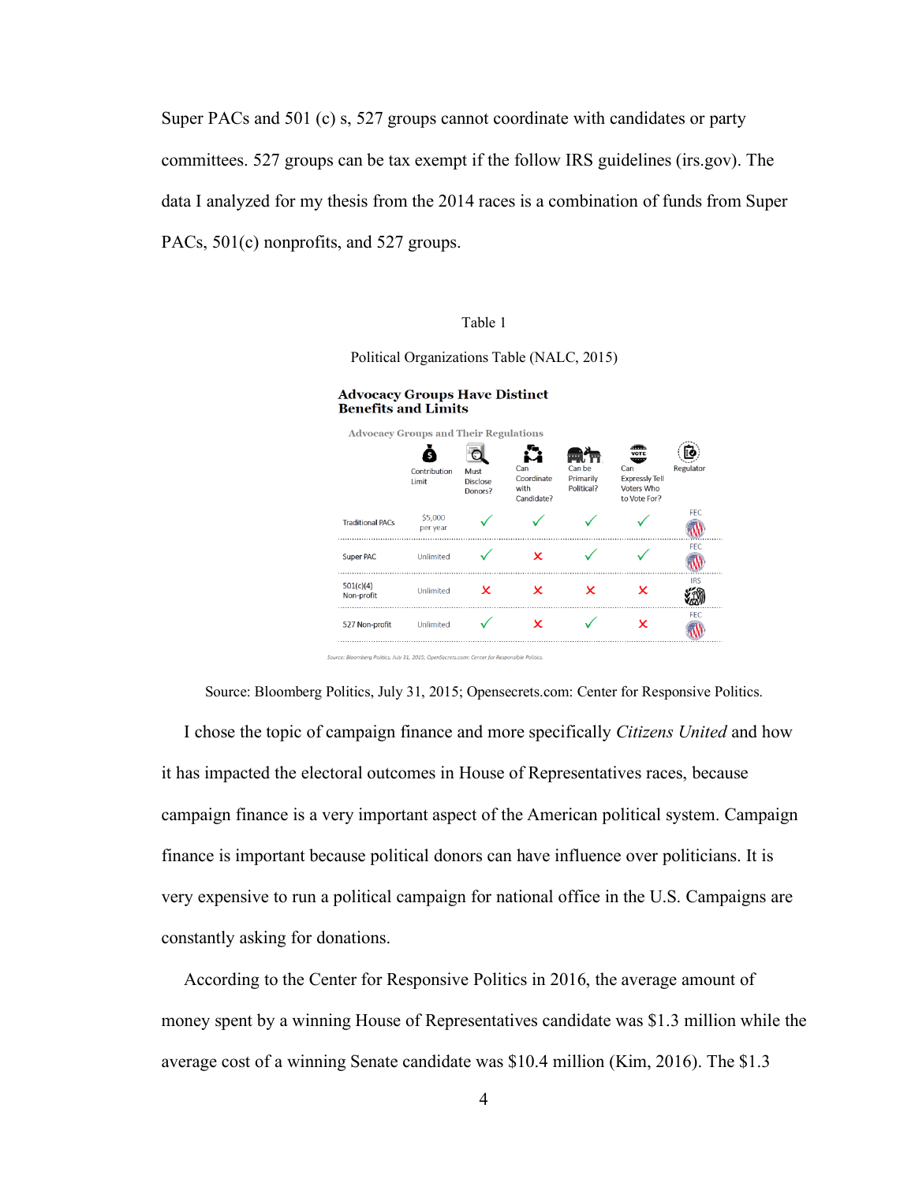Super PACs and 501 (c) s, 527 groups cannot coordinate with candidates or party committees. 527 groups can be tax exempt if the follow IRS guidelines (irs.gov). The data I analyzed for my thesis from the 2014 races is a combination of funds from Super PACs, 501(c) nonprofits, and 527 groups.

Table 1

Political Organizations Table (NALC, 2015)

**Advocacy Groups Have Distinct Benefits and Limits**

Advocacy Groups and Their Regulations

| | Contribution Limit | Must Disclose Donors? | Can Coordinate with Candidate? | Can be Primarily Political? | Can Expressly Tell Voters Who to Vote For? | Regulator |
|---|---|---|---|---|---|---|
| Traditional PACs | $5,000 per year | ✓ | ✓ | ✓ | ✓ | FEC |
| Super PAC | Unlimited | ✓ | ✗ | ✓ | ✓ | FEC |
| 501(c)(4) Non-profit | Unlimited | ✗ | ✗ | ✗ | ✗ | IRS |
| 527 Non-profit | Unlimited | ✓ | ✗ | ✓ | ✗ | FEC |

Source: Bloomberg Politics, July 31, 2015; OpenSecrets.com: Center for Responsible Politics.

Source: Bloomberg Politics, July 31, 2015; Opensecrets.com: Center for Responsive Politics.

I chose the topic of campaign finance and more specifically *Citizens United* and how it has impacted the electoral outcomes in House of Representatives races, because campaign finance is a very important aspect of the American political system. Campaign finance is important because political donors can have influence over politicians. It is very expensive to run a political campaign for national office in the U.S. Campaigns are constantly asking for donations.

According to the Center for Responsive Politics in 2016, the average amount of money spent by a winning House of Representatives candidate was $1.3 million while the average cost of a winning Senate candidate was $10.4 million (Kim, 2016). The $1.3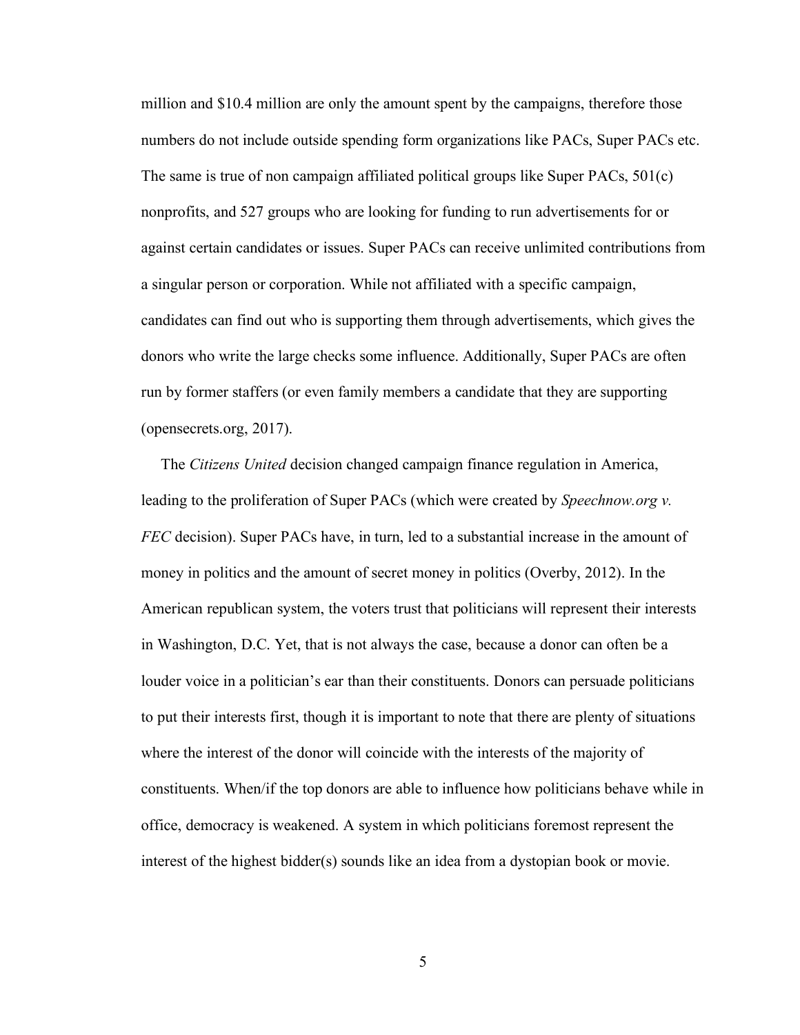million and $10.4 million are only the amount spent by the campaigns, therefore those numbers do not include outside spending form organizations like PACs, Super PACs etc. The same is true of non campaign affiliated political groups like Super PACs, 501(c) nonprofits, and 527 groups who are looking for funding to run advertisements for or against certain candidates or issues. Super PACs can receive unlimited contributions from a singular person or corporation. While not affiliated with a specific campaign, candidates can find out who is supporting them through advertisements, which gives the donors who write the large checks some influence. Additionally, Super PACs are often run by former staffers (or even family members a candidate that they are supporting (opensecrets.org, 2017).

The *Citizens United* decision changed campaign finance regulation in America, leading to the proliferation of Super PACs (which were created by *Speechnow.org v. FEC* decision). Super PACs have, in turn, led to a substantial increase in the amount of money in politics and the amount of secret money in politics (Overby, 2012). In the American republican system, the voters trust that politicians will represent their interests in Washington, D.C. Yet, that is not always the case, because a donor can often be a louder voice in a politician's ear than their constituents. Donors can persuade politicians to put their interests first, though it is important to note that there are plenty of situations where the interest of the donor will coincide with the interests of the majority of constituents. When/if the top donors are able to influence how politicians behave while in office, democracy is weakened. A system in which politicians foremost represent the interest of the highest bidder(s) sounds like an idea from a dystopian book or movie.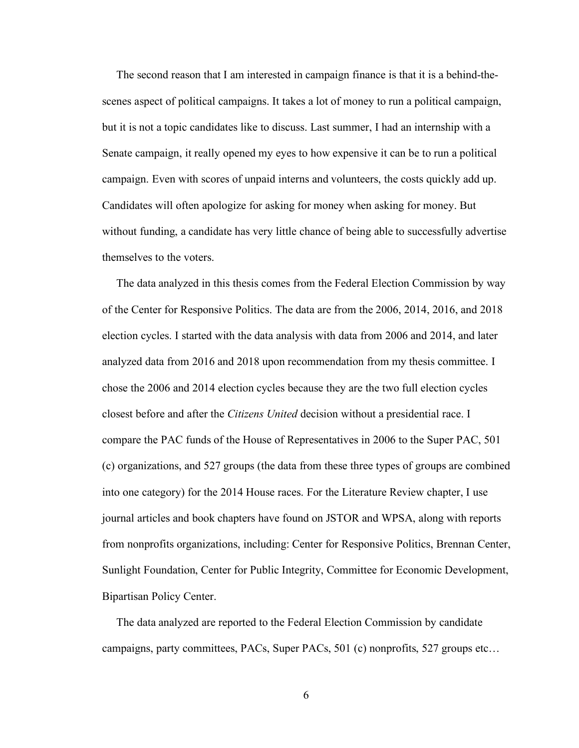The second reason that I am interested in campaign finance is that it is a behind-the-scenes aspect of political campaigns. It takes a lot of money to run a political campaign, but it is not a topic candidates like to discuss. Last summer, I had an internship with a Senate campaign, it really opened my eyes to how expensive it can be to run a political campaign. Even with scores of unpaid interns and volunteers, the costs quickly add up. Candidates will often apologize for asking for money when asking for money. But without funding, a candidate has very little chance of being able to successfully advertise themselves to the voters.

The data analyzed in this thesis comes from the Federal Election Commission by way of the Center for Responsive Politics. The data are from the 2006, 2014, 2016, and 2018 election cycles. I started with the data analysis with data from 2006 and 2014, and later analyzed data from 2016 and 2018 upon recommendation from my thesis committee. I chose the 2006 and 2014 election cycles because they are the two full election cycles closest before and after the *Citizens United* decision without a presidential race. I compare the PAC funds of the House of Representatives in 2006 to the Super PAC, 501 (c) organizations, and 527 groups (the data from these three types of groups are combined into one category) for the 2014 House races. For the Literature Review chapter, I use journal articles and book chapters have found on JSTOR and WPSA, along with reports from nonprofits organizations, including: Center for Responsive Politics, Brennan Center, Sunlight Foundation, Center for Public Integrity, Committee for Economic Development, Bipartisan Policy Center.

The data analyzed are reported to the Federal Election Commission by candidate campaigns, party committees, PACs, Super PACs, 501 (c) nonprofits, 527 groups etc…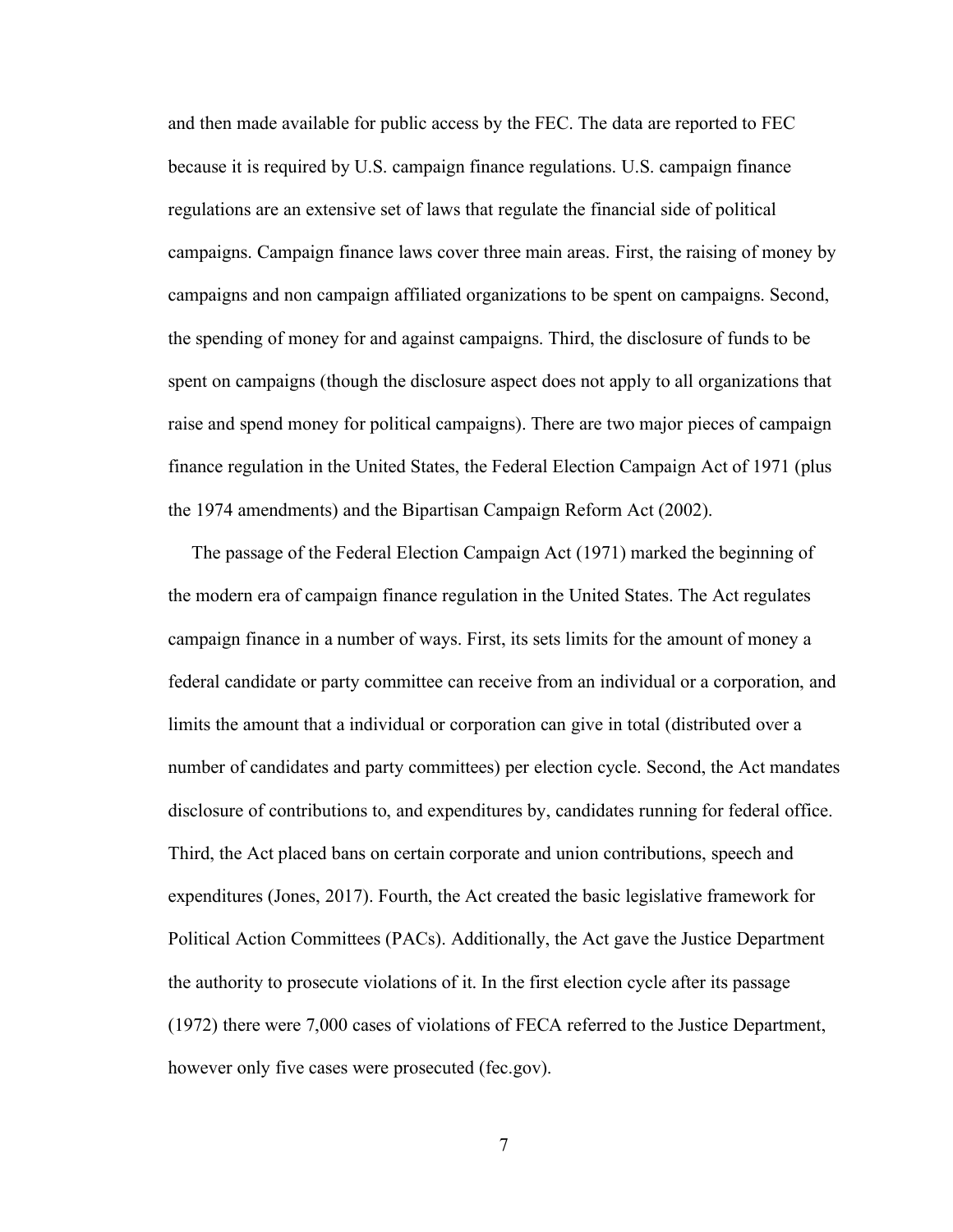and then made available for public access by the FEC. The data are reported to FEC because it is required by U.S. campaign finance regulations. U.S. campaign finance regulations are an extensive set of laws that regulate the financial side of political campaigns. Campaign finance laws cover three main areas. First, the raising of money by campaigns and non campaign affiliated organizations to be spent on campaigns. Second, the spending of money for and against campaigns. Third, the disclosure of funds to be spent on campaigns (though the disclosure aspect does not apply to all organizations that raise and spend money for political campaigns). There are two major pieces of campaign finance regulation in the United States, the Federal Election Campaign Act of 1971 (plus the 1974 amendments) and the Bipartisan Campaign Reform Act (2002).

The passage of the Federal Election Campaign Act (1971) marked the beginning of the modern era of campaign finance regulation in the United States. The Act regulates campaign finance in a number of ways. First, its sets limits for the amount of money a federal candidate or party committee can receive from an individual or a corporation, and limits the amount that a individual or corporation can give in total (distributed over a number of candidates and party committees) per election cycle. Second, the Act mandates disclosure of contributions to, and expenditures by, candidates running for federal office. Third, the Act placed bans on certain corporate and union contributions, speech and expenditures (Jones, 2017). Fourth, the Act created the basic legislative framework for Political Action Committees (PACs). Additionally, the Act gave the Justice Department the authority to prosecute violations of it. In the first election cycle after its passage (1972) there were 7,000 cases of violations of FECA referred to the Justice Department, however only five cases were prosecuted (fec.gov).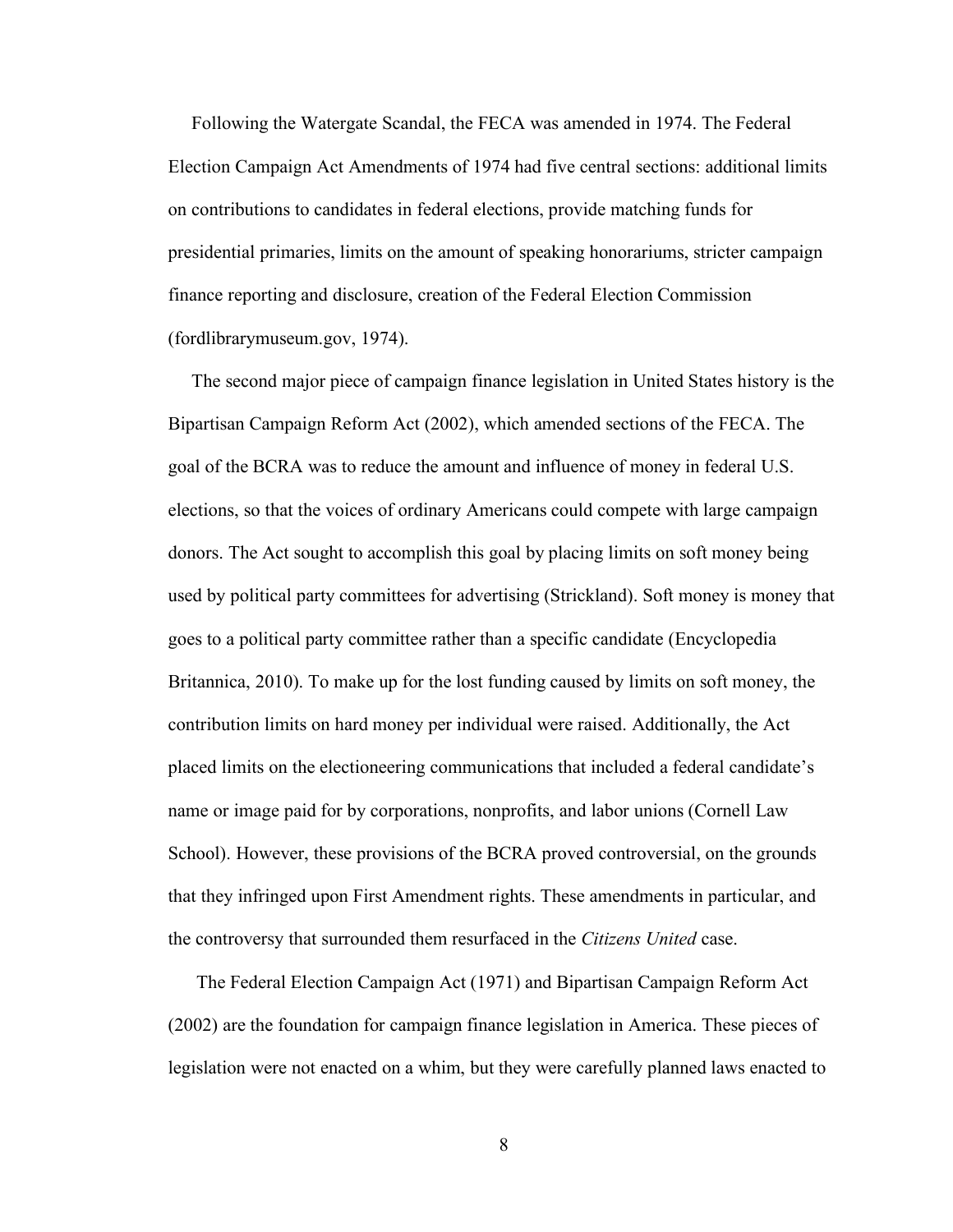Following the Watergate Scandal, the FECA was amended in 1974. The Federal Election Campaign Act Amendments of 1974 had five central sections: additional limits on contributions to candidates in federal elections, provide matching funds for presidential primaries, limits on the amount of speaking honorariums, stricter campaign finance reporting and disclosure, creation of the Federal Election Commission (fordlibrarymuseum.gov, 1974).

The second major piece of campaign finance legislation in United States history is the Bipartisan Campaign Reform Act (2002), which amended sections of the FECA. The goal of the BCRA was to reduce the amount and influence of money in federal U.S. elections, so that the voices of ordinary Americans could compete with large campaign donors. The Act sought to accomplish this goal by placing limits on soft money being used by political party committees for advertising (Strickland). Soft money is money that goes to a political party committee rather than a specific candidate (Encyclopedia Britannica, 2010). To make up for the lost funding caused by limits on soft money, the contribution limits on hard money per individual were raised. Additionally, the Act placed limits on the electioneering communications that included a federal candidate's name or image paid for by corporations, nonprofits, and labor unions (Cornell Law School). However, these provisions of the BCRA proved controversial, on the grounds that they infringed upon First Amendment rights. These amendments in particular, and the controversy that surrounded them resurfaced in the *Citizens United* case.

The Federal Election Campaign Act (1971) and Bipartisan Campaign Reform Act (2002) are the foundation for campaign finance legislation in America. These pieces of legislation were not enacted on a whim, but they were carefully planned laws enacted to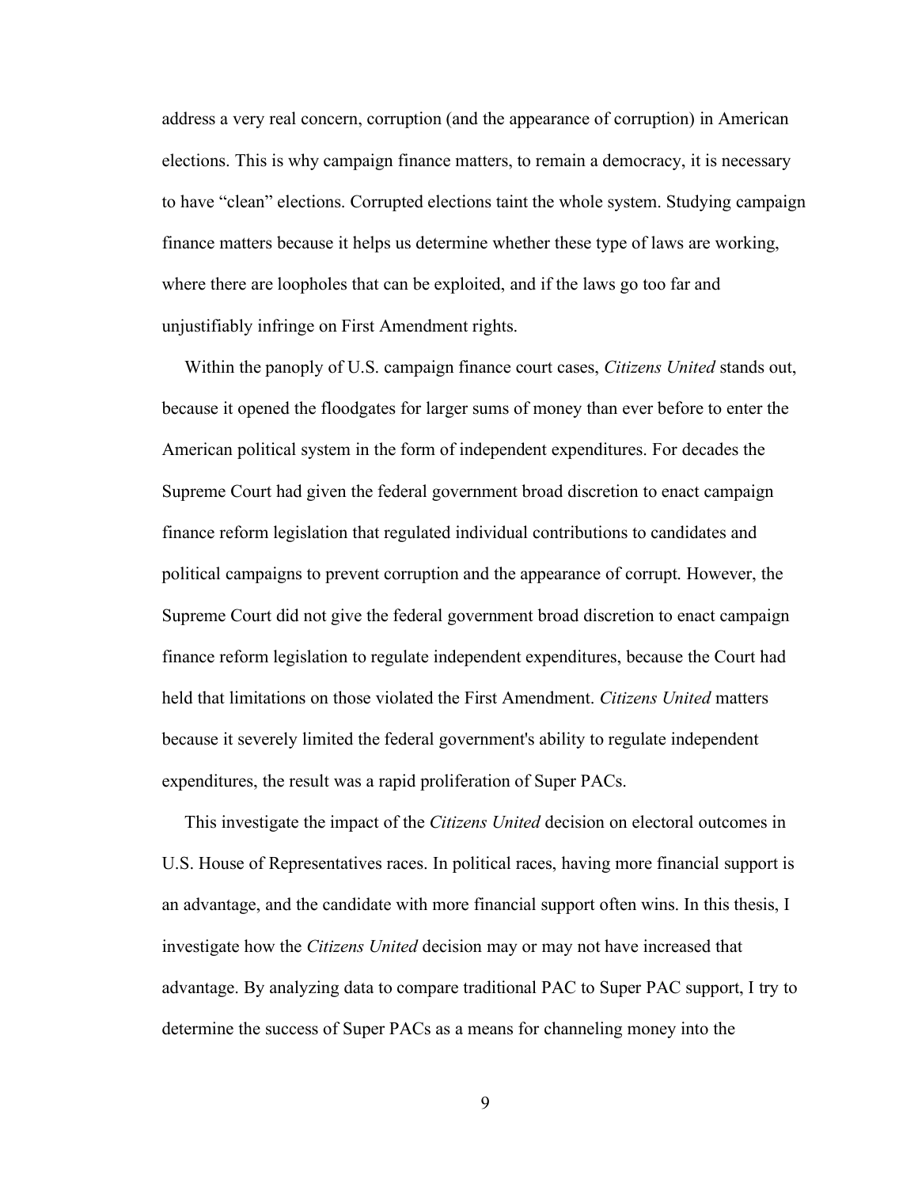address a very real concern, corruption (and the appearance of corruption) in American elections. This is why campaign finance matters, to remain a democracy, it is necessary to have "clean" elections. Corrupted elections taint the whole system. Studying campaign finance matters because it helps us determine whether these type of laws are working, where there are loopholes that can be exploited, and if the laws go too far and unjustifiably infringe on First Amendment rights.

Within the panoply of U.S. campaign finance court cases, *Citizens United* stands out, because it opened the floodgates for larger sums of money than ever before to enter the American political system in the form of independent expenditures. For decades the Supreme Court had given the federal government broad discretion to enact campaign finance reform legislation that regulated individual contributions to candidates and political campaigns to prevent corruption and the appearance of corrupt. However, the Supreme Court did not give the federal government broad discretion to enact campaign finance reform legislation to regulate independent expenditures, because the Court had held that limitations on those violated the First Amendment. *Citizens United* matters because it severely limited the federal government's ability to regulate independent expenditures, the result was a rapid proliferation of Super PACs.

This investigate the impact of the *Citizens United* decision on electoral outcomes in U.S. House of Representatives races. In political races, having more financial support is an advantage, and the candidate with more financial support often wins. In this thesis, I investigate how the *Citizens United* decision may or may not have increased that advantage. By analyzing data to compare traditional PAC to Super PAC support, I try to determine the success of Super PACs as a means for channeling money into the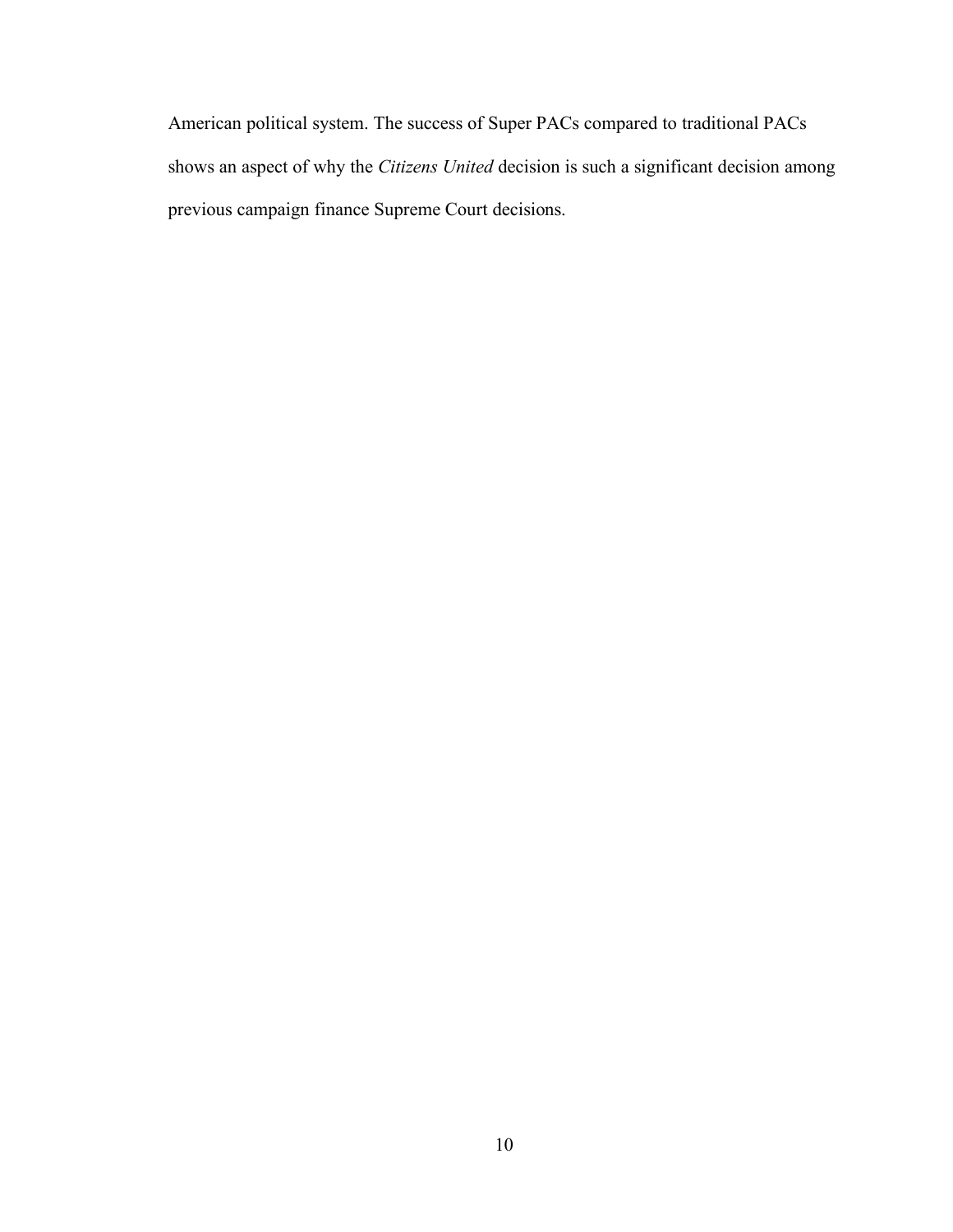American political system. The success of Super PACs compared to traditional PACs shows an aspect of why the *Citizens United* decision is such a significant decision among previous campaign finance Supreme Court decisions.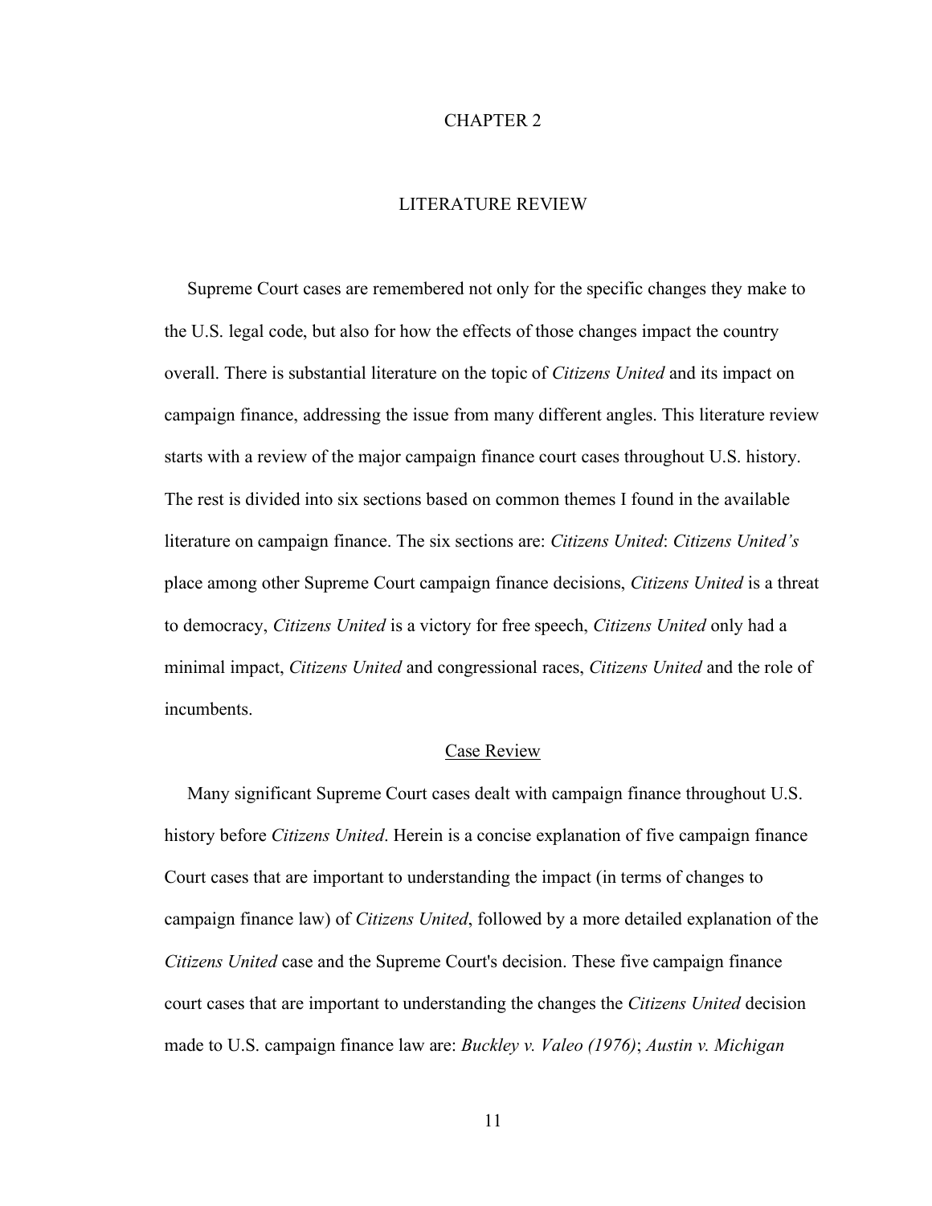# CHAPTER 2

# LITERATURE REVIEW

Supreme Court cases are remembered not only for the specific changes they make to the U.S. legal code, but also for how the effects of those changes impact the country overall. There is substantial literature on the topic of *Citizens United* and its impact on campaign finance, addressing the issue from many different angles. This literature review starts with a review of the major campaign finance court cases throughout U.S. history. The rest is divided into six sections based on common themes I found in the available literature on campaign finance. The six sections are: *Citizens United*: *Citizens United's* place among other Supreme Court campaign finance decisions, *Citizens United* is a threat to democracy, *Citizens United* is a victory for free speech, *Citizens United* only had a minimal impact, *Citizens United* and congressional races, *Citizens United* and the role of incumbents.

## Case Review

Many significant Supreme Court cases dealt with campaign finance throughout U.S. history before *Citizens United*. Herein is a concise explanation of five campaign finance Court cases that are important to understanding the impact (in terms of changes to campaign finance law) of *Citizens United*, followed by a more detailed explanation of the *Citizens United* case and the Supreme Court's decision. These five campaign finance court cases that are important to understanding the changes the *Citizens United* decision made to U.S. campaign finance law are: *Buckley v. Valeo (1976)*; *Austin v. Michigan*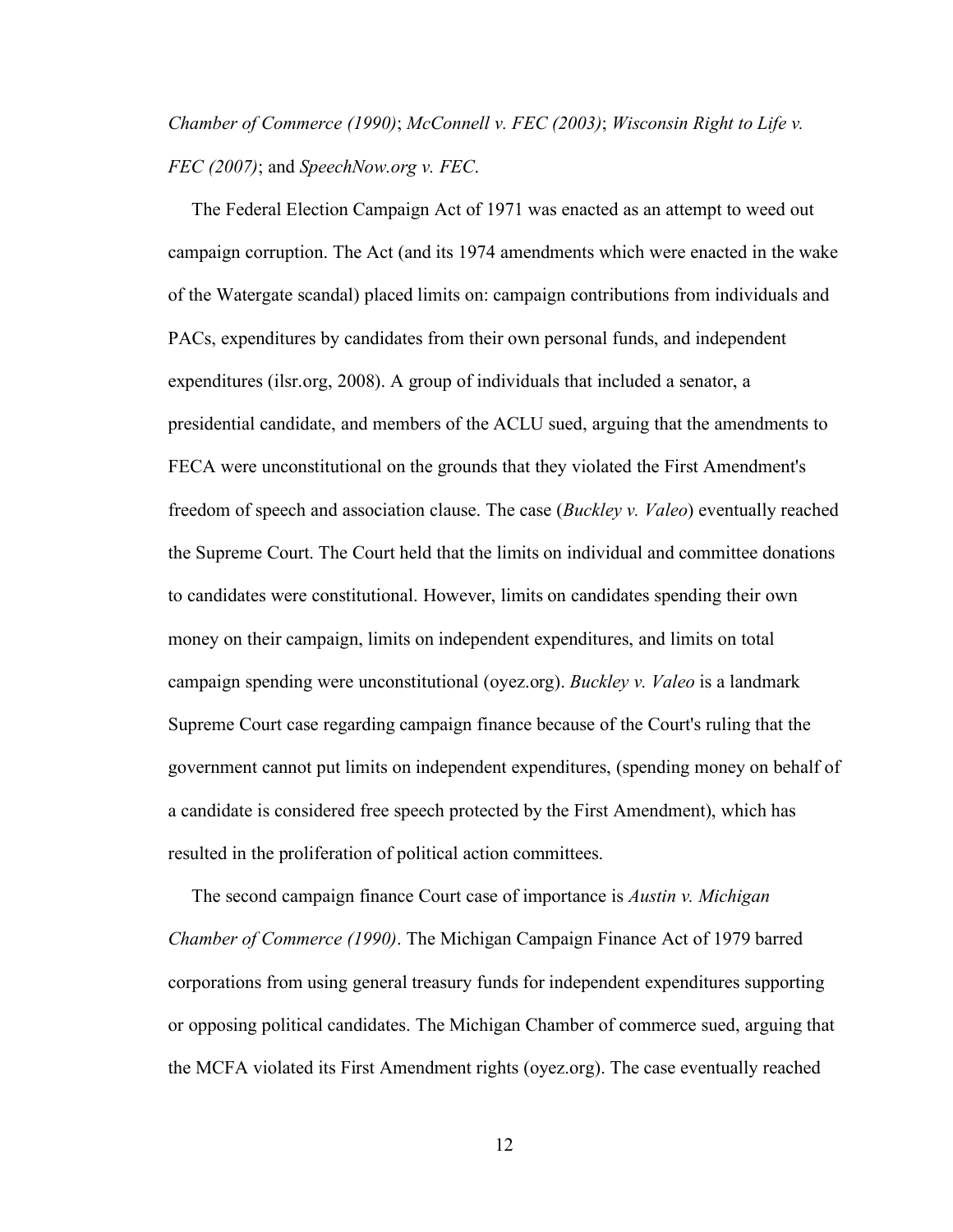*Chamber of Commerce (1990)*; *McConnell v. FEC (2003)*; *Wisconsin Right to Life v. FEC (2007)*; and *SpeechNow.org v. FEC*.

The Federal Election Campaign Act of 1971 was enacted as an attempt to weed out campaign corruption. The Act (and its 1974 amendments which were enacted in the wake of the Watergate scandal) placed limits on: campaign contributions from individuals and PACs, expenditures by candidates from their own personal funds, and independent expenditures (ilsr.org, 2008). A group of individuals that included a senator, a presidential candidate, and members of the ACLU sued, arguing that the amendments to FECA were unconstitutional on the grounds that they violated the First Amendment's freedom of speech and association clause. The case (*Buckley v. Valeo*) eventually reached the Supreme Court. The Court held that the limits on individual and committee donations to candidates were constitutional. However, limits on candidates spending their own money on their campaign, limits on independent expenditures, and limits on total campaign spending were unconstitutional (oyez.org). *Buckley v. Valeo* is a landmark Supreme Court case regarding campaign finance because of the Court's ruling that the government cannot put limits on independent expenditures, (spending money on behalf of a candidate is considered free speech protected by the First Amendment), which has resulted in the proliferation of political action committees.

The second campaign finance Court case of importance is *Austin v. Michigan Chamber of Commerce (1990)*. The Michigan Campaign Finance Act of 1979 barred corporations from using general treasury funds for independent expenditures supporting or opposing political candidates. The Michigan Chamber of commerce sued, arguing that the MCFA violated its First Amendment rights (oyez.org). The case eventually reached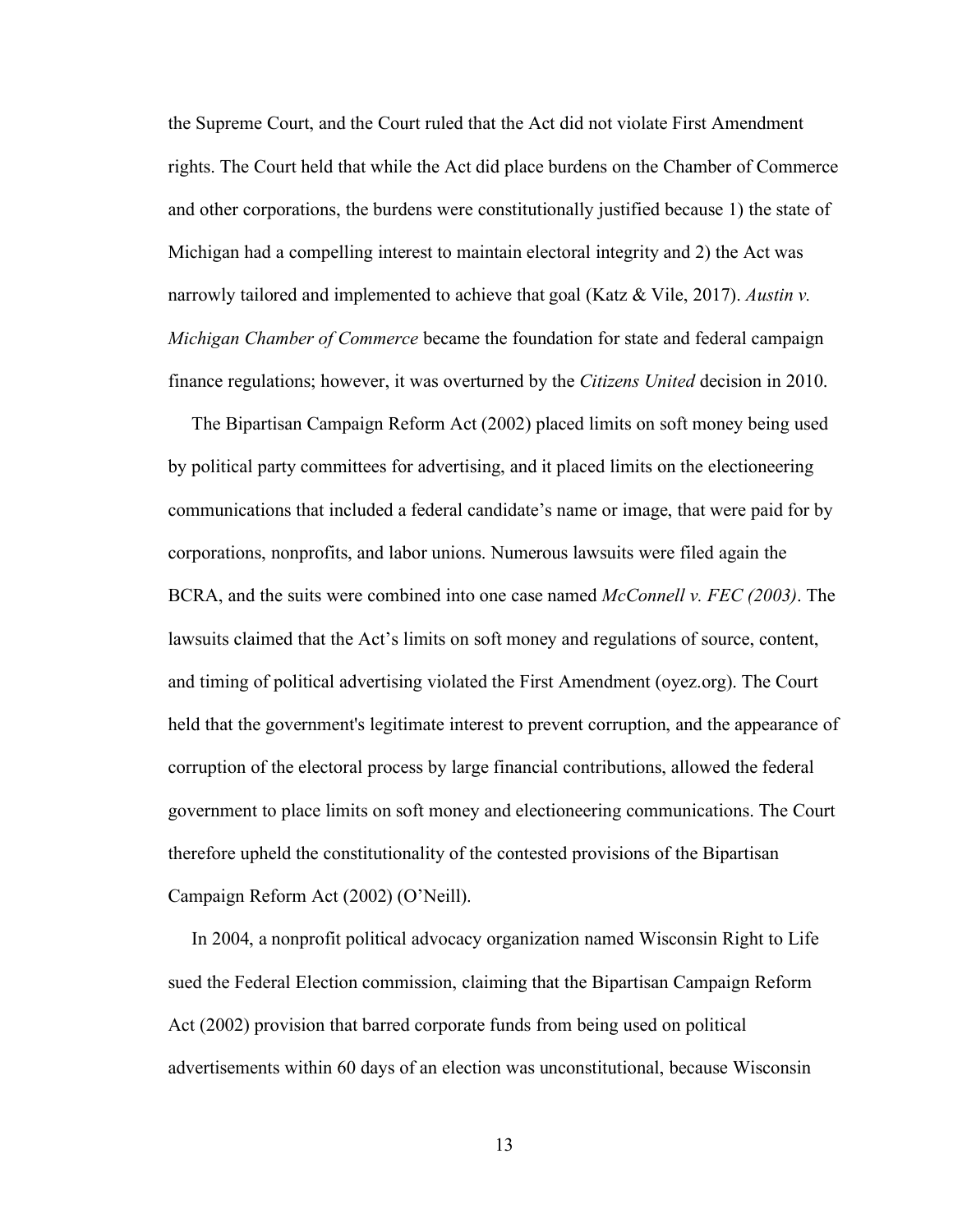the Supreme Court, and the Court ruled that the Act did not violate First Amendment rights. The Court held that while the Act did place burdens on the Chamber of Commerce and other corporations, the burdens were constitutionally justified because 1) the state of Michigan had a compelling interest to maintain electoral integrity and 2) the Act was narrowly tailored and implemented to achieve that goal (Katz & Vile, 2017). *Austin v. Michigan Chamber of Commerce* became the foundation for state and federal campaign finance regulations; however, it was overturned by the *Citizens United* decision in 2010.

The Bipartisan Campaign Reform Act (2002) placed limits on soft money being used by political party committees for advertising, and it placed limits on the electioneering communications that included a federal candidate's name or image, that were paid for by corporations, nonprofits, and labor unions. Numerous lawsuits were filed again the BCRA, and the suits were combined into one case named *McConnell v. FEC (2003)*. The lawsuits claimed that the Act's limits on soft money and regulations of source, content, and timing of political advertising violated the First Amendment (oyez.org). The Court held that the government's legitimate interest to prevent corruption, and the appearance of corruption of the electoral process by large financial contributions, allowed the federal government to place limits on soft money and electioneering communications. The Court therefore upheld the constitutionality of the contested provisions of the Bipartisan Campaign Reform Act (2002) (O'Neill).

In 2004, a nonprofit political advocacy organization named Wisconsin Right to Life sued the Federal Election commission, claiming that the Bipartisan Campaign Reform Act (2002) provision that barred corporate funds from being used on political advertisements within 60 days of an election was unconstitutional, because Wisconsin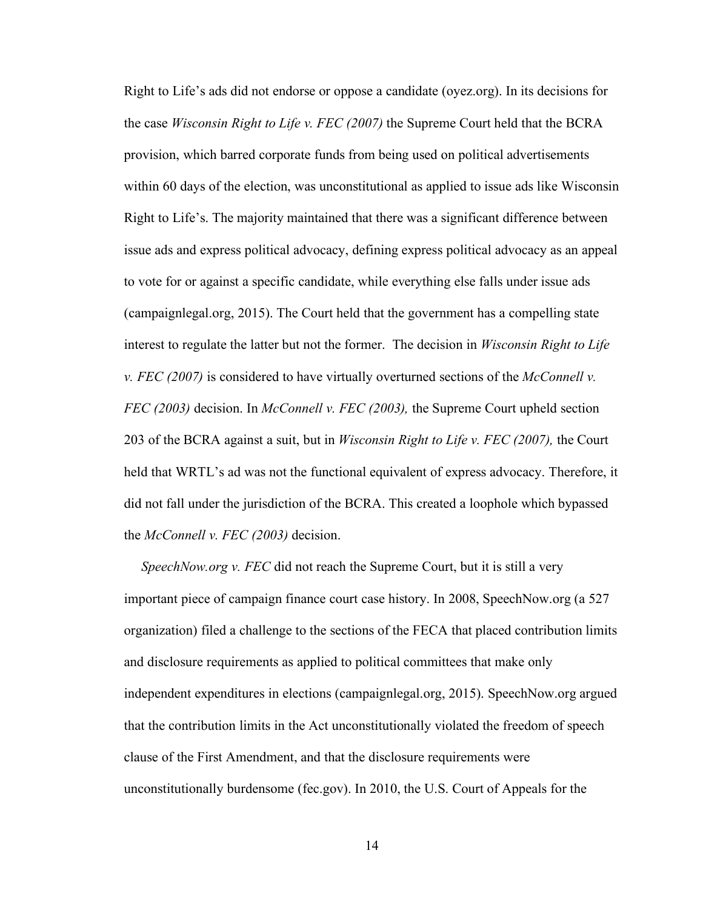Right to Life's ads did not endorse or oppose a candidate (oyez.org). In its decisions for the case *Wisconsin Right to Life v. FEC (2007)* the Supreme Court held that the BCRA provision, which barred corporate funds from being used on political advertisements within 60 days of the election, was unconstitutional as applied to issue ads like Wisconsin Right to Life's. The majority maintained that there was a significant difference between issue ads and express political advocacy, defining express political advocacy as an appeal to vote for or against a specific candidate, while everything else falls under issue ads (campaignlegal.org, 2015). The Court held that the government has a compelling state interest to regulate the latter but not the former. The decision in *Wisconsin Right to Life v. FEC (2007)* is considered to have virtually overturned sections of the *McConnell v. FEC (2003)* decision. In *McConnell v. FEC (2003),* the Supreme Court upheld section 203 of the BCRA against a suit, but in *Wisconsin Right to Life v. FEC (2007),* the Court held that WRTL's ad was not the functional equivalent of express advocacy. Therefore, it did not fall under the jurisdiction of the BCRA. This created a loophole which bypassed the *McConnell v. FEC (2003)* decision.

*SpeechNow.org v. FEC* did not reach the Supreme Court, but it is still a very important piece of campaign finance court case history. In 2008, SpeechNow.org (a 527 organization) filed a challenge to the sections of the FECA that placed contribution limits and disclosure requirements as applied to political committees that make only independent expenditures in elections (campaignlegal.org, 2015). SpeechNow.org argued that the contribution limits in the Act unconstitutionally violated the freedom of speech clause of the First Amendment, and that the disclosure requirements were unconstitutionally burdensome (fec.gov). In 2010, the U.S. Court of Appeals for the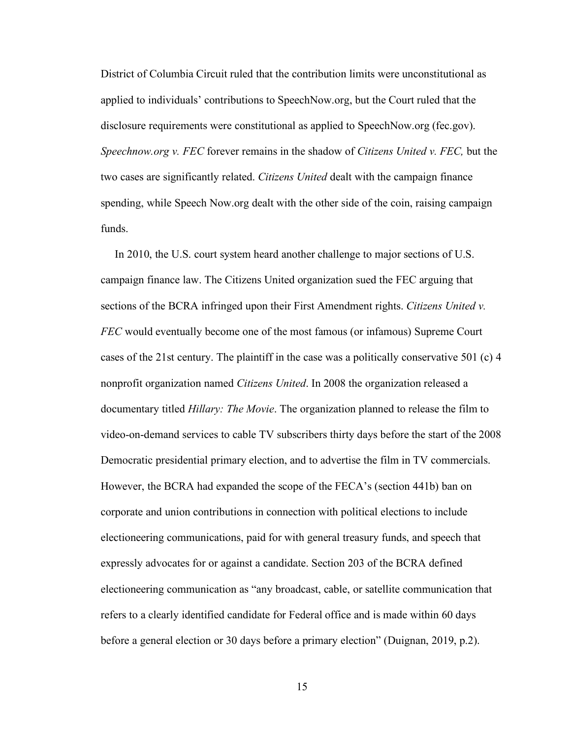District of Columbia Circuit ruled that the contribution limits were unconstitutional as applied to individuals' contributions to SpeechNow.org, but the Court ruled that the disclosure requirements were constitutional as applied to SpeechNow.org (fec.gov). *Speechnow.org v. FEC* forever remains in the shadow of *Citizens United v. FEC,* but the two cases are significantly related. *Citizens United* dealt with the campaign finance spending, while Speech Now.org dealt with the other side of the coin, raising campaign funds.

In 2010, the U.S. court system heard another challenge to major sections of U.S. campaign finance law. The Citizens United organization sued the FEC arguing that sections of the BCRA infringed upon their First Amendment rights. *Citizens United v. FEC* would eventually become one of the most famous (or infamous) Supreme Court cases of the 21st century. The plaintiff in the case was a politically conservative 501 (c) 4 nonprofit organization named *Citizens United*. In 2008 the organization released a documentary titled *Hillary: The Movie*. The organization planned to release the film to video-on-demand services to cable TV subscribers thirty days before the start of the 2008 Democratic presidential primary election, and to advertise the film in TV commercials. However, the BCRA had expanded the scope of the FECA's (section 441b) ban on corporate and union contributions in connection with political elections to include electioneering communications, paid for with general treasury funds, and speech that expressly advocates for or against a candidate. Section 203 of the BCRA defined electioneering communication as "any broadcast, cable, or satellite communication that refers to a clearly identified candidate for Federal office and is made within 60 days before a general election or 30 days before a primary election" (Duignan, 2019, p.2).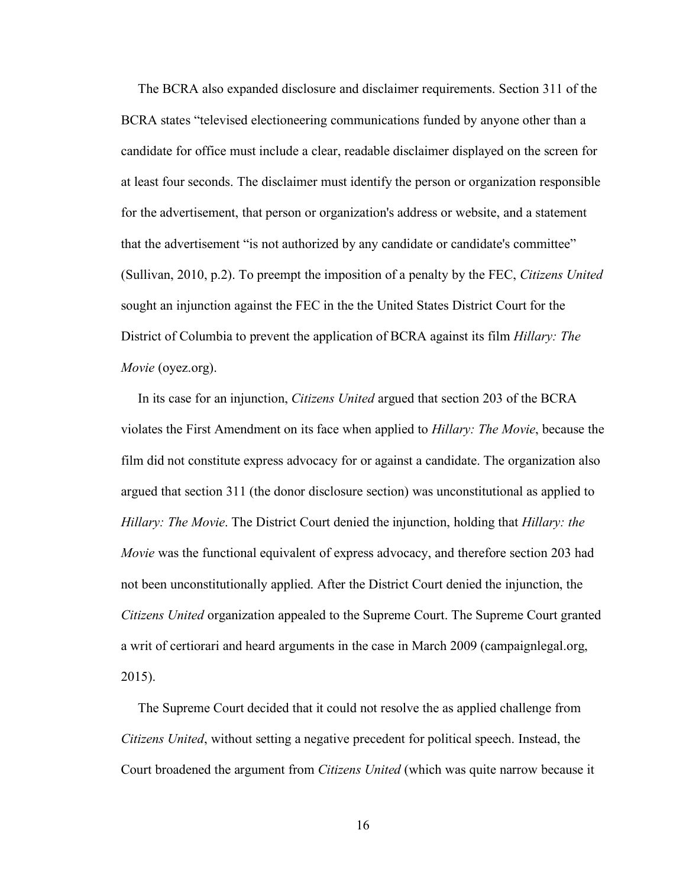The BCRA also expanded disclosure and disclaimer requirements. Section 311 of the BCRA states "televised electioneering communications funded by anyone other than a candidate for office must include a clear, readable disclaimer displayed on the screen for at least four seconds. The disclaimer must identify the person or organization responsible for the advertisement, that person or organization's address or website, and a statement that the advertisement "is not authorized by any candidate or candidate's committee" (Sullivan, 2010, p.2). To preempt the imposition of a penalty by the FEC, *Citizens United* sought an injunction against the FEC in the the United States District Court for the District of Columbia to prevent the application of BCRA against its film *Hillary: The Movie* (oyez.org).

In its case for an injunction, *Citizens United* argued that section 203 of the BCRA violates the First Amendment on its face when applied to *Hillary: The Movie*, because the film did not constitute express advocacy for or against a candidate. The organization also argued that section 311 (the donor disclosure section) was unconstitutional as applied to *Hillary: The Movie*. The District Court denied the injunction, holding that *Hillary: the Movie* was the functional equivalent of express advocacy, and therefore section 203 had not been unconstitutionally applied. After the District Court denied the injunction, the *Citizens United* organization appealed to the Supreme Court. The Supreme Court granted a writ of certiorari and heard arguments in the case in March 2009 (campaignlegal.org, 2015).

The Supreme Court decided that it could not resolve the as applied challenge from *Citizens United*, without setting a negative precedent for political speech. Instead, the Court broadened the argument from *Citizens United* (which was quite narrow because it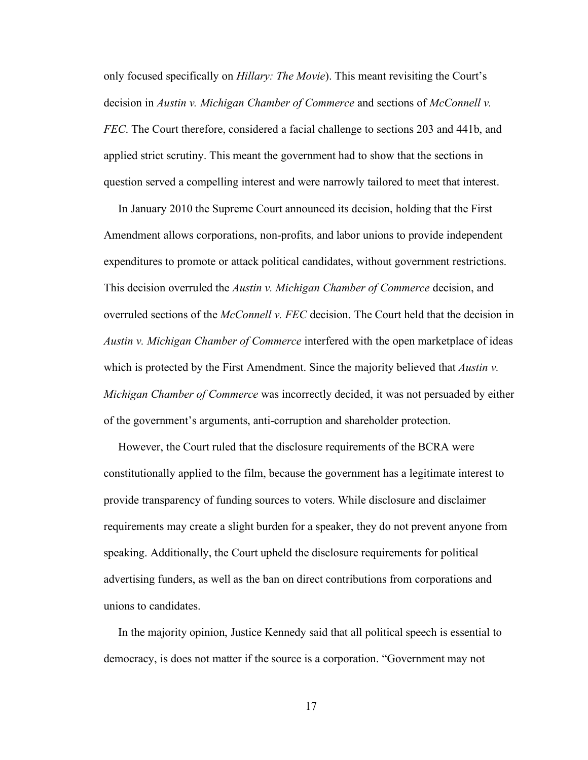only focused specifically on *Hillary: The Movie*). This meant revisiting the Court's decision in *Austin v. Michigan Chamber of Commerce* and sections of *McConnell v. FEC*. The Court therefore, considered a facial challenge to sections 203 and 441b, and applied strict scrutiny. This meant the government had to show that the sections in question served a compelling interest and were narrowly tailored to meet that interest.

In January 2010 the Supreme Court announced its decision, holding that the First Amendment allows corporations, non-profits, and labor unions to provide independent expenditures to promote or attack political candidates, without government restrictions. This decision overruled the *Austin v. Michigan Chamber of Commerce* decision, and overruled sections of the *McConnell v. FEC* decision. The Court held that the decision in *Austin v. Michigan Chamber of Commerce* interfered with the open marketplace of ideas which is protected by the First Amendment. Since the majority believed that *Austin v. Michigan Chamber of Commerce* was incorrectly decided, it was not persuaded by either of the government's arguments, anti-corruption and shareholder protection.

However, the Court ruled that the disclosure requirements of the BCRA were constitutionally applied to the film, because the government has a legitimate interest to provide transparency of funding sources to voters. While disclosure and disclaimer requirements may create a slight burden for a speaker, they do not prevent anyone from speaking. Additionally, the Court upheld the disclosure requirements for political advertising funders, as well as the ban on direct contributions from corporations and unions to candidates.

In the majority opinion, Justice Kennedy said that all political speech is essential to democracy, is does not matter if the source is a corporation. "Government may not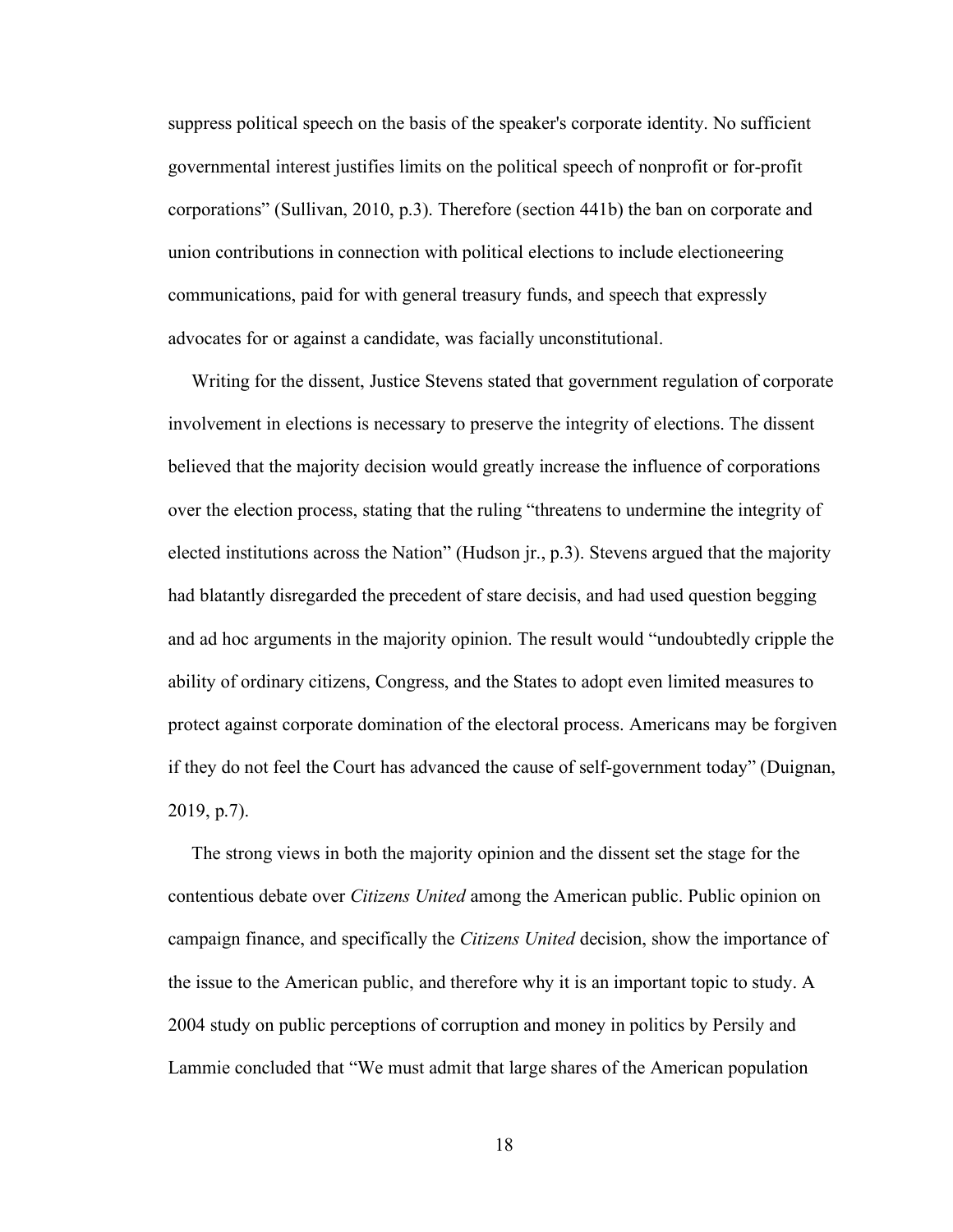suppress political speech on the basis of the speaker's corporate identity. No sufficient governmental interest justifies limits on the political speech of nonprofit or for-profit corporations" (Sullivan, 2010, p.3). Therefore (section 441b) the ban on corporate and union contributions in connection with political elections to include electioneering communications, paid for with general treasury funds, and speech that expressly advocates for or against a candidate, was facially unconstitutional.

Writing for the dissent, Justice Stevens stated that government regulation of corporate involvement in elections is necessary to preserve the integrity of elections. The dissent believed that the majority decision would greatly increase the influence of corporations over the election process, stating that the ruling "threatens to undermine the integrity of elected institutions across the Nation" (Hudson jr., p.3). Stevens argued that the majority had blatantly disregarded the precedent of stare decisis, and had used question begging and ad hoc arguments in the majority opinion. The result would "undoubtedly cripple the ability of ordinary citizens, Congress, and the States to adopt even limited measures to protect against corporate domination of the electoral process. Americans may be forgiven if they do not feel the Court has advanced the cause of self-government today" (Duignan, 2019, p.7).

The strong views in both the majority opinion and the dissent set the stage for the contentious debate over *Citizens United* among the American public. Public opinion on campaign finance, and specifically the *Citizens United* decision, show the importance of the issue to the American public, and therefore why it is an important topic to study. A 2004 study on public perceptions of corruption and money in politics by Persily and Lammie concluded that "We must admit that large shares of the American population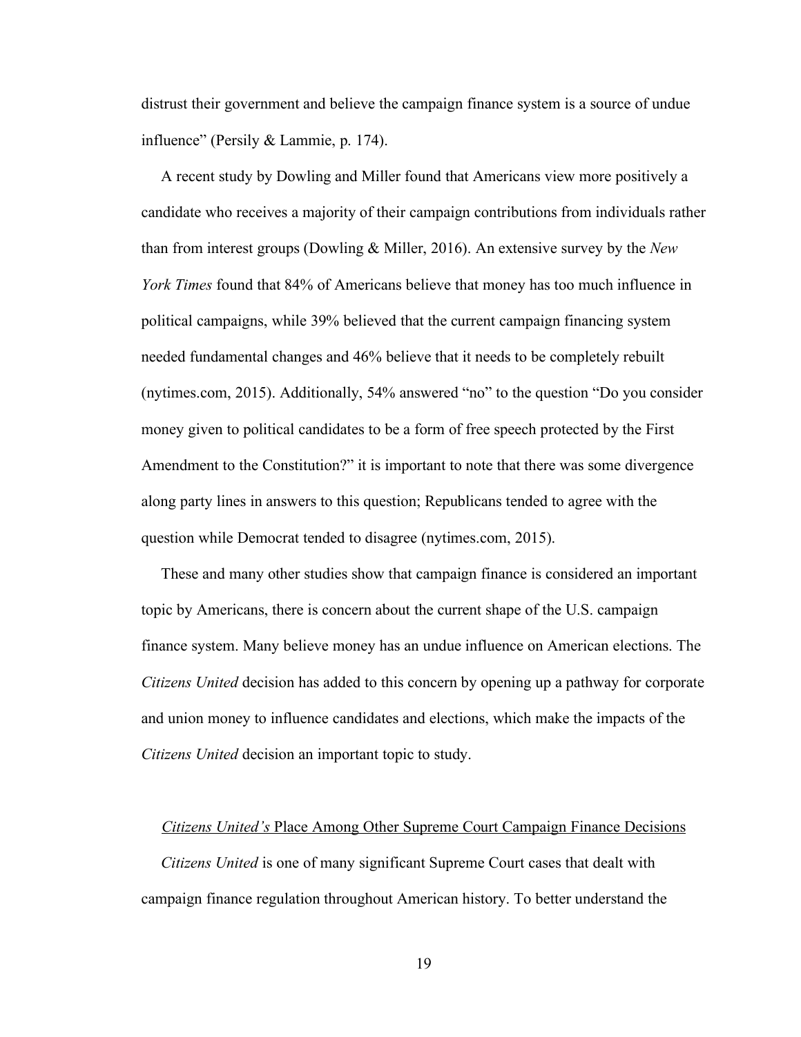distrust their government and believe the campaign finance system is a source of undue influence" (Persily & Lammie, p. 174).

A recent study by Dowling and Miller found that Americans view more positively a candidate who receives a majority of their campaign contributions from individuals rather than from interest groups (Dowling & Miller, 2016). An extensive survey by the *New York Times* found that 84% of Americans believe that money has too much influence in political campaigns, while 39% believed that the current campaign financing system needed fundamental changes and 46% believe that it needs to be completely rebuilt (nytimes.com, 2015). Additionally, 54% answered "no" to the question "Do you consider money given to political candidates to be a form of free speech protected by the First Amendment to the Constitution?" it is important to note that there was some divergence along party lines in answers to this question; Republicans tended to agree with the question while Democrat tended to disagree (nytimes.com, 2015).

These and many other studies show that campaign finance is considered an important topic by Americans, there is concern about the current shape of the U.S. campaign finance system. Many believe money has an undue influence on American elections. The *Citizens United* decision has added to this concern by opening up a pathway for corporate and union money to influence candidates and elections, which make the impacts of the *Citizens United* decision an important topic to study.

## *Citizens United's* Place Among Other Supreme Court Campaign Finance Decisions

*Citizens United* is one of many significant Supreme Court cases that dealt with campaign finance regulation throughout American history. To better understand the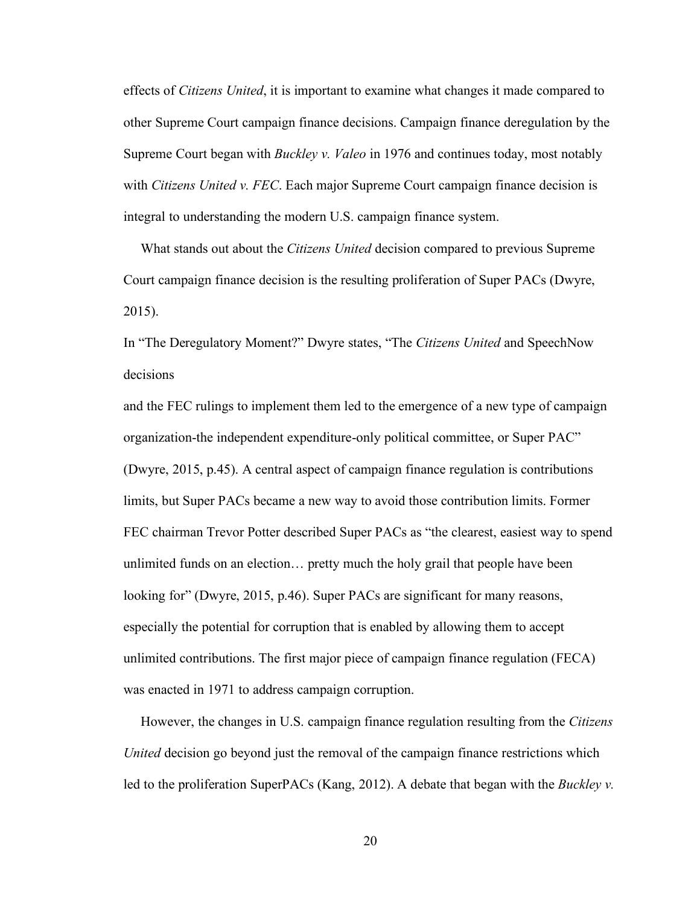effects of *Citizens United*, it is important to examine what changes it made compared to other Supreme Court campaign finance decisions. Campaign finance deregulation by the Supreme Court began with *Buckley v. Valeo* in 1976 and continues today, most notably with *Citizens United v. FEC*. Each major Supreme Court campaign finance decision is integral to understanding the modern U.S. campaign finance system.

What stands out about the *Citizens United* decision compared to previous Supreme Court campaign finance decision is the resulting proliferation of Super PACs (Dwyre, 2015).

In "The Deregulatory Moment?" Dwyre states, "The *Citizens United* and SpeechNow decisions and the FEC rulings to implement them led to the emergence of a new type of campaign organization-the independent expenditure-only political committee, or Super PAC" (Dwyre, 2015, p.45). A central aspect of campaign finance regulation is contributions limits, but Super PACs became a new way to avoid those contribution limits. Former FEC chairman Trevor Potter described Super PACs as "the clearest, easiest way to spend unlimited funds on an election… pretty much the holy grail that people have been looking for" (Dwyre, 2015, p.46). Super PACs are significant for many reasons, especially the potential for corruption that is enabled by allowing them to accept unlimited contributions. The first major piece of campaign finance regulation (FECA) was enacted in 1971 to address campaign corruption.

However, the changes in U.S. campaign finance regulation resulting from the *Citizens United* decision go beyond just the removal of the campaign finance restrictions which led to the proliferation SuperPACs (Kang, 2012). A debate that began with the *Buckley v.*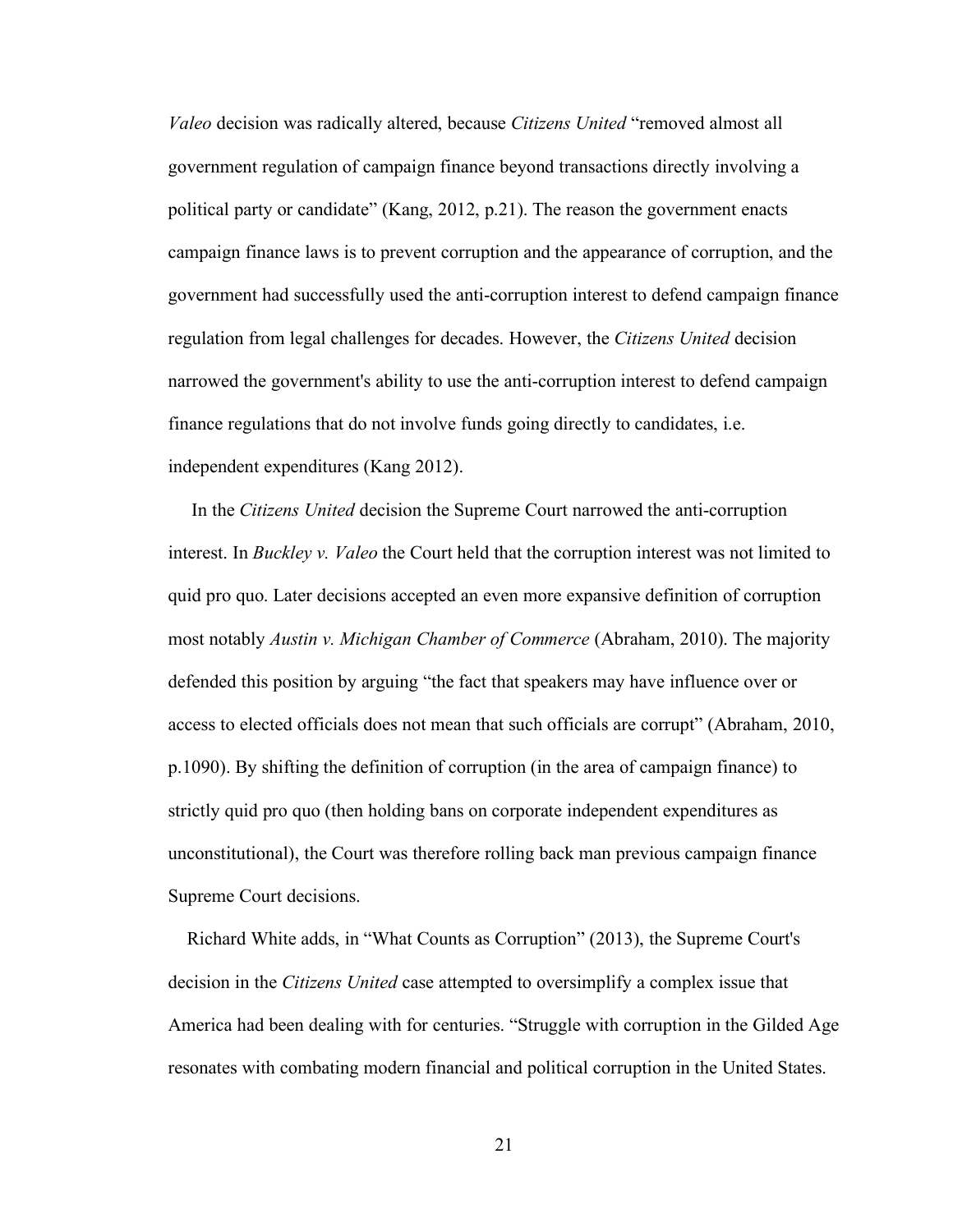*Valeo* decision was radically altered, because *Citizens United* "removed almost all government regulation of campaign finance beyond transactions directly involving a political party or candidate" (Kang, 2012, p.21). The reason the government enacts campaign finance laws is to prevent corruption and the appearance of corruption, and the government had successfully used the anti-corruption interest to defend campaign finance regulation from legal challenges for decades. However, the *Citizens United* decision narrowed the government's ability to use the anti-corruption interest to defend campaign finance regulations that do not involve funds going directly to candidates, i.e. independent expenditures (Kang 2012).

In the *Citizens United* decision the Supreme Court narrowed the anti-corruption interest. In *Buckley v. Valeo* the Court held that the corruption interest was not limited to quid pro quo. Later decisions accepted an even more expansive definition of corruption most notably *Austin v. Michigan Chamber of Commerce* (Abraham, 2010). The majority defended this position by arguing "the fact that speakers may have influence over or access to elected officials does not mean that such officials are corrupt" (Abraham, 2010, p.1090). By shifting the definition of corruption (in the area of campaign finance) to strictly quid pro quo (then holding bans on corporate independent expenditures as unconstitutional), the Court was therefore rolling back man previous campaign finance Supreme Court decisions.

Richard White adds, in "What Counts as Corruption" (2013), the Supreme Court's decision in the *Citizens United* case attempted to oversimplify a complex issue that America had been dealing with for centuries. "Struggle with corruption in the Gilded Age resonates with combating modern financial and political corruption in the United States.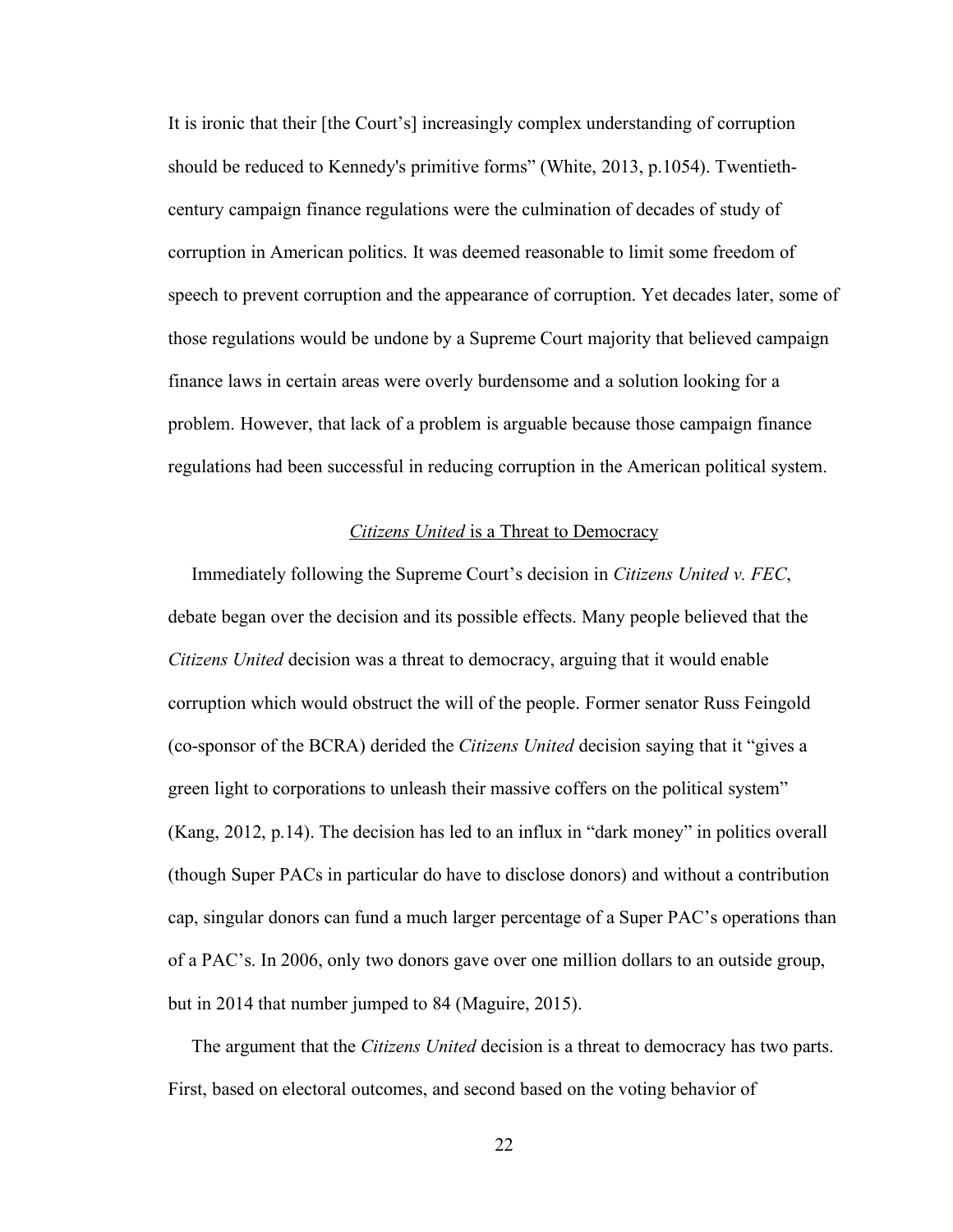It is ironic that their [the Court's] increasingly complex understanding of corruption should be reduced to Kennedy's primitive forms" (White, 2013, p.1054). Twentieth-century campaign finance regulations were the culmination of decades of study of corruption in American politics. It was deemed reasonable to limit some freedom of speech to prevent corruption and the appearance of corruption. Yet decades later, some of those regulations would be undone by a Supreme Court majority that believed campaign finance laws in certain areas were overly burdensome and a solution looking for a problem. However, that lack of a problem is arguable because those campaign finance regulations had been successful in reducing corruption in the American political system.

## *Citizens United* is a Threat to Democracy

Immediately following the Supreme Court's decision in *Citizens United v. FEC*, debate began over the decision and its possible effects. Many people believed that the *Citizens United* decision was a threat to democracy, arguing that it would enable corruption which would obstruct the will of the people. Former senator Russ Feingold (co-sponsor of the BCRA) derided the *Citizens United* decision saying that it "gives a green light to corporations to unleash their massive coffers on the political system" (Kang, 2012, p.14). The decision has led to an influx in "dark money" in politics overall (though Super PACs in particular do have to disclose donors) and without a contribution cap, singular donors can fund a much larger percentage of a Super PAC's operations than of a PAC's. In 2006, only two donors gave over one million dollars to an outside group, but in 2014 that number jumped to 84 (Maguire, 2015).

The argument that the *Citizens United* decision is a threat to democracy has two parts. First, based on electoral outcomes, and second based on the voting behavior of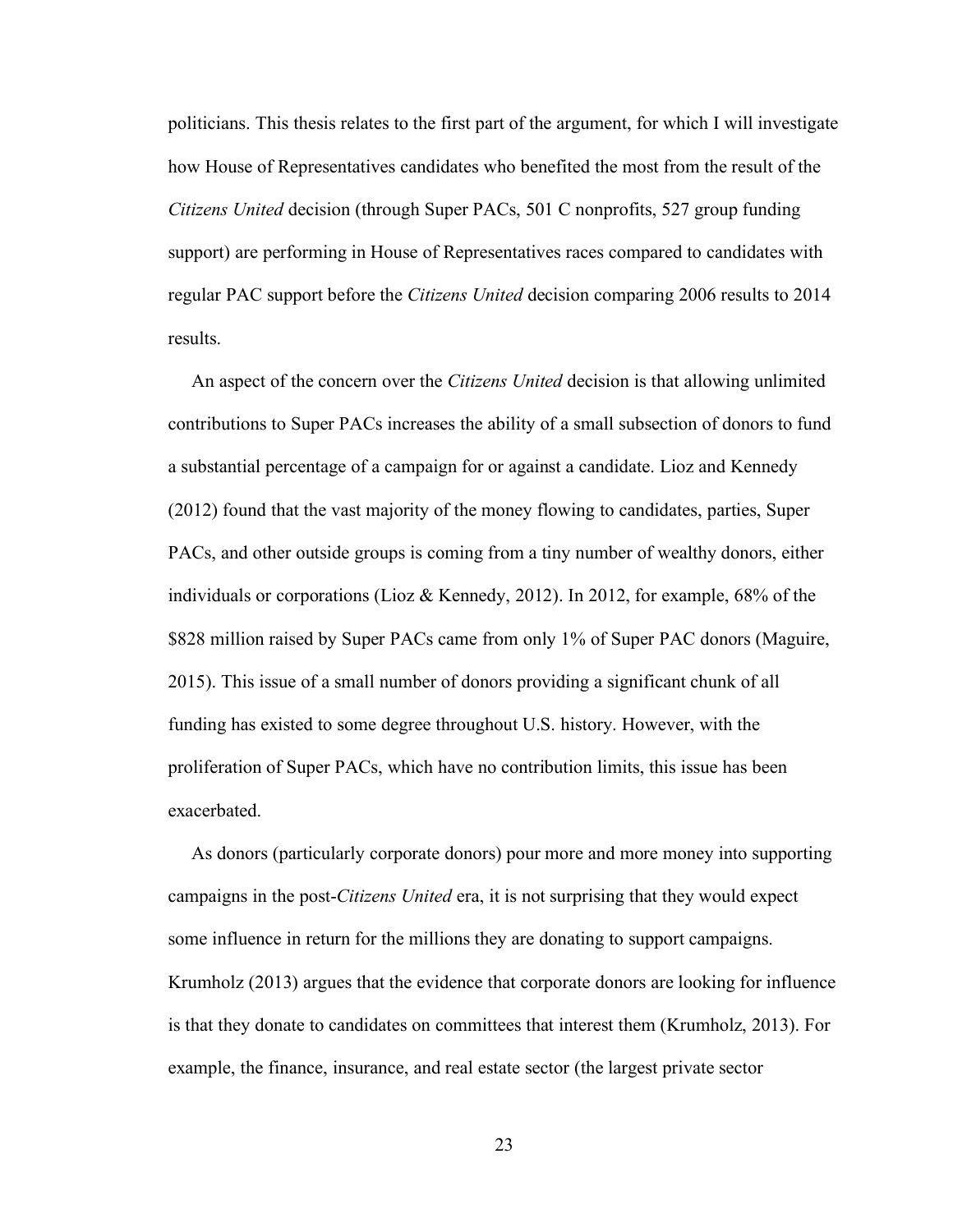politicians. This thesis relates to the first part of the argument, for which I will investigate how House of Representatives candidates who benefited the most from the result of the *Citizens United* decision (through Super PACs, 501 C nonprofits, 527 group funding support) are performing in House of Representatives races compared to candidates with regular PAC support before the *Citizens United* decision comparing 2006 results to 2014 results.

An aspect of the concern over the *Citizens United* decision is that allowing unlimited contributions to Super PACs increases the ability of a small subsection of donors to fund a substantial percentage of a campaign for or against a candidate. Lioz and Kennedy (2012) found that the vast majority of the money flowing to candidates, parties, Super PACs, and other outside groups is coming from a tiny number of wealthy donors, either individuals or corporations (Lioz & Kennedy, 2012). In 2012, for example, 68% of the $828 million raised by Super PACs came from only 1% of Super PAC donors (Maguire, 2015). This issue of a small number of donors providing a significant chunk of all funding has existed to some degree throughout U.S. history. However, with the proliferation of Super PACs, which have no contribution limits, this issue has been exacerbated.

As donors (particularly corporate donors) pour more and more money into supporting campaigns in the post-*Citizens United* era, it is not surprising that they would expect some influence in return for the millions they are donating to support campaigns. Krumholz (2013) argues that the evidence that corporate donors are looking for influence is that they donate to candidates on committees that interest them (Krumholz, 2013). For example, the finance, insurance, and real estate sector (the largest private sector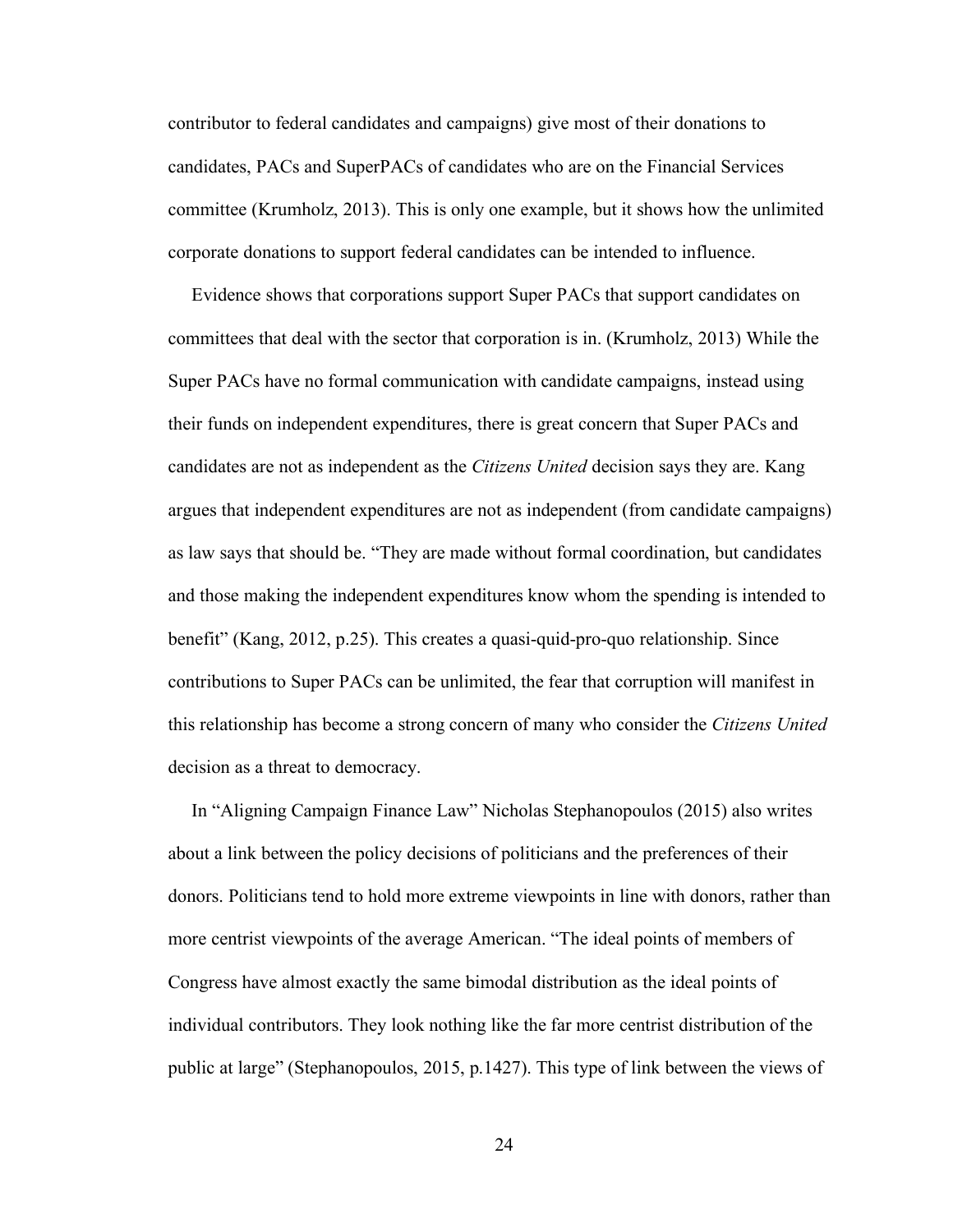contributor to federal candidates and campaigns) give most of their donations to candidates, PACs and SuperPACs of candidates who are on the Financial Services committee (Krumholz, 2013). This is only one example, but it shows how the unlimited corporate donations to support federal candidates can be intended to influence.

Evidence shows that corporations support Super PACs that support candidates on committees that deal with the sector that corporation is in. (Krumholz, 2013) While the Super PACs have no formal communication with candidate campaigns, instead using their funds on independent expenditures, there is great concern that Super PACs and candidates are not as independent as the *Citizens United* decision says they are. Kang argues that independent expenditures are not as independent (from candidate campaigns) as law says that should be. "They are made without formal coordination, but candidates and those making the independent expenditures know whom the spending is intended to benefit" (Kang, 2012, p.25). This creates a quasi-quid-pro-quo relationship. Since contributions to Super PACs can be unlimited, the fear that corruption will manifest in this relationship has become a strong concern of many who consider the *Citizens United* decision as a threat to democracy.

In "Aligning Campaign Finance Law" Nicholas Stephanopoulos (2015) also writes about a link between the policy decisions of politicians and the preferences of their donors. Politicians tend to hold more extreme viewpoints in line with donors, rather than more centrist viewpoints of the average American. "The ideal points of members of Congress have almost exactly the same bimodal distribution as the ideal points of individual contributors. They look nothing like the far more centrist distribution of the public at large" (Stephanopoulos, 2015, p.1427). This type of link between the views of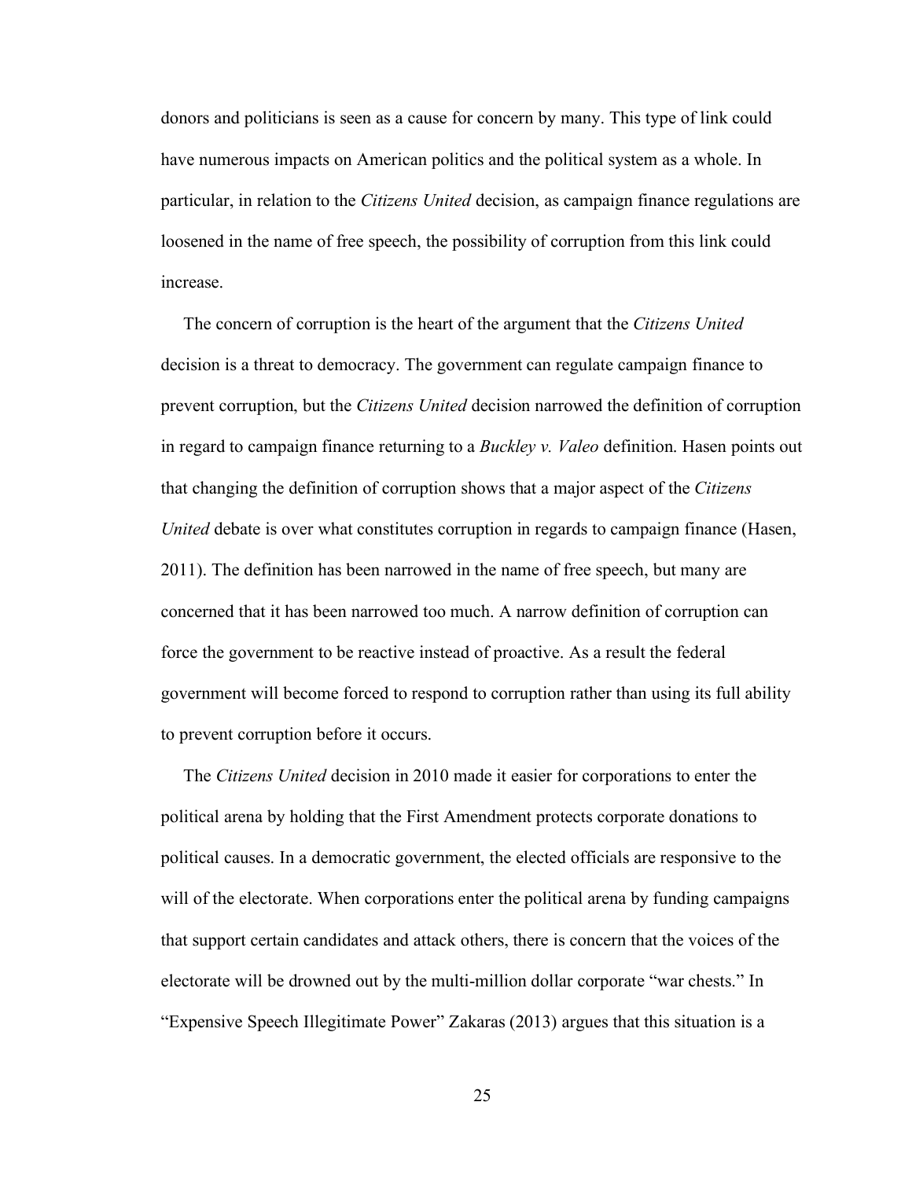donors and politicians is seen as a cause for concern by many. This type of link could have numerous impacts on American politics and the political system as a whole. In particular, in relation to the *Citizens United* decision, as campaign finance regulations are loosened in the name of free speech, the possibility of corruption from this link could increase.

The concern of corruption is the heart of the argument that the *Citizens United* decision is a threat to democracy. The government can regulate campaign finance to prevent corruption, but the *Citizens United* decision narrowed the definition of corruption in regard to campaign finance returning to a *Buckley v. Valeo* definition. Hasen points out that changing the definition of corruption shows that a major aspect of the *Citizens United* debate is over what constitutes corruption in regards to campaign finance (Hasen, 2011). The definition has been narrowed in the name of free speech, but many are concerned that it has been narrowed too much. A narrow definition of corruption can force the government to be reactive instead of proactive. As a result the federal government will become forced to respond to corruption rather than using its full ability to prevent corruption before it occurs.

The *Citizens United* decision in 2010 made it easier for corporations to enter the political arena by holding that the First Amendment protects corporate donations to political causes. In a democratic government, the elected officials are responsive to the will of the electorate. When corporations enter the political arena by funding campaigns that support certain candidates and attack others, there is concern that the voices of the electorate will be drowned out by the multi-million dollar corporate "war chests." In "Expensive Speech Illegitimate Power" Zakaras (2013) argues that this situation is a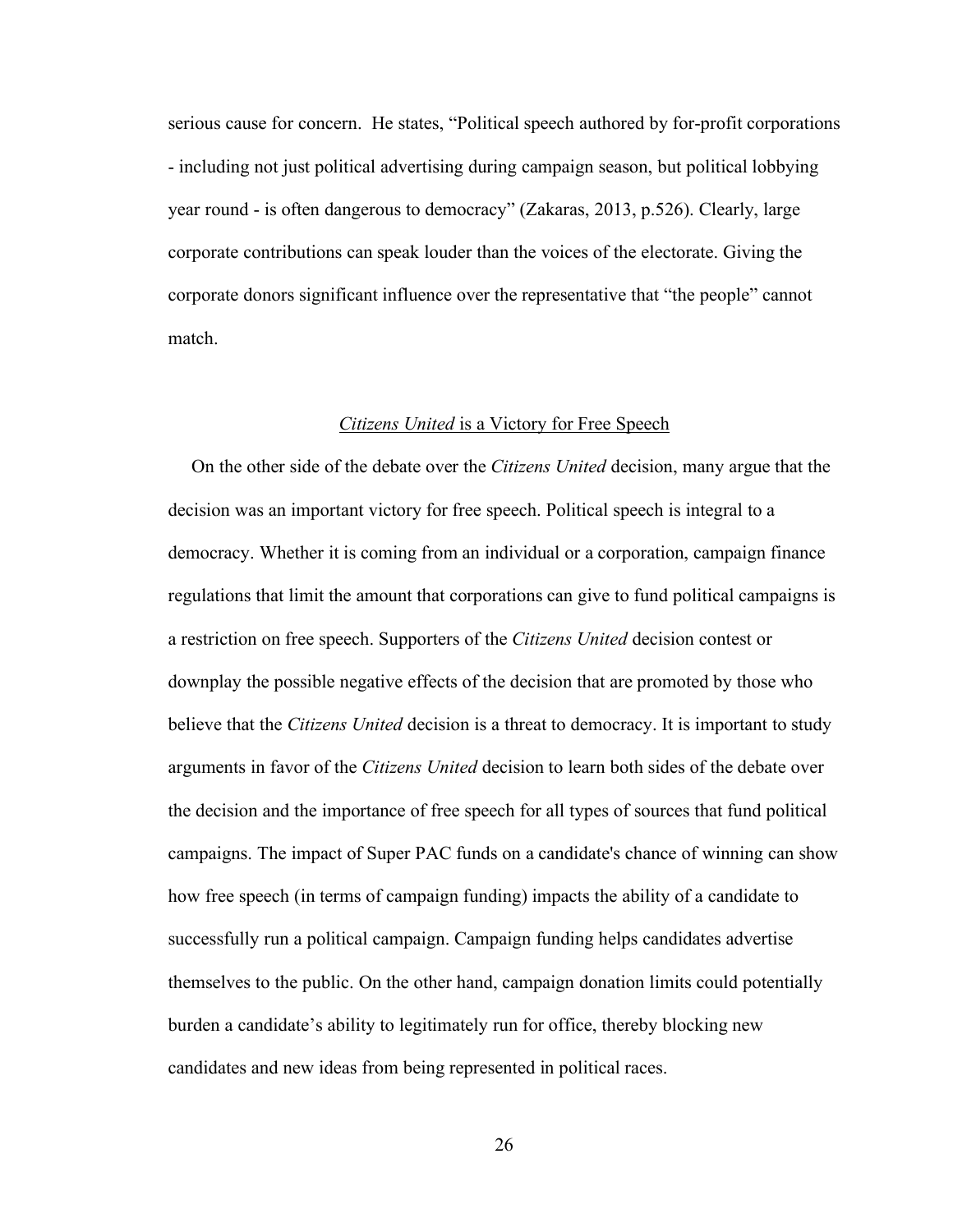serious cause for concern. He states, "Political speech authored by for-profit corporations - including not just political advertising during campaign season, but political lobbying year round - is often dangerous to democracy" (Zakaras, 2013, p.526). Clearly, large corporate contributions can speak louder than the voices of the electorate. Giving the corporate donors significant influence over the representative that "the people" cannot match.

## *Citizens United* is a Victory for Free Speech

On the other side of the debate over the *Citizens United* decision, many argue that the decision was an important victory for free speech. Political speech is integral to a democracy. Whether it is coming from an individual or a corporation, campaign finance regulations that limit the amount that corporations can give to fund political campaigns is a restriction on free speech. Supporters of the *Citizens United* decision contest or downplay the possible negative effects of the decision that are promoted by those who believe that the *Citizens United* decision is a threat to democracy. It is important to study arguments in favor of the *Citizens United* decision to learn both sides of the debate over the decision and the importance of free speech for all types of sources that fund political campaigns. The impact of Super PAC funds on a candidate's chance of winning can show how free speech (in terms of campaign funding) impacts the ability of a candidate to successfully run a political campaign. Campaign funding helps candidates advertise themselves to the public. On the other hand, campaign donation limits could potentially burden a candidate's ability to legitimately run for office, thereby blocking new candidates and new ideas from being represented in political races.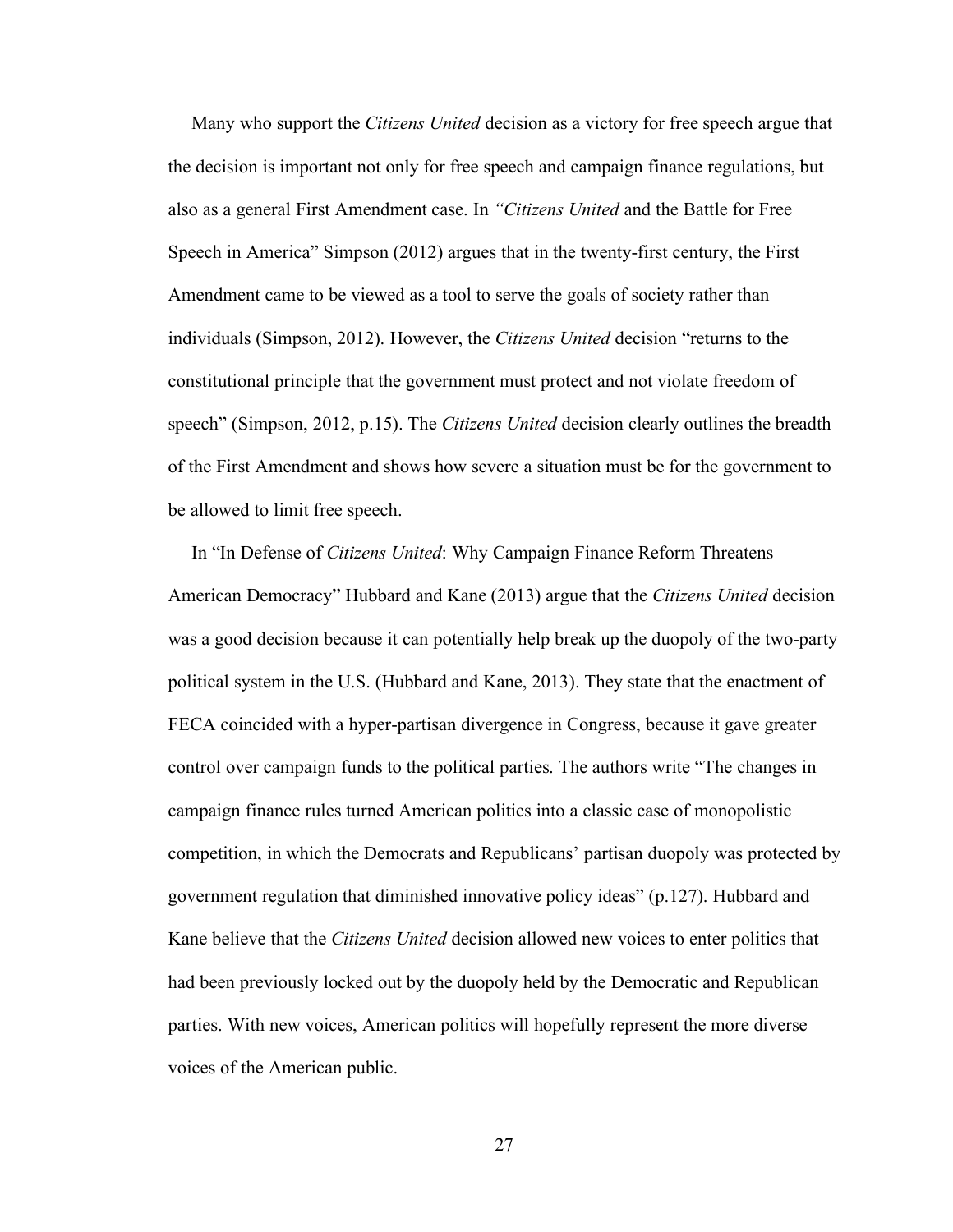Many who support the *Citizens United* decision as a victory for free speech argue that the decision is important not only for free speech and campaign finance regulations, but also as a general First Amendment case. In *"Citizens United* and the Battle for Free Speech in America" Simpson (2012) argues that in the twenty-first century, the First Amendment came to be viewed as a tool to serve the goals of society rather than individuals (Simpson, 2012). However, the *Citizens United* decision "returns to the constitutional principle that the government must protect and not violate freedom of speech" (Simpson, 2012, p.15). The *Citizens United* decision clearly outlines the breadth of the First Amendment and shows how severe a situation must be for the government to be allowed to limit free speech.

In "In Defense of *Citizens United*: Why Campaign Finance Reform Threatens American Democracy" Hubbard and Kane (2013) argue that the *Citizens United* decision was a good decision because it can potentially help break up the duopoly of the two-party political system in the U.S. (Hubbard and Kane, 2013). They state that the enactment of FECA coincided with a hyper-partisan divergence in Congress, because it gave greater control over campaign funds to the political parties. The authors write "The changes in campaign finance rules turned American politics into a classic case of monopolistic competition, in which the Democrats and Republicans' partisan duopoly was protected by government regulation that diminished innovative policy ideas" (p.127). Hubbard and Kane believe that the *Citizens United* decision allowed new voices to enter politics that had been previously locked out by the duopoly held by the Democratic and Republican parties. With new voices, American politics will hopefully represent the more diverse voices of the American public.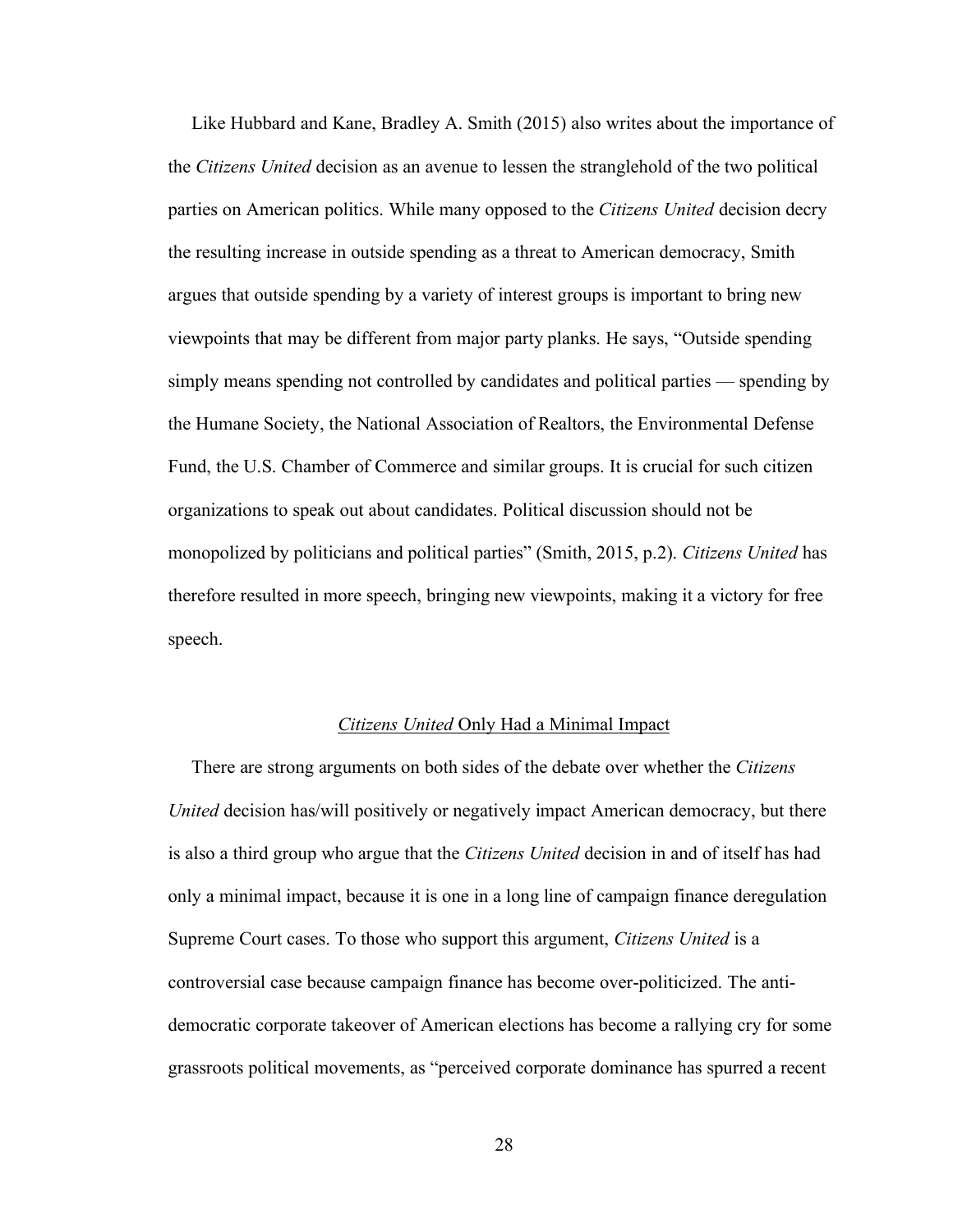Like Hubbard and Kane, Bradley A. Smith (2015) also writes about the importance of the *Citizens United* decision as an avenue to lessen the stranglehold of the two political parties on American politics. While many opposed to the *Citizens United* decision decry the resulting increase in outside spending as a threat to American democracy, Smith argues that outside spending by a variety of interest groups is important to bring new viewpoints that may be different from major party planks. He says, "Outside spending simply means spending not controlled by candidates and political parties — spending by the Humane Society, the National Association of Realtors, the Environmental Defense Fund, the U.S. Chamber of Commerce and similar groups. It is crucial for such citizen organizations to speak out about candidates. Political discussion should not be monopolized by politicians and political parties" (Smith, 2015, p.2). *Citizens United* has therefore resulted in more speech, bringing new viewpoints, making it a victory for free speech.

## *Citizens United* Only Had a Minimal Impact

There are strong arguments on both sides of the debate over whether the *Citizens United* decision has/will positively or negatively impact American democracy, but there is also a third group who argue that the *Citizens United* decision in and of itself has had only a minimal impact, because it is one in a long line of campaign finance deregulation Supreme Court cases. To those who support this argument, *Citizens United* is a controversial case because campaign finance has become over-politicized. The anti-democratic corporate takeover of American elections has become a rallying cry for some grassroots political movements, as "perceived corporate dominance has spurred a recent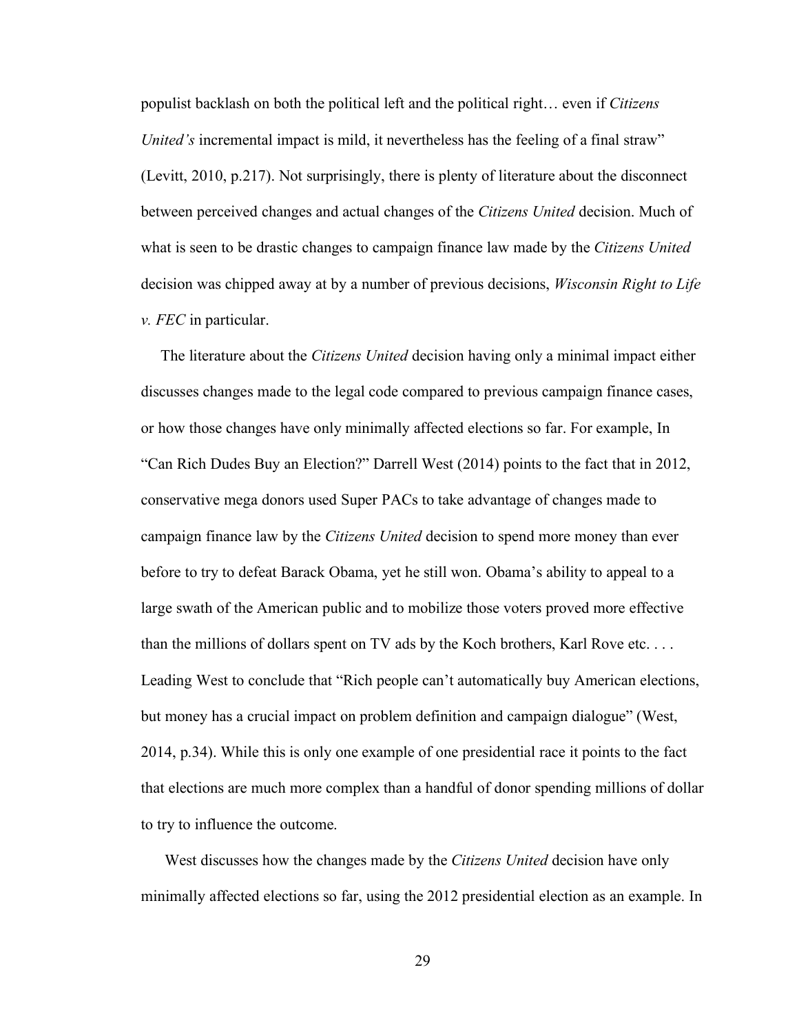populist backlash on both the political left and the political right… even if *Citizens United's* incremental impact is mild, it nevertheless has the feeling of a final straw" (Levitt, 2010, p.217). Not surprisingly, there is plenty of literature about the disconnect between perceived changes and actual changes of the *Citizens United* decision. Much of what is seen to be drastic changes to campaign finance law made by the *Citizens United* decision was chipped away at by a number of previous decisions, *Wisconsin Right to Life v. FEC* in particular.

The literature about the *Citizens United* decision having only a minimal impact either discusses changes made to the legal code compared to previous campaign finance cases, or how those changes have only minimally affected elections so far. For example, In "Can Rich Dudes Buy an Election?" Darrell West (2014) points to the fact that in 2012, conservative mega donors used Super PACs to take advantage of changes made to campaign finance law by the *Citizens United* decision to spend more money than ever before to try to defeat Barack Obama, yet he still won. Obama's ability to appeal to a large swath of the American public and to mobilize those voters proved more effective than the millions of dollars spent on TV ads by the Koch brothers, Karl Rove etc. . . . Leading West to conclude that "Rich people can't automatically buy American elections, but money has a crucial impact on problem definition and campaign dialogue" (West, 2014, p.34). While this is only one example of one presidential race it points to the fact that elections are much more complex than a handful of donor spending millions of dollar to try to influence the outcome.

West discusses how the changes made by the *Citizens United* decision have only minimally affected elections so far, using the 2012 presidential election as an example. In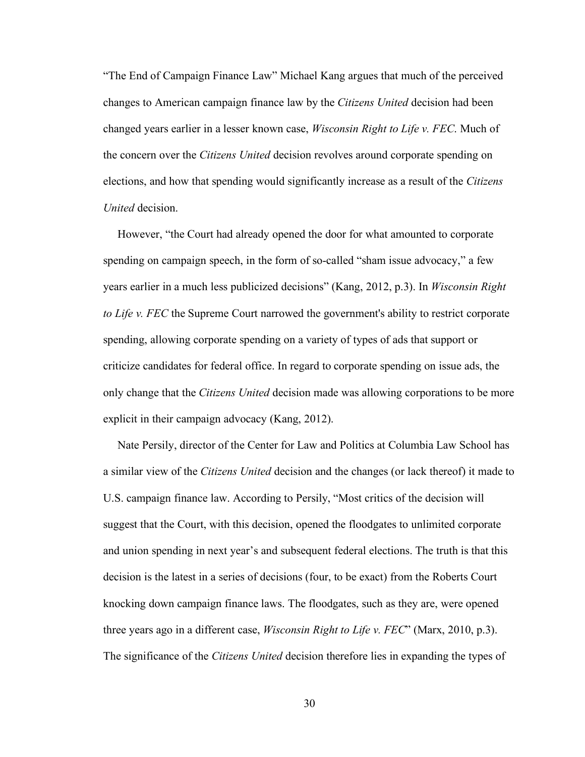"The End of Campaign Finance Law" Michael Kang argues that much of the perceived changes to American campaign finance law by the *Citizens United* decision had been changed years earlier in a lesser known case, *Wisconsin Right to Life v. FEC*. Much of the concern over the *Citizens United* decision revolves around corporate spending on elections, and how that spending would significantly increase as a result of the *Citizens United* decision.

However, "the Court had already opened the door for what amounted to corporate spending on campaign speech, in the form of so-called "sham issue advocacy," a few years earlier in a much less publicized decisions" (Kang, 2012, p.3). In *Wisconsin Right to Life v. FEC* the Supreme Court narrowed the government's ability to restrict corporate spending, allowing corporate spending on a variety of types of ads that support or criticize candidates for federal office. In regard to corporate spending on issue ads, the only change that the *Citizens United* decision made was allowing corporations to be more explicit in their campaign advocacy (Kang, 2012).

Nate Persily, director of the Center for Law and Politics at Columbia Law School has a similar view of the *Citizens United* decision and the changes (or lack thereof) it made to U.S. campaign finance law. According to Persily, "Most critics of the decision will suggest that the Court, with this decision, opened the floodgates to unlimited corporate and union spending in next year's and subsequent federal elections. The truth is that this decision is the latest in a series of decisions (four, to be exact) from the Roberts Court knocking down campaign finance laws. The floodgates, such as they are, were opened three years ago in a different case, *Wisconsin Right to Life v. FEC*" (Marx, 2010, p.3). The significance of the *Citizens United* decision therefore lies in expanding the types of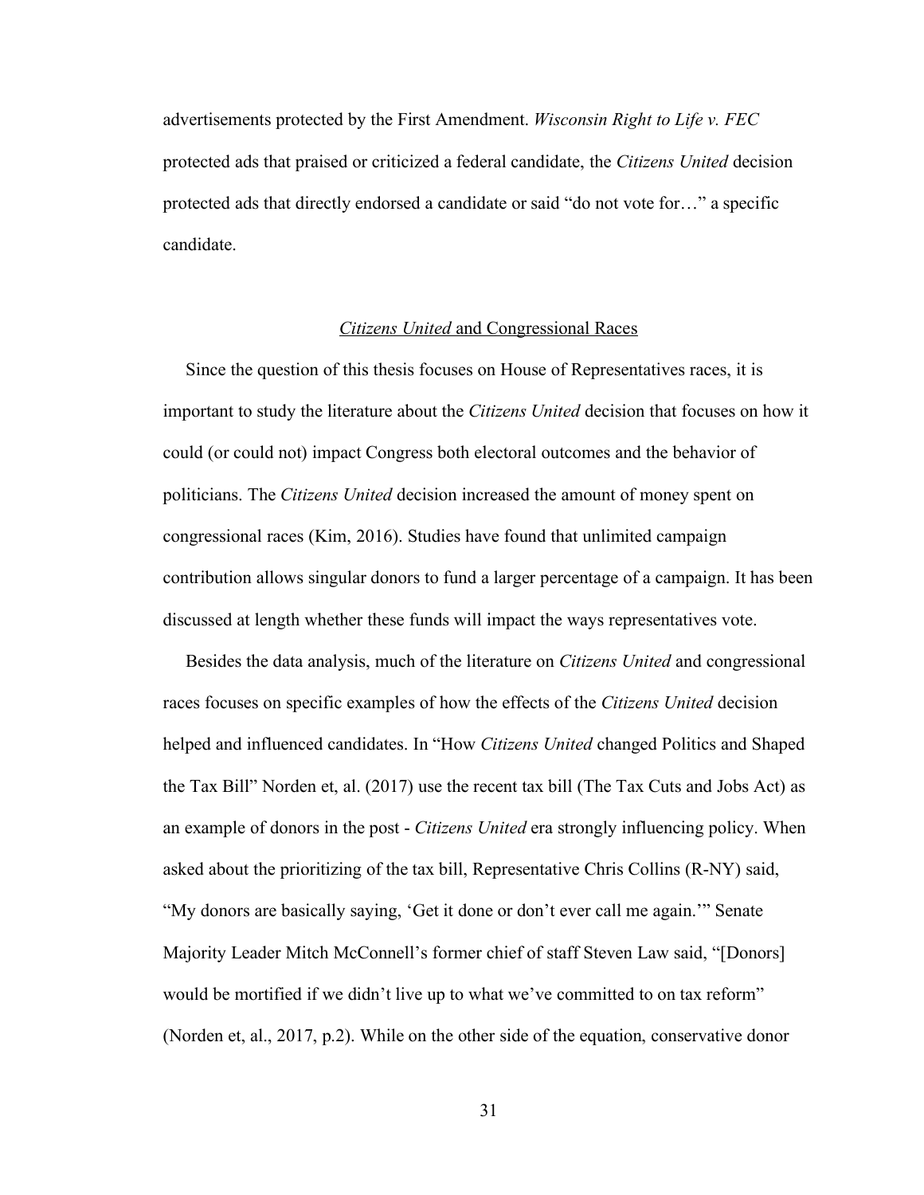advertisements protected by the First Amendment. *Wisconsin Right to Life v. FEC* protected ads that praised or criticized a federal candidate, the *Citizens United* decision protected ads that directly endorsed a candidate or said "do not vote for…" a specific candidate.

## *Citizens United* and Congressional Races

Since the question of this thesis focuses on House of Representatives races, it is important to study the literature about the *Citizens United* decision that focuses on how it could (or could not) impact Congress both electoral outcomes and the behavior of politicians. The *Citizens United* decision increased the amount of money spent on congressional races (Kim, 2016). Studies have found that unlimited campaign contribution allows singular donors to fund a larger percentage of a campaign. It has been discussed at length whether these funds will impact the ways representatives vote.

Besides the data analysis, much of the literature on *Citizens United* and congressional races focuses on specific examples of how the effects of the *Citizens United* decision helped and influenced candidates. In "How *Citizens United* changed Politics and Shaped the Tax Bill" Norden et, al. (2017) use the recent tax bill (The Tax Cuts and Jobs Act) as an example of donors in the post - *Citizens United* era strongly influencing policy. When asked about the prioritizing of the tax bill, Representative Chris Collins (R-NY) said, "My donors are basically saying, 'Get it done or don't ever call me again.'" Senate Majority Leader Mitch McConnell's former chief of staff Steven Law said, "[Donors] would be mortified if we didn't live up to what we've committed to on tax reform" (Norden et, al., 2017, p.2). While on the other side of the equation, conservative donor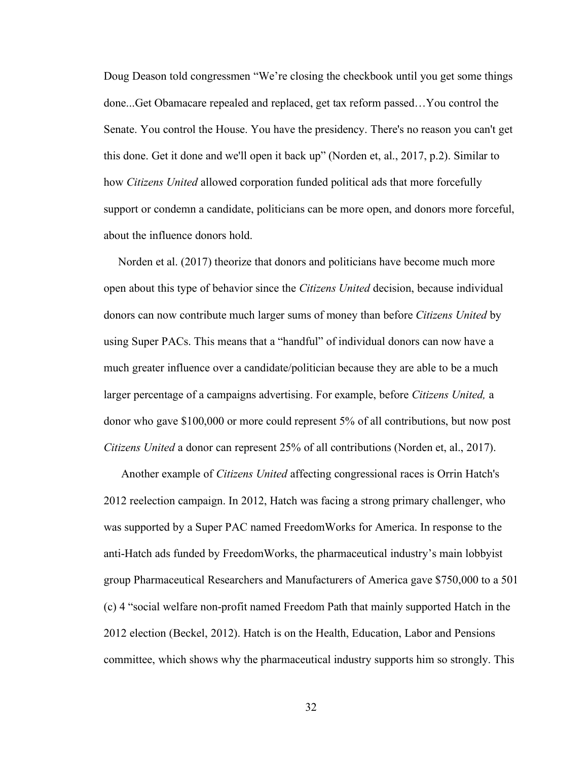Doug Deason told congressmen “We’re closing the checkbook until you get some things done...Get Obamacare repealed and replaced, get tax reform passed…You control the Senate. You control the House. You have the presidency. There's no reason you can't get this done. Get it done and we'll open it back up” (Norden et, al., 2017, p.2). Similar to how *Citizens United* allowed corporation funded political ads that more forcefully support or condemn a candidate, politicians can be more open, and donors more forceful, about the influence donors hold.

Norden et al. (2017) theorize that donors and politicians have become much more open about this type of behavior since the *Citizens United* decision, because individual donors can now contribute much larger sums of money than before *Citizens United* by using Super PACs. This means that a “handful” of individual donors can now have a much greater influence over a candidate/politician because they are able to be a much larger percentage of a campaigns advertising. For example, before *Citizens United,* a donor who gave $100,000 or more could represent 5% of all contributions, but now post *Citizens United* a donor can represent 25% of all contributions (Norden et, al., 2017).

Another example of *Citizens United* affecting congressional races is Orrin Hatch's 2012 reelection campaign. In 2012, Hatch was facing a strong primary challenger, who was supported by a Super PAC named FreedomWorks for America. In response to the anti-Hatch ads funded by FreedomWorks, the pharmaceutical industry’s main lobbyist group Pharmaceutical Researchers and Manufacturers of America gave $750,000 to a 501 (c) 4 “social welfare non-profit named Freedom Path that mainly supported Hatch in the 2012 election (Beckel, 2012). Hatch is on the Health, Education, Labor and Pensions committee, which shows why the pharmaceutical industry supports him so strongly. This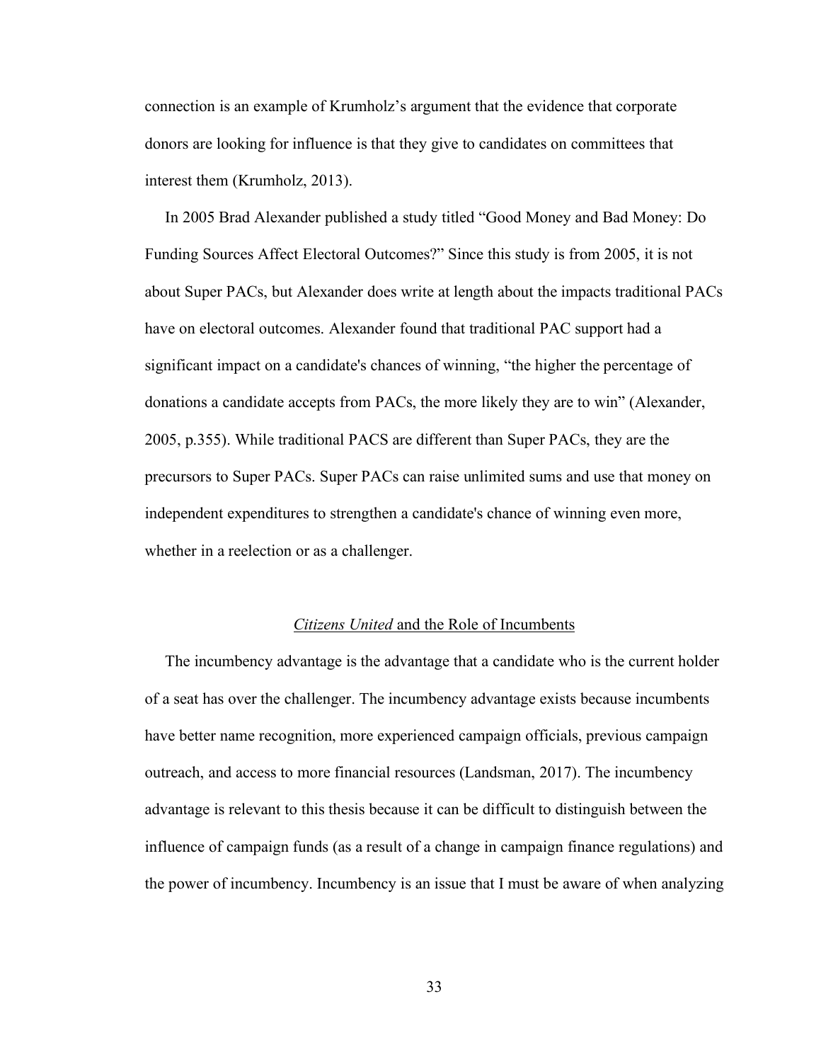connection is an example of Krumholz's argument that the evidence that corporate donors are looking for influence is that they give to candidates on committees that interest them (Krumholz, 2013).

In 2005 Brad Alexander published a study titled "Good Money and Bad Money: Do Funding Sources Affect Electoral Outcomes?" Since this study is from 2005, it is not about Super PACs, but Alexander does write at length about the impacts traditional PACs have on electoral outcomes. Alexander found that traditional PAC support had a significant impact on a candidate's chances of winning, "the higher the percentage of donations a candidate accepts from PACs, the more likely they are to win" (Alexander, 2005, p.355). While traditional PACS are different than Super PACs, they are the precursors to Super PACs. Super PACs can raise unlimited sums and use that money on independent expenditures to strengthen a candidate's chance of winning even more, whether in a reelection or as a challenger.

## *Citizens United* and the Role of Incumbents

The incumbency advantage is the advantage that a candidate who is the current holder of a seat has over the challenger. The incumbency advantage exists because incumbents have better name recognition, more experienced campaign officials, previous campaign outreach, and access to more financial resources (Landsman, 2017). The incumbency advantage is relevant to this thesis because it can be difficult to distinguish between the influence of campaign funds (as a result of a change in campaign finance regulations) and the power of incumbency. Incumbency is an issue that I must be aware of when analyzing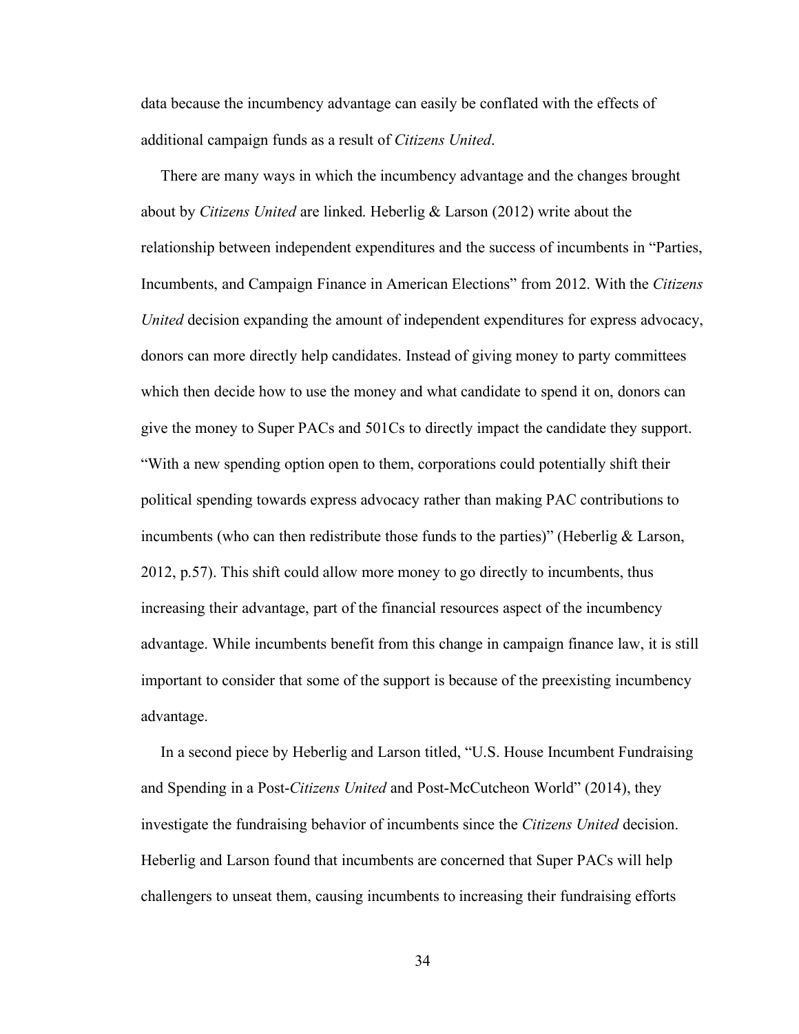data because the incumbency advantage can easily be conflated with the effects of additional campaign funds as a result of *Citizens United*.

There are many ways in which the incumbency advantage and the changes brought about by *Citizens United* are linked. Heberlig & Larson (2012) write about the relationship between independent expenditures and the success of incumbents in "Parties, Incumbents, and Campaign Finance in American Elections" from 2012. With the *Citizens United* decision expanding the amount of independent expenditures for express advocacy, donors can more directly help candidates. Instead of giving money to party committees which then decide how to use the money and what candidate to spend it on, donors can give the money to Super PACs and 501Cs to directly impact the candidate they support. "With a new spending option open to them, corporations could potentially shift their political spending towards express advocacy rather than making PAC contributions to incumbents (who can then redistribute those funds to the parties)" (Heberlig & Larson, 2012, p.57). This shift could allow more money to go directly to incumbents, thus increasing their advantage, part of the financial resources aspect of the incumbency advantage. While incumbents benefit from this change in campaign finance law, it is still important to consider that some of the support is because of the preexisting incumbency advantage.

In a second piece by Heberlig and Larson titled, "U.S. House Incumbent Fundraising and Spending in a Post-*Citizens United* and Post-McCutcheon World" (2014), they investigate the fundraising behavior of incumbents since the *Citizens United* decision. Heberlig and Larson found that incumbents are concerned that Super PACs will help challengers to unseat them, causing incumbents to increasing their fundraising efforts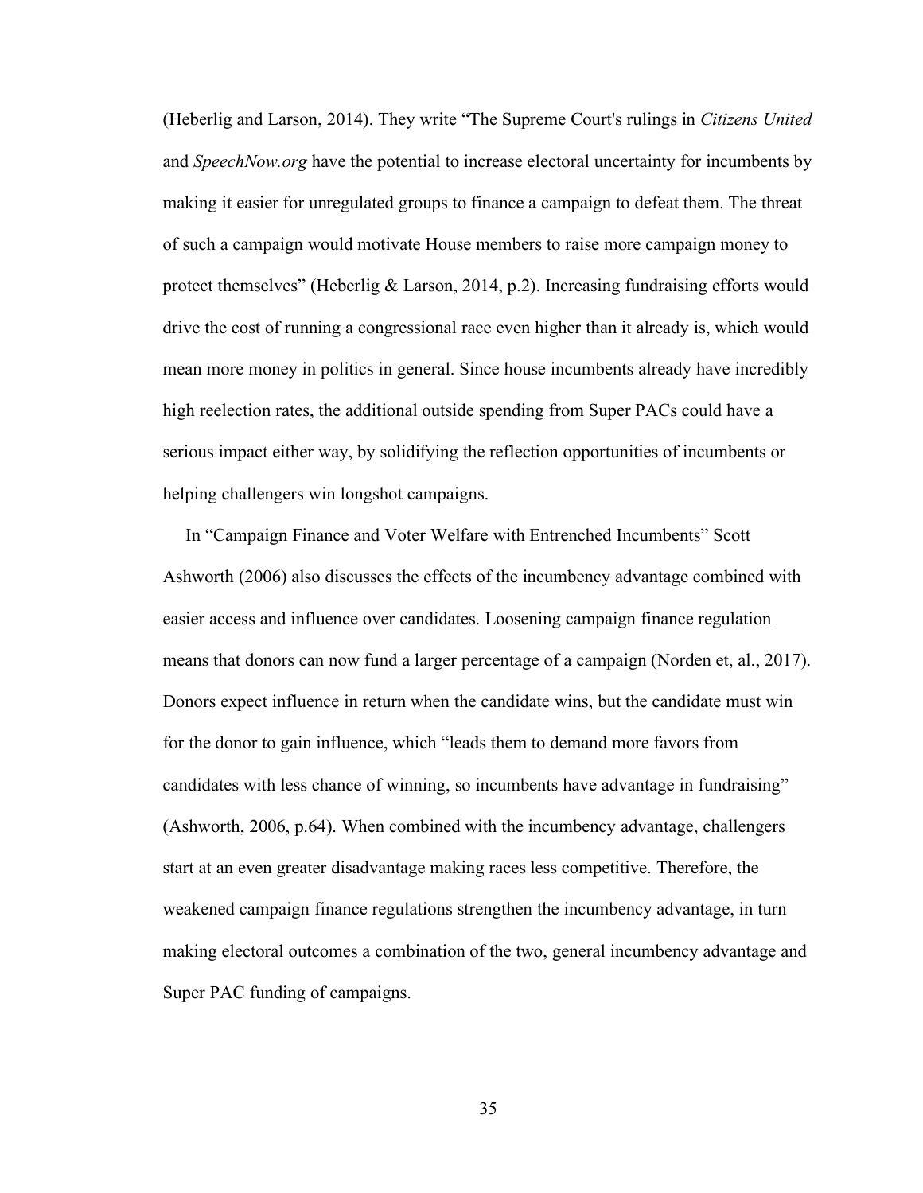(Heberlig and Larson, 2014). They write "The Supreme Court's rulings in *Citizens United* and *SpeechNow.org* have the potential to increase electoral uncertainty for incumbents by making it easier for unregulated groups to finance a campaign to defeat them. The threat of such a campaign would motivate House members to raise more campaign money to protect themselves" (Heberlig & Larson, 2014, p.2). Increasing fundraising efforts would drive the cost of running a congressional race even higher than it already is, which would mean more money in politics in general. Since house incumbents already have incredibly high reelection rates, the additional outside spending from Super PACs could have a serious impact either way, by solidifying the reflection opportunities of incumbents or helping challengers win longshot campaigns.

In "Campaign Finance and Voter Welfare with Entrenched Incumbents" Scott Ashworth (2006) also discusses the effects of the incumbency advantage combined with easier access and influence over candidates. Loosening campaign finance regulation means that donors can now fund a larger percentage of a campaign (Norden et, al., 2017). Donors expect influence in return when the candidate wins, but the candidate must win for the donor to gain influence, which "leads them to demand more favors from candidates with less chance of winning, so incumbents have advantage in fundraising" (Ashworth, 2006, p.64). When combined with the incumbency advantage, challengers start at an even greater disadvantage making races less competitive. Therefore, the weakened campaign finance regulations strengthen the incumbency advantage, in turn making electoral outcomes a combination of the two, general incumbency advantage and Super PAC funding of campaigns.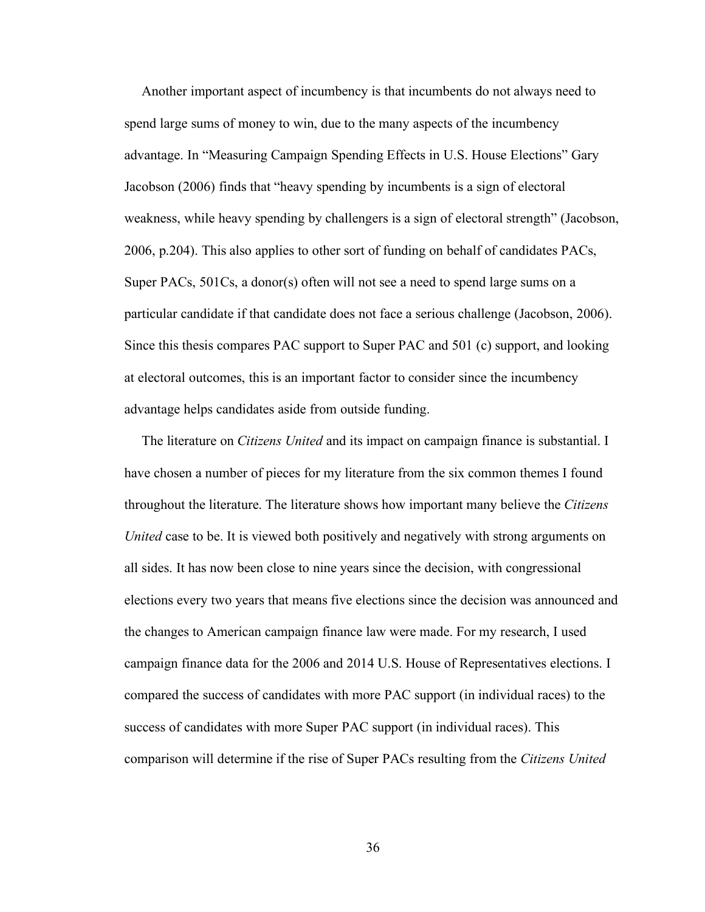Another important aspect of incumbency is that incumbents do not always need to spend large sums of money to win, due to the many aspects of the incumbency advantage. In "Measuring Campaign Spending Effects in U.S. House Elections" Gary Jacobson (2006) finds that "heavy spending by incumbents is a sign of electoral weakness, while heavy spending by challengers is a sign of electoral strength" (Jacobson, 2006, p.204). This also applies to other sort of funding on behalf of candidates PACs, Super PACs, 501Cs, a donor(s) often will not see a need to spend large sums on a particular candidate if that candidate does not face a serious challenge (Jacobson, 2006). Since this thesis compares PAC support to Super PAC and 501 (c) support, and looking at electoral outcomes, this is an important factor to consider since the incumbency advantage helps candidates aside from outside funding.

The literature on *Citizens United* and its impact on campaign finance is substantial. I have chosen a number of pieces for my literature from the six common themes I found throughout the literature. The literature shows how important many believe the *Citizens United* case to be. It is viewed both positively and negatively with strong arguments on all sides. It has now been close to nine years since the decision, with congressional elections every two years that means five elections since the decision was announced and the changes to American campaign finance law were made. For my research, I used campaign finance data for the 2006 and 2014 U.S. House of Representatives elections. I compared the success of candidates with more PAC support (in individual races) to the success of candidates with more Super PAC support (in individual races). This comparison will determine if the rise of Super PACs resulting from the *Citizens United*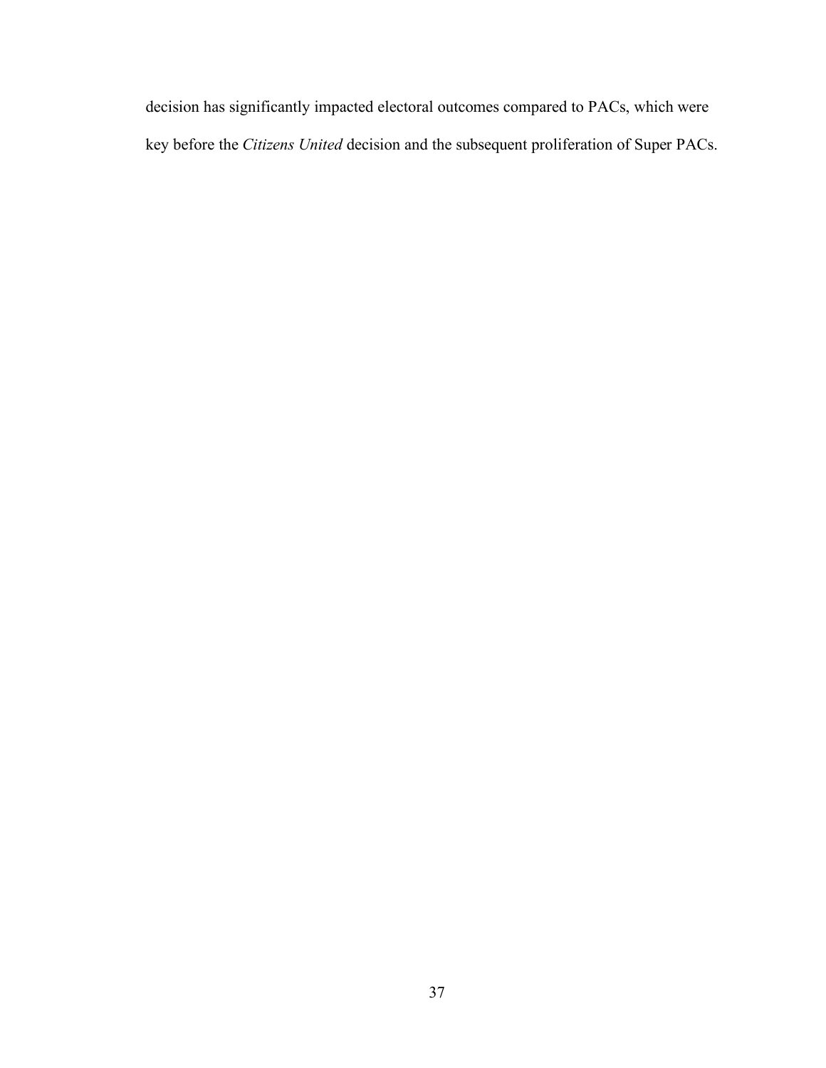decision has significantly impacted electoral outcomes compared to PACs, which were key before the *Citizens United* decision and the subsequent proliferation of Super PACs.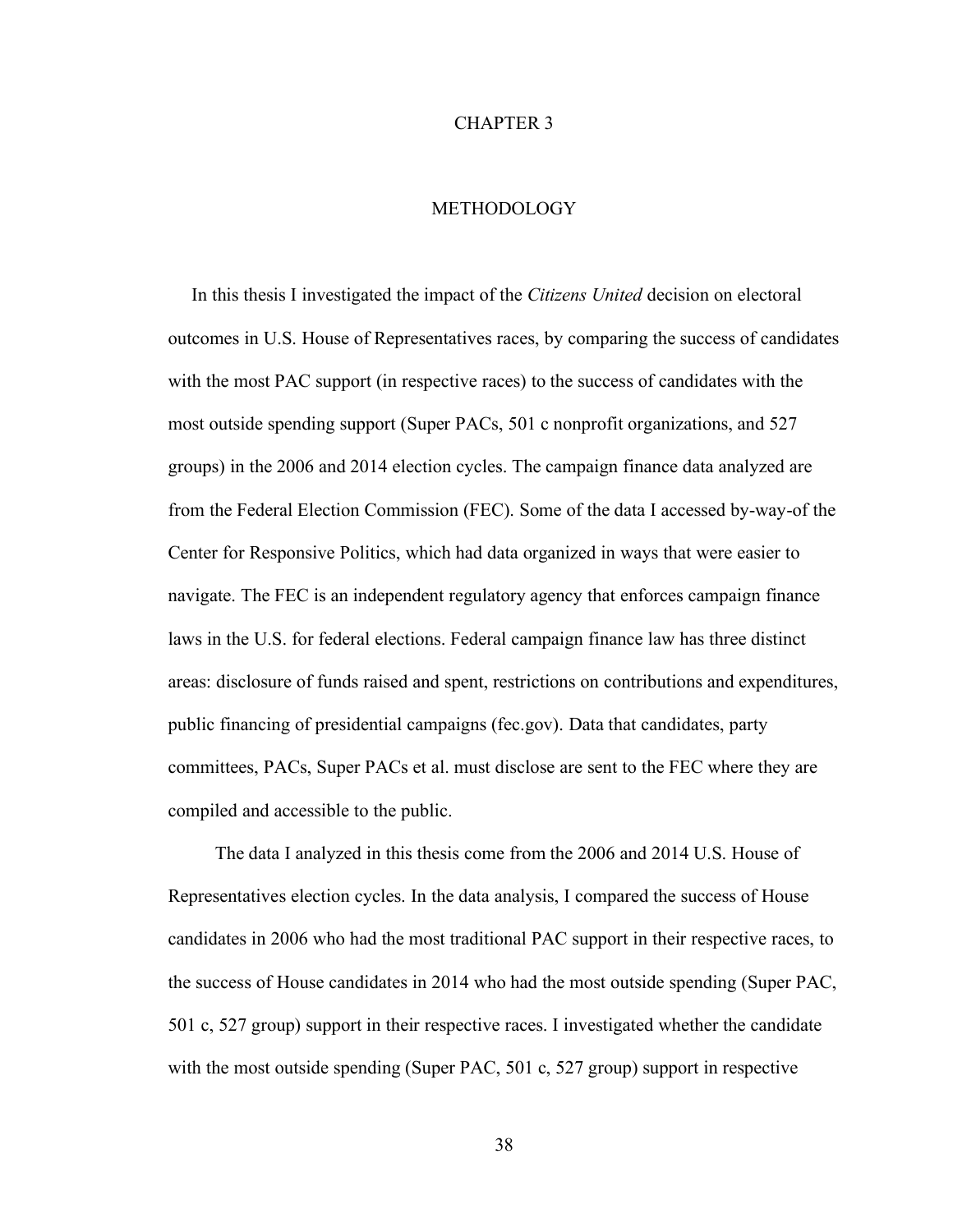# CHAPTER 3

# METHODOLOGY

In this thesis I investigated the impact of the *Citizens United* decision on electoral outcomes in U.S. House of Representatives races, by comparing the success of candidates with the most PAC support (in respective races) to the success of candidates with the most outside spending support (Super PACs, 501 c nonprofit organizations, and 527 groups) in the 2006 and 2014 election cycles. The campaign finance data analyzed are from the Federal Election Commission (FEC). Some of the data I accessed by-way-of the Center for Responsive Politics, which had data organized in ways that were easier to navigate. The FEC is an independent regulatory agency that enforces campaign finance laws in the U.S. for federal elections. Federal campaign finance law has three distinct areas: disclosure of funds raised and spent, restrictions on contributions and expenditures, public financing of presidential campaigns (fec.gov). Data that candidates, party committees, PACs, Super PACs et al. must disclose are sent to the FEC where they are compiled and accessible to the public.

The data I analyzed in this thesis come from the 2006 and 2014 U.S. House of Representatives election cycles. In the data analysis, I compared the success of House candidates in 2006 who had the most traditional PAC support in their respective races, to the success of House candidates in 2014 who had the most outside spending (Super PAC, 501 c, 527 group) support in their respective races. I investigated whether the candidate with the most outside spending (Super PAC, 501 c, 527 group) support in respective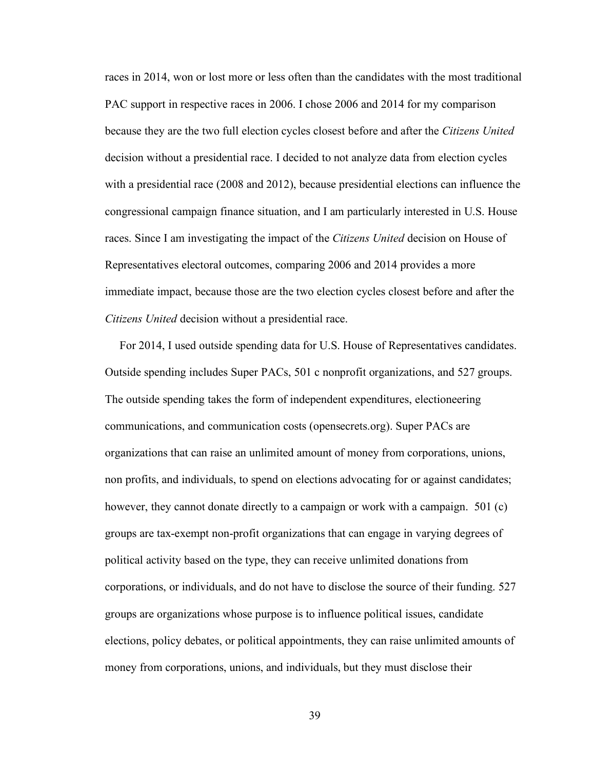races in 2014, won or lost more or less often than the candidates with the most traditional PAC support in respective races in 2006. I chose 2006 and 2014 for my comparison because they are the two full election cycles closest before and after the *Citizens United* decision without a presidential race. I decided to not analyze data from election cycles with a presidential race (2008 and 2012), because presidential elections can influence the congressional campaign finance situation, and I am particularly interested in U.S. House races. Since I am investigating the impact of the *Citizens United* decision on House of Representatives electoral outcomes, comparing 2006 and 2014 provides a more immediate impact, because those are the two election cycles closest before and after the *Citizens United* decision without a presidential race.

For 2014, I used outside spending data for U.S. House of Representatives candidates. Outside spending includes Super PACs, 501 c nonprofit organizations, and 527 groups. The outside spending takes the form of independent expenditures, electioneering communications, and communication costs (opensecrets.org). Super PACs are organizations that can raise an unlimited amount of money from corporations, unions, non profits, and individuals, to spend on elections advocating for or against candidates; however, they cannot donate directly to a campaign or work with a campaign. 501 (c) groups are tax-exempt non-profit organizations that can engage in varying degrees of political activity based on the type, they can receive unlimited donations from corporations, or individuals, and do not have to disclose the source of their funding. 527 groups are organizations whose purpose is to influence political issues, candidate elections, policy debates, or political appointments, they can raise unlimited amounts of money from corporations, unions, and individuals, but they must disclose their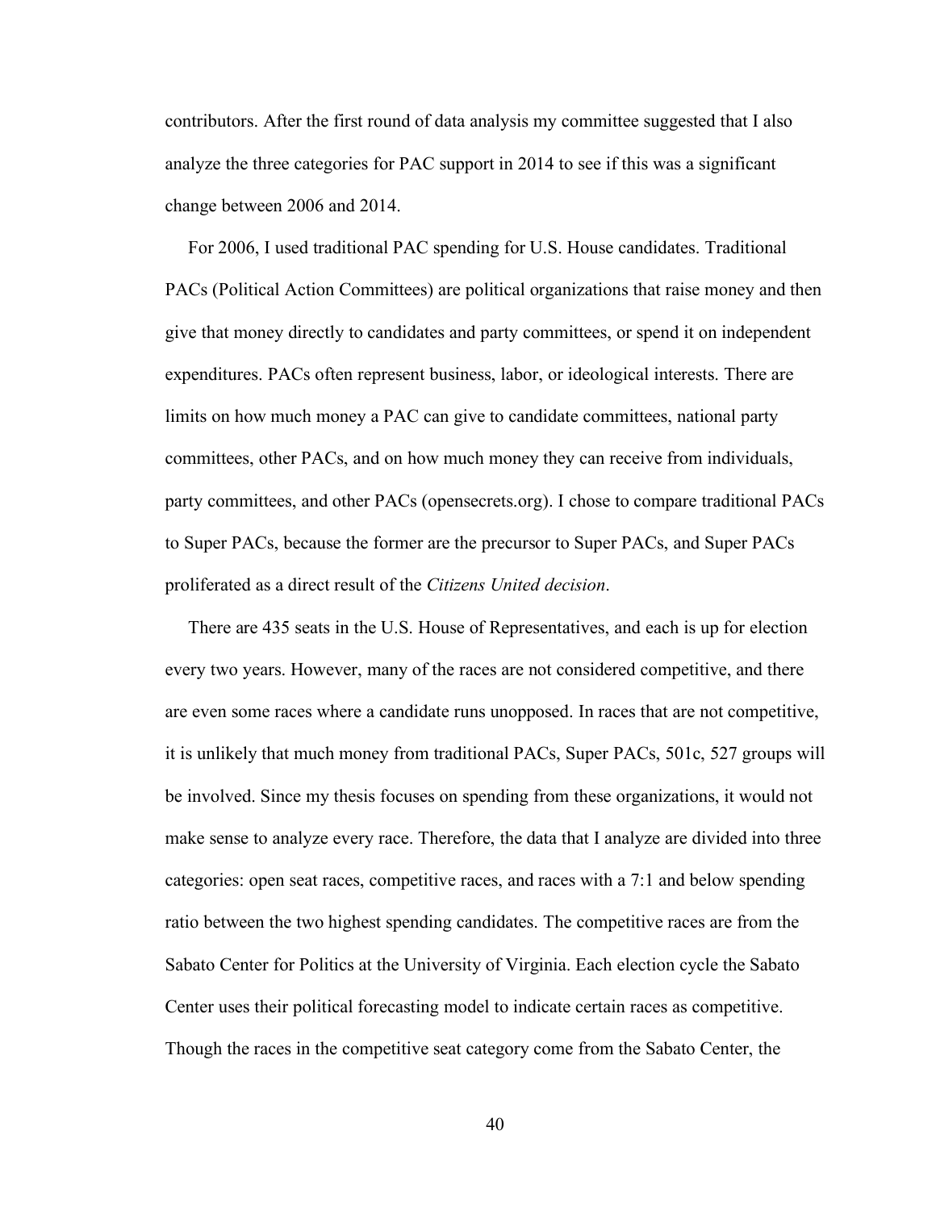contributors. After the first round of data analysis my committee suggested that I also analyze the three categories for PAC support in 2014 to see if this was a significant change between 2006 and 2014.

For 2006, I used traditional PAC spending for U.S. House candidates. Traditional PACs (Political Action Committees) are political organizations that raise money and then give that money directly to candidates and party committees, or spend it on independent expenditures. PACs often represent business, labor, or ideological interests. There are limits on how much money a PAC can give to candidate committees, national party committees, other PACs, and on how much money they can receive from individuals, party committees, and other PACs (opensecrets.org). I chose to compare traditional PACs to Super PACs, because the former are the precursor to Super PACs, and Super PACs proliferated as a direct result of the *Citizens United decision*.

There are 435 seats in the U.S. House of Representatives, and each is up for election every two years. However, many of the races are not considered competitive, and there are even some races where a candidate runs unopposed. In races that are not competitive, it is unlikely that much money from traditional PACs, Super PACs, 501c, 527 groups will be involved. Since my thesis focuses on spending from these organizations, it would not make sense to analyze every race. Therefore, the data that I analyze are divided into three categories: open seat races, competitive races, and races with a 7:1 and below spending ratio between the two highest spending candidates. The competitive races are from the Sabato Center for Politics at the University of Virginia. Each election cycle the Sabato Center uses their political forecasting model to indicate certain races as competitive. Though the races in the competitive seat category come from the Sabato Center, the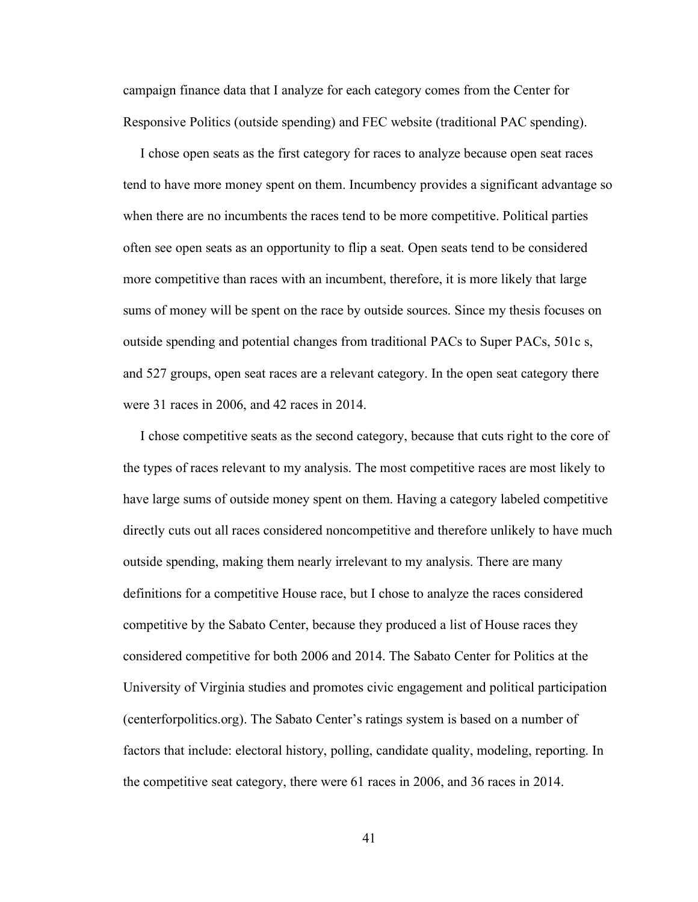campaign finance data that I analyze for each category comes from the Center for Responsive Politics (outside spending) and FEC website (traditional PAC spending).

I chose open seats as the first category for races to analyze because open seat races tend to have more money spent on them. Incumbency provides a significant advantage so when there are no incumbents the races tend to be more competitive. Political parties often see open seats as an opportunity to flip a seat. Open seats tend to be considered more competitive than races with an incumbent, therefore, it is more likely that large sums of money will be spent on the race by outside sources. Since my thesis focuses on outside spending and potential changes from traditional PACs to Super PACs, 501c s, and 527 groups, open seat races are a relevant category. In the open seat category there were 31 races in 2006, and 42 races in 2014.

I chose competitive seats as the second category, because that cuts right to the core of the types of races relevant to my analysis. The most competitive races are most likely to have large sums of outside money spent on them. Having a category labeled competitive directly cuts out all races considered noncompetitive and therefore unlikely to have much outside spending, making them nearly irrelevant to my analysis. There are many definitions for a competitive House race, but I chose to analyze the races considered competitive by the Sabato Center, because they produced a list of House races they considered competitive for both 2006 and 2014. The Sabato Center for Politics at the University of Virginia studies and promotes civic engagement and political participation (centerforpolitics.org). The Sabato Center's ratings system is based on a number of factors that include: electoral history, polling, candidate quality, modeling, reporting. In the competitive seat category, there were 61 races in 2006, and 36 races in 2014.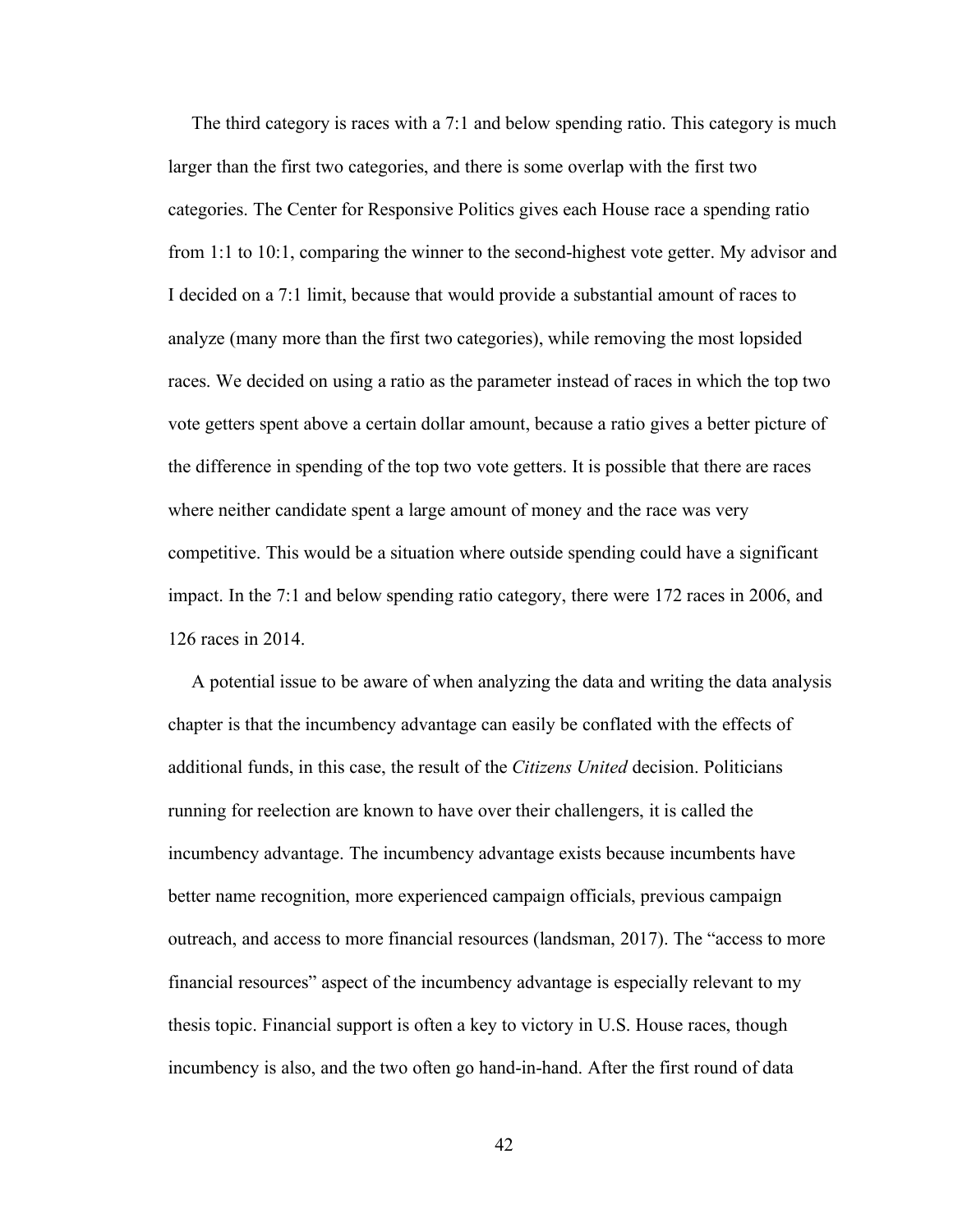The third category is races with a 7:1 and below spending ratio. This category is much larger than the first two categories, and there is some overlap with the first two categories. The Center for Responsive Politics gives each House race a spending ratio from 1:1 to 10:1, comparing the winner to the second-highest vote getter. My advisor and I decided on a 7:1 limit, because that would provide a substantial amount of races to analyze (many more than the first two categories), while removing the most lopsided races. We decided on using a ratio as the parameter instead of races in which the top two vote getters spent above a certain dollar amount, because a ratio gives a better picture of the difference in spending of the top two vote getters. It is possible that there are races where neither candidate spent a large amount of money and the race was very competitive. This would be a situation where outside spending could have a significant impact. In the 7:1 and below spending ratio category, there were 172 races in 2006, and 126 races in 2014.

A potential issue to be aware of when analyzing the data and writing the data analysis chapter is that the incumbency advantage can easily be conflated with the effects of additional funds, in this case, the result of the *Citizens United* decision. Politicians running for reelection are known to have over their challengers, it is called the incumbency advantage. The incumbency advantage exists because incumbents have better name recognition, more experienced campaign officials, previous campaign outreach, and access to more financial resources (landsman, 2017). The "access to more financial resources" aspect of the incumbency advantage is especially relevant to my thesis topic. Financial support is often a key to victory in U.S. House races, though incumbency is also, and the two often go hand-in-hand. After the first round of data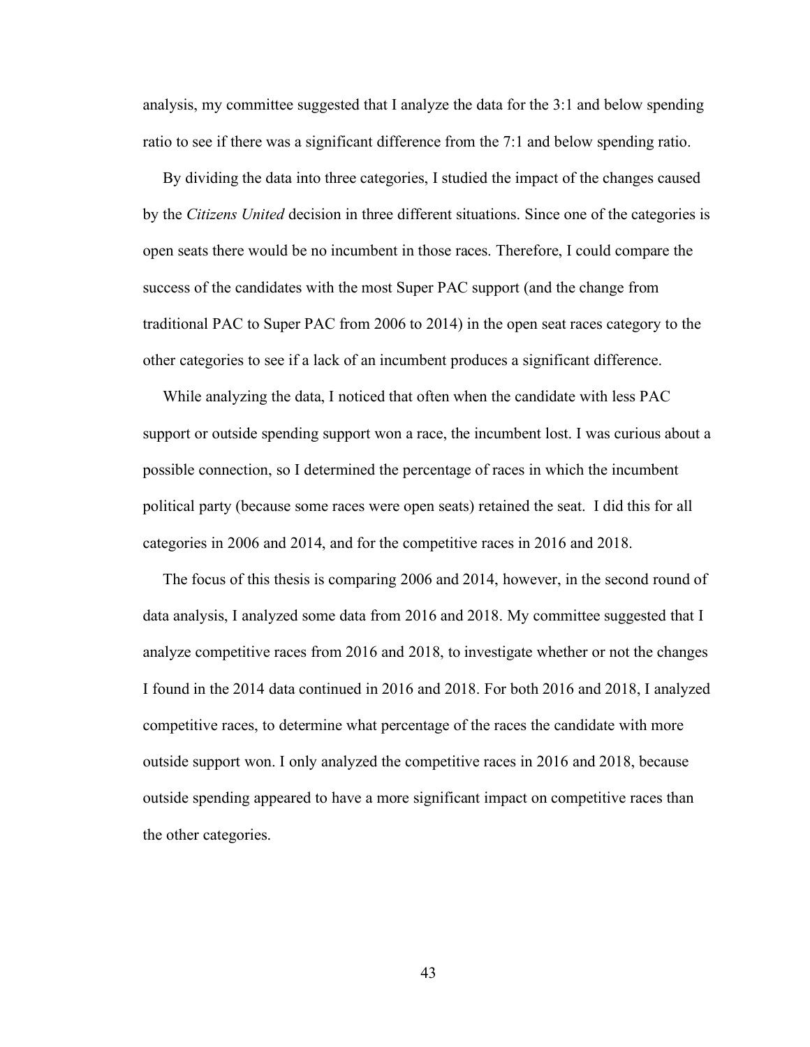analysis, my committee suggested that I analyze the data for the 3:1 and below spending ratio to see if there was a significant difference from the 7:1 and below spending ratio.

By dividing the data into three categories, I studied the impact of the changes caused by the *Citizens United* decision in three different situations. Since one of the categories is open seats there would be no incumbent in those races. Therefore, I could compare the success of the candidates with the most Super PAC support (and the change from traditional PAC to Super PAC from 2006 to 2014) in the open seat races category to the other categories to see if a lack of an incumbent produces a significant difference.

While analyzing the data, I noticed that often when the candidate with less PAC support or outside spending support won a race, the incumbent lost. I was curious about a possible connection, so I determined the percentage of races in which the incumbent political party (because some races were open seats) retained the seat. I did this for all categories in 2006 and 2014, and for the competitive races in 2016 and 2018.

The focus of this thesis is comparing 2006 and 2014, however, in the second round of data analysis, I analyzed some data from 2016 and 2018. My committee suggested that I analyze competitive races from 2016 and 2018, to investigate whether or not the changes I found in the 2014 data continued in 2016 and 2018. For both 2016 and 2018, I analyzed competitive races, to determine what percentage of the races the candidate with more outside support won. I only analyzed the competitive races in 2016 and 2018, because outside spending appeared to have a more significant impact on competitive races than the other categories.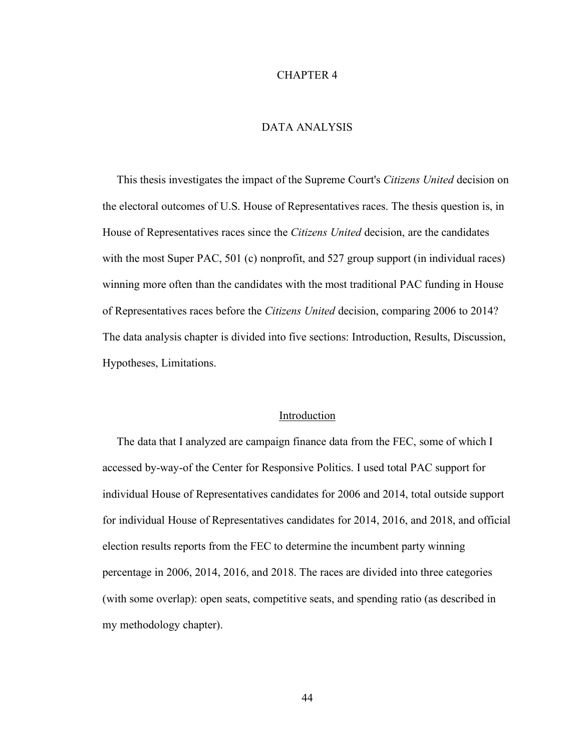# CHAPTER 4

# DATA ANALYSIS

This thesis investigates the impact of the Supreme Court's *Citizens United* decision on the electoral outcomes of U.S. House of Representatives races. The thesis question is, in House of Representatives races since the *Citizens United* decision, are the candidates with the most Super PAC, 501 (c) nonprofit, and 527 group support (in individual races) winning more often than the candidates with the most traditional PAC funding in House of Representatives races before the *Citizens United* decision, comparing 2006 to 2014? The data analysis chapter is divided into five sections: Introduction, Results, Discussion, Hypotheses, Limitations.

## Introduction

The data that I analyzed are campaign finance data from the FEC, some of which I accessed by-way-of the Center for Responsive Politics. I used total PAC support for individual House of Representatives candidates for 2006 and 2014, total outside support for individual House of Representatives candidates for 2014, 2016, and 2018, and official election results reports from the FEC to determine the incumbent party winning percentage in 2006, 2014, 2016, and 2018. The races are divided into three categories (with some overlap): open seats, competitive seats, and spending ratio (as described in my methodology chapter).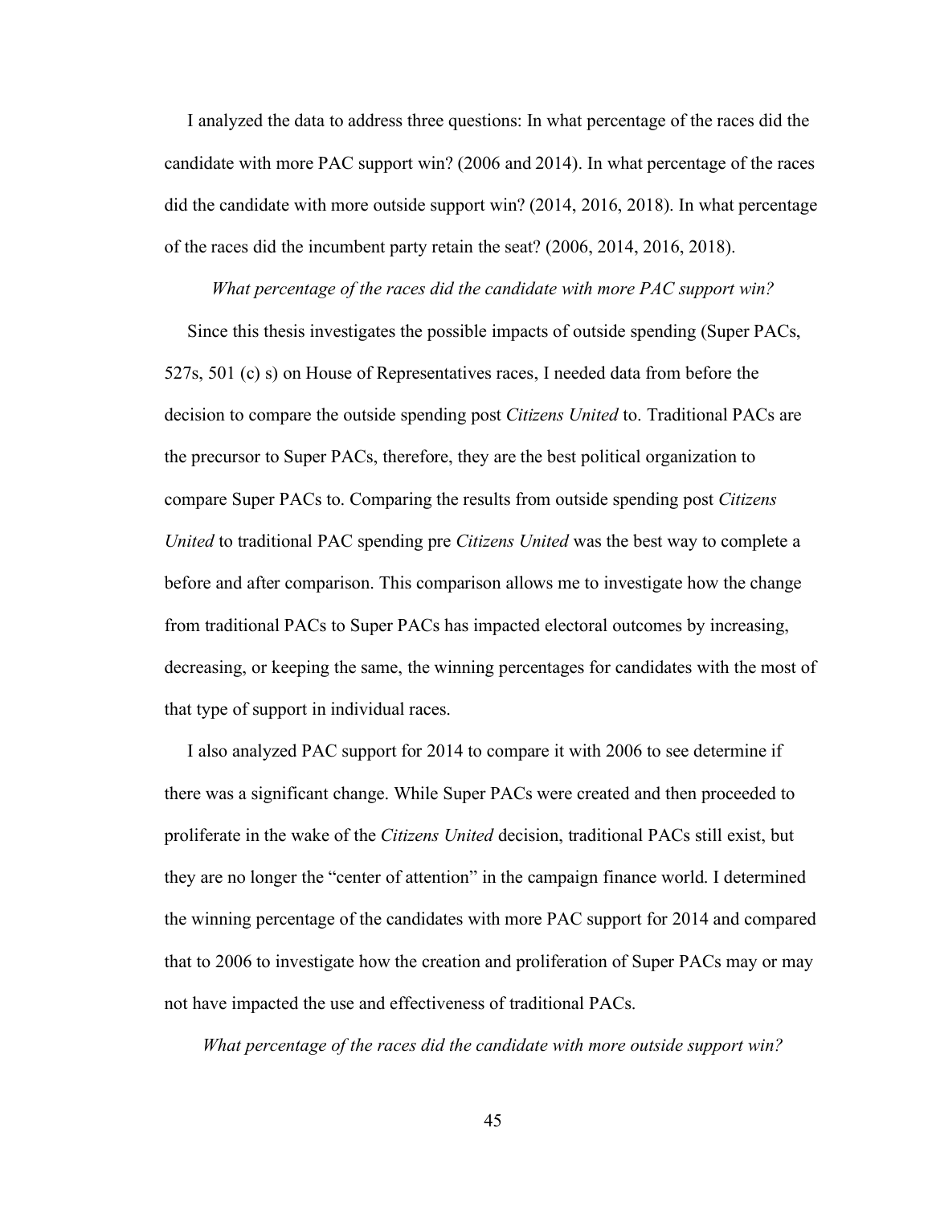I analyzed the data to address three questions: In what percentage of the races did the candidate with more PAC support win? (2006 and 2014). In what percentage of the races did the candidate with more outside support win? (2014, 2016, 2018). In what percentage of the races did the incumbent party retain the seat? (2006, 2014, 2016, 2018).

*What percentage of the races did the candidate with more PAC support win?*

Since this thesis investigates the possible impacts of outside spending (Super PACs, 527s, 501 (c) s) on House of Representatives races, I needed data from before the decision to compare the outside spending post *Citizens United* to. Traditional PACs are the precursor to Super PACs, therefore, they are the best political organization to compare Super PACs to. Comparing the results from outside spending post *Citizens United* to traditional PAC spending pre *Citizens United* was the best way to complete a before and after comparison. This comparison allows me to investigate how the change from traditional PACs to Super PACs has impacted electoral outcomes by increasing, decreasing, or keeping the same, the winning percentages for candidates with the most of that type of support in individual races.

I also analyzed PAC support for 2014 to compare it with 2006 to see determine if there was a significant change. While Super PACs were created and then proceeded to proliferate in the wake of the *Citizens United* decision, traditional PACs still exist, but they are no longer the "center of attention" in the campaign finance world. I determined the winning percentage of the candidates with more PAC support for 2014 and compared that to 2006 to investigate how the creation and proliferation of Super PACs may or may not have impacted the use and effectiveness of traditional PACs.

*What percentage of the races did the candidate with more outside support win?*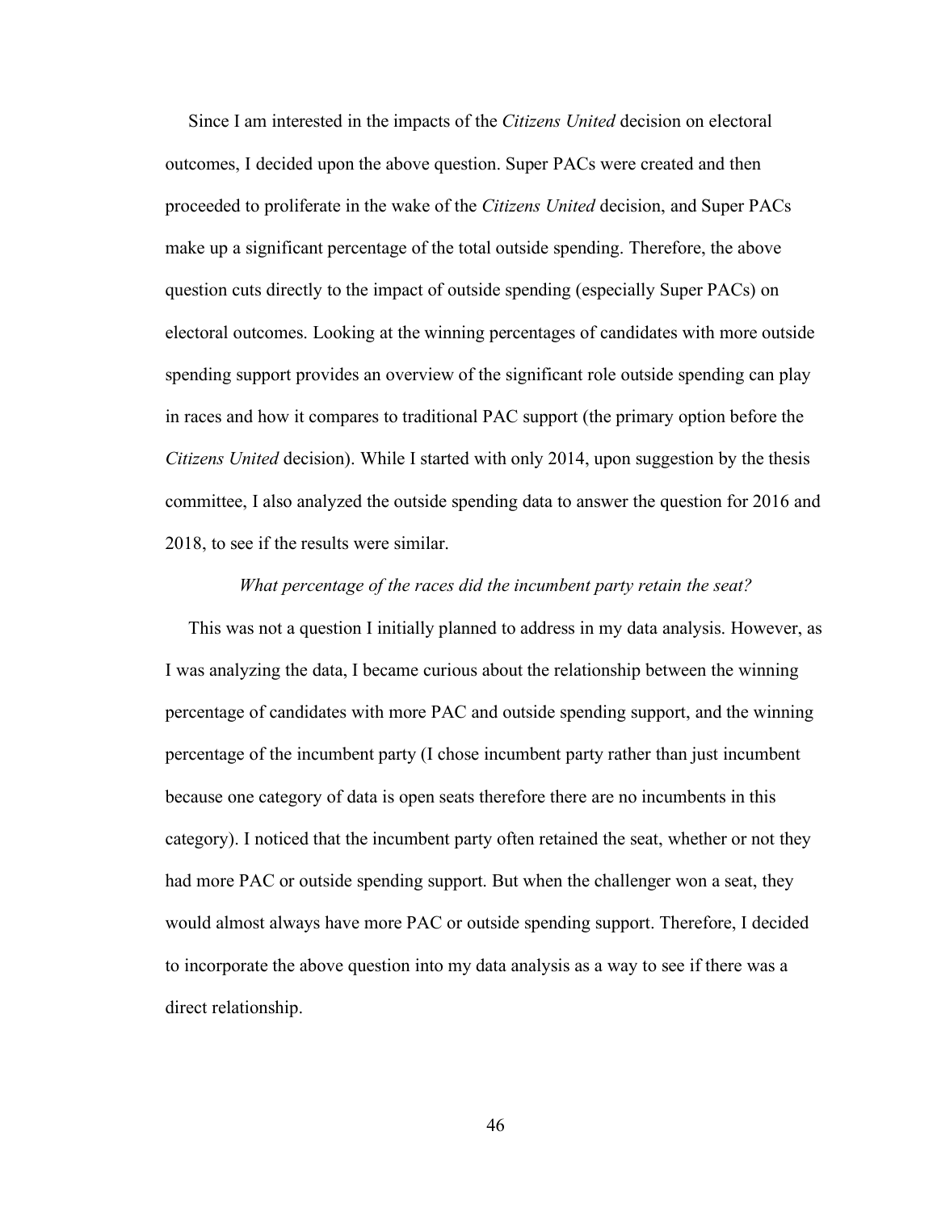Since I am interested in the impacts of the *Citizens United* decision on electoral outcomes, I decided upon the above question. Super PACs were created and then proceeded to proliferate in the wake of the *Citizens United* decision, and Super PACs make up a significant percentage of the total outside spending. Therefore, the above question cuts directly to the impact of outside spending (especially Super PACs) on electoral outcomes. Looking at the winning percentages of candidates with more outside spending support provides an overview of the significant role outside spending can play in races and how it compares to traditional PAC support (the primary option before the *Citizens United* decision). While I started with only 2014, upon suggestion by the thesis committee, I also analyzed the outside spending data to answer the question for 2016 and 2018, to see if the results were similar.

*What percentage of the races did the incumbent party retain the seat?*

This was not a question I initially planned to address in my data analysis. However, as I was analyzing the data, I became curious about the relationship between the winning percentage of candidates with more PAC and outside spending support, and the winning percentage of the incumbent party (I chose incumbent party rather than just incumbent because one category of data is open seats therefore there are no incumbents in this category). I noticed that the incumbent party often retained the seat, whether or not they had more PAC or outside spending support. But when the challenger won a seat, they would almost always have more PAC or outside spending support. Therefore, I decided to incorporate the above question into my data analysis as a way to see if there was a direct relationship.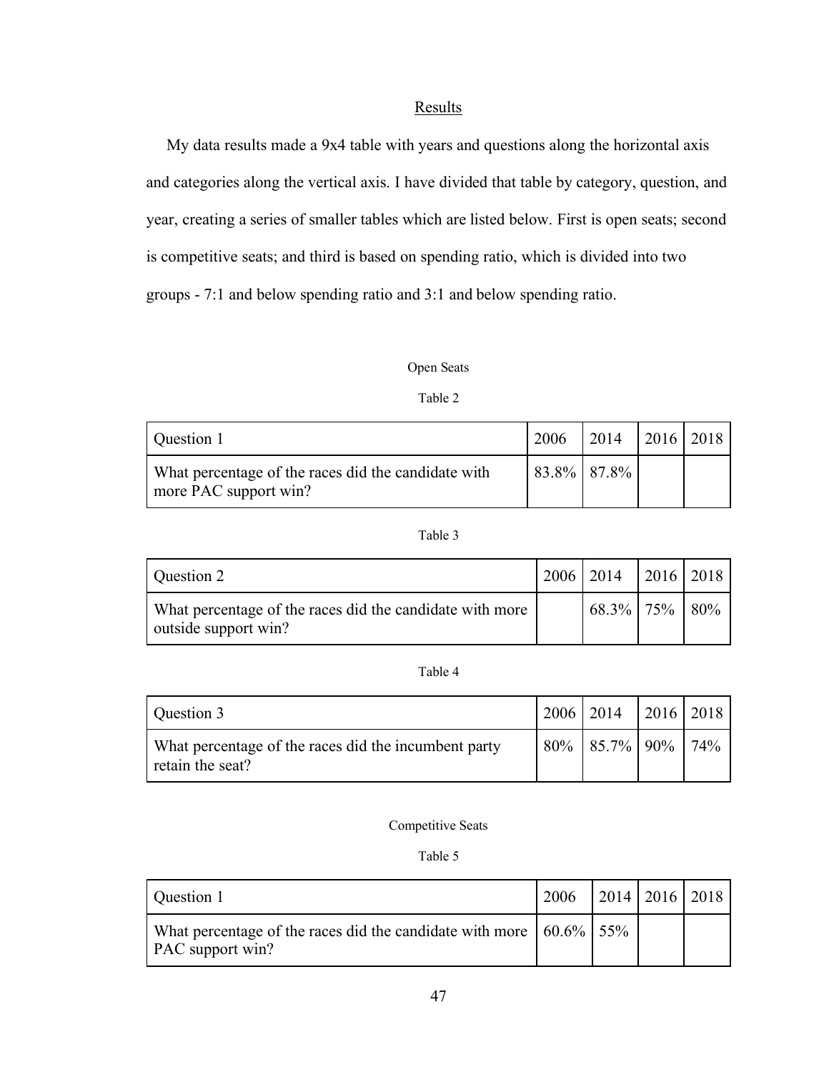## Results

My data results made a 9x4 table with years and questions along the horizontal axis and categories along the vertical axis. I have divided that table by category, question, and year, creating a series of smaller tables which are listed below. First is open seats; second is competitive seats; and third is based on spending ratio, which is divided into two groups - 7:1 and below spending ratio and 3:1 and below spending ratio.

Open Seats

Table 2

| Question 1 | 2006 | 2014 | 2016 | 2018 |
|---|---|---|---|---|
| What percentage of the races did the candidate with more PAC support win? | 83.8% | 87.8% | | |

Table 3

| Question 2 | 2006 | 2014 | 2016 | 2018 |
|---|---|---|---|---|
| What percentage of the races did the candidate with more outside support win? | | 68.3% | 75% | 80% |

Table 4

| Question 3 | 2006 | 2014 | 2016 | 2018 |
|---|---|---|---|---|
| What percentage of the races did the incumbent party retain the seat? | 80% | 85.7% | 90% | 74% |

Competitive Seats

Table 5

| Question 1 | 2006 | 2014 | 2016 | 2018 |
|---|---|---|---|---|
| What percentage of the races did the candidate with more PAC support win? | 60.6% | 55% | | |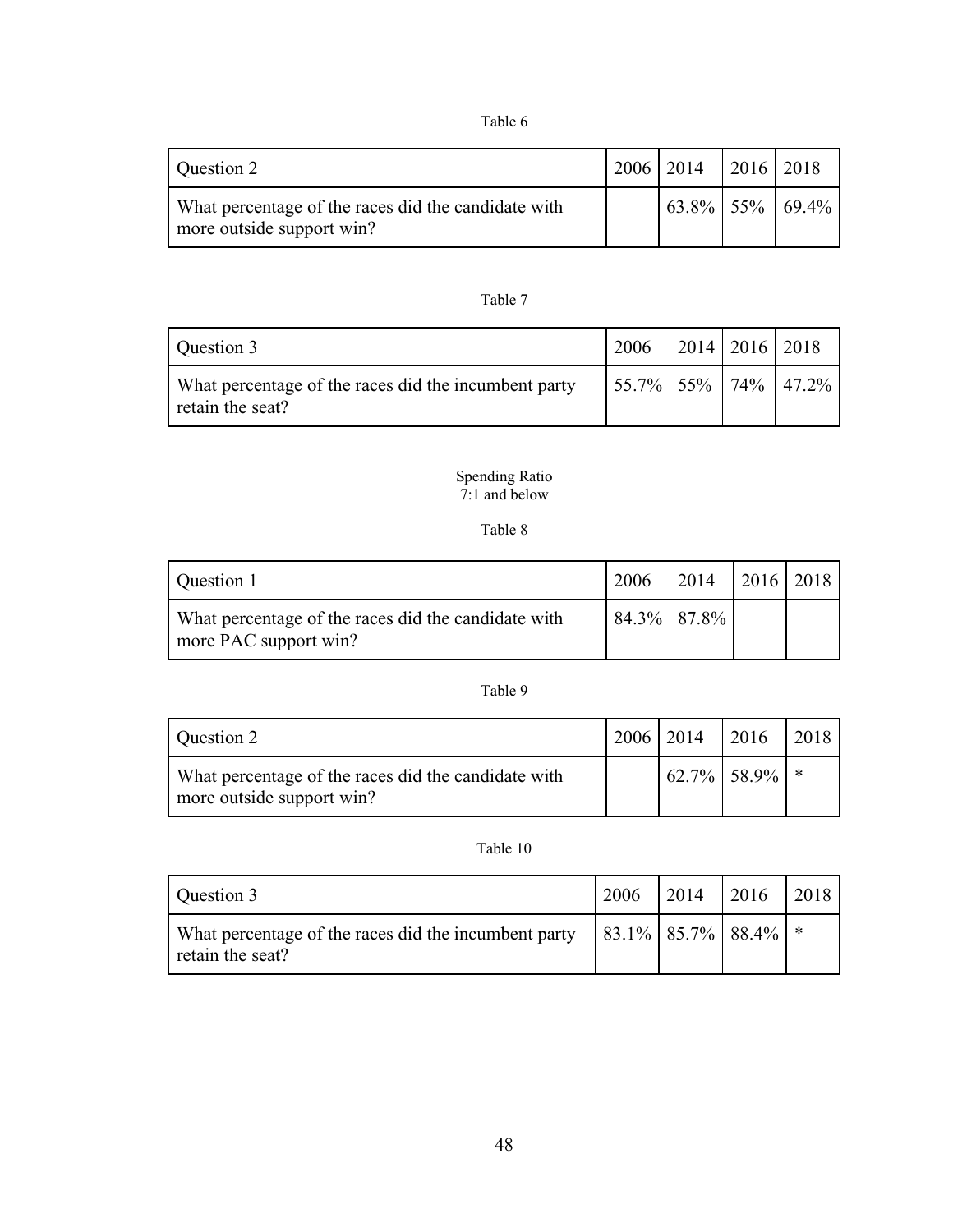Table 6

| Question 2 | 2006 | 2014 | 2016 | 2018 |
|---|---|---|---|---|
| What percentage of the races did the candidate with more outside support win? | | 63.8% | 55% | 69.4% |

Table 7

| Question 3 | 2006 | 2014 | 2016 | 2018 |
|---|---|---|---|---|
| What percentage of the races did the incumbent party retain the seat? | 55.7% | 55% | 74% | 47.2% |

Spending Ratio
7:1 and below

Table 8

| Question 1 | 2006 | 2014 | 2016 | 2018 |
|---|---|---|---|---|
| What percentage of the races did the candidate with more PAC support win? | 84.3% | 87.8% | | |

Table 9

| Question 2 | 2006 | 2014 | 2016 | 2018 |
|---|---|---|---|---|
| What percentage of the races did the candidate with more outside support win? | | 62.7% | 58.9% | * |

Table 10

| Question 3 | 2006 | 2014 | 2016 | 2018 |
|---|---|---|---|---|
| What percentage of the races did the incumbent party retain the seat? | 83.1% | 85.7% | 88.4% | * |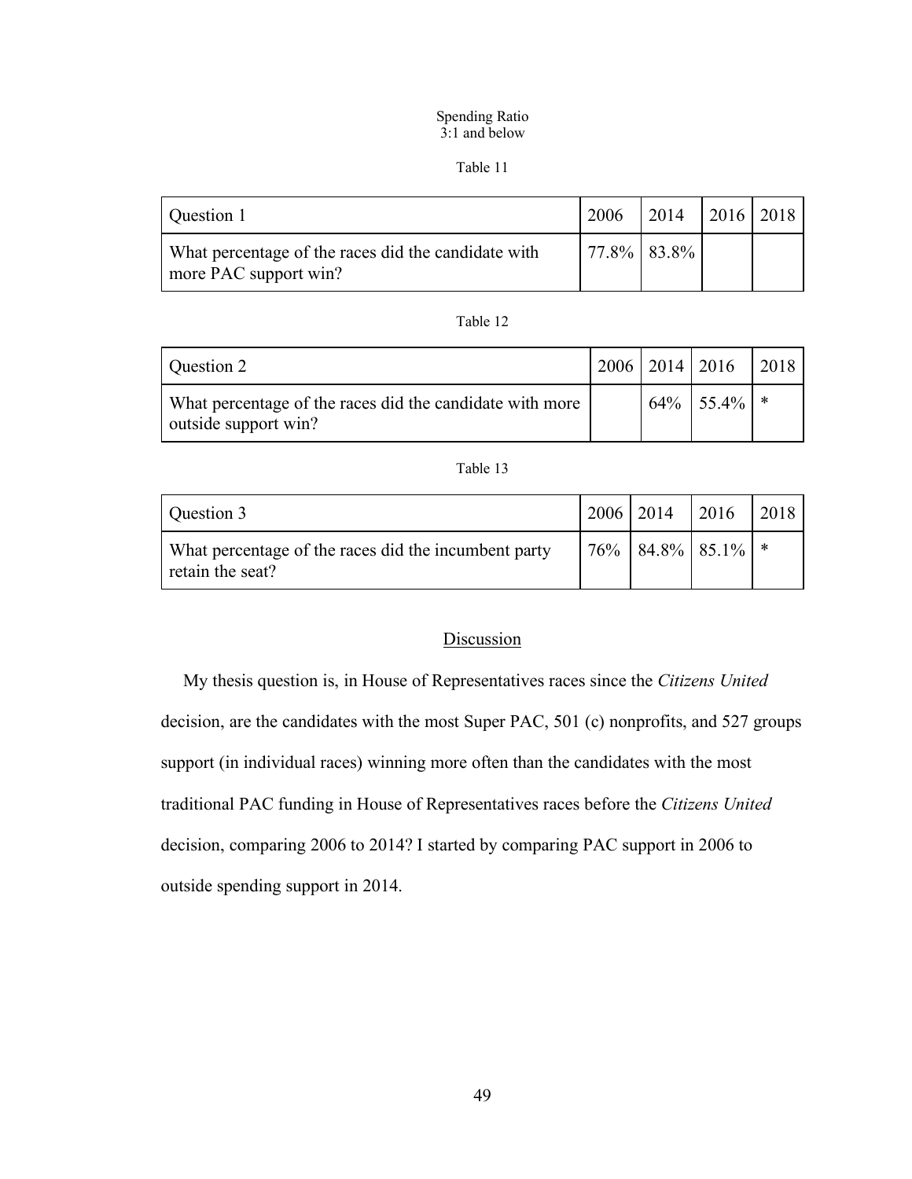Spending Ratio
3:1 and below

Table 11

| Question 1 | 2006 | 2014 | 2016 | 2018 |
|---|---|---|---|---|
| What percentage of the races did the candidate with more PAC support win? | 77.8% | 83.8% | | |

Table 12

| Question 2 | 2006 | 2014 | 2016 | 2018 |
|---|---|---|---|---|
| What percentage of the races did the candidate with more outside support win? | | 64% | 55.4% | * |

Table 13

| Question 3 | 2006 | 2014 | 2016 | 2018 |
|---|---|---|---|---|
| What percentage of the races did the incumbent party retain the seat? | 76% | 84.8% | 85.1% | * |

## Discussion

My thesis question is, in House of Representatives races since the *Citizens United* decision, are the candidates with the most Super PAC, 501 (c) nonprofits, and 527 groups support (in individual races) winning more often than the candidates with the most traditional PAC funding in House of Representatives races before the *Citizens United* decision, comparing 2006 to 2014? I started by comparing PAC support in 2006 to outside spending support in 2014.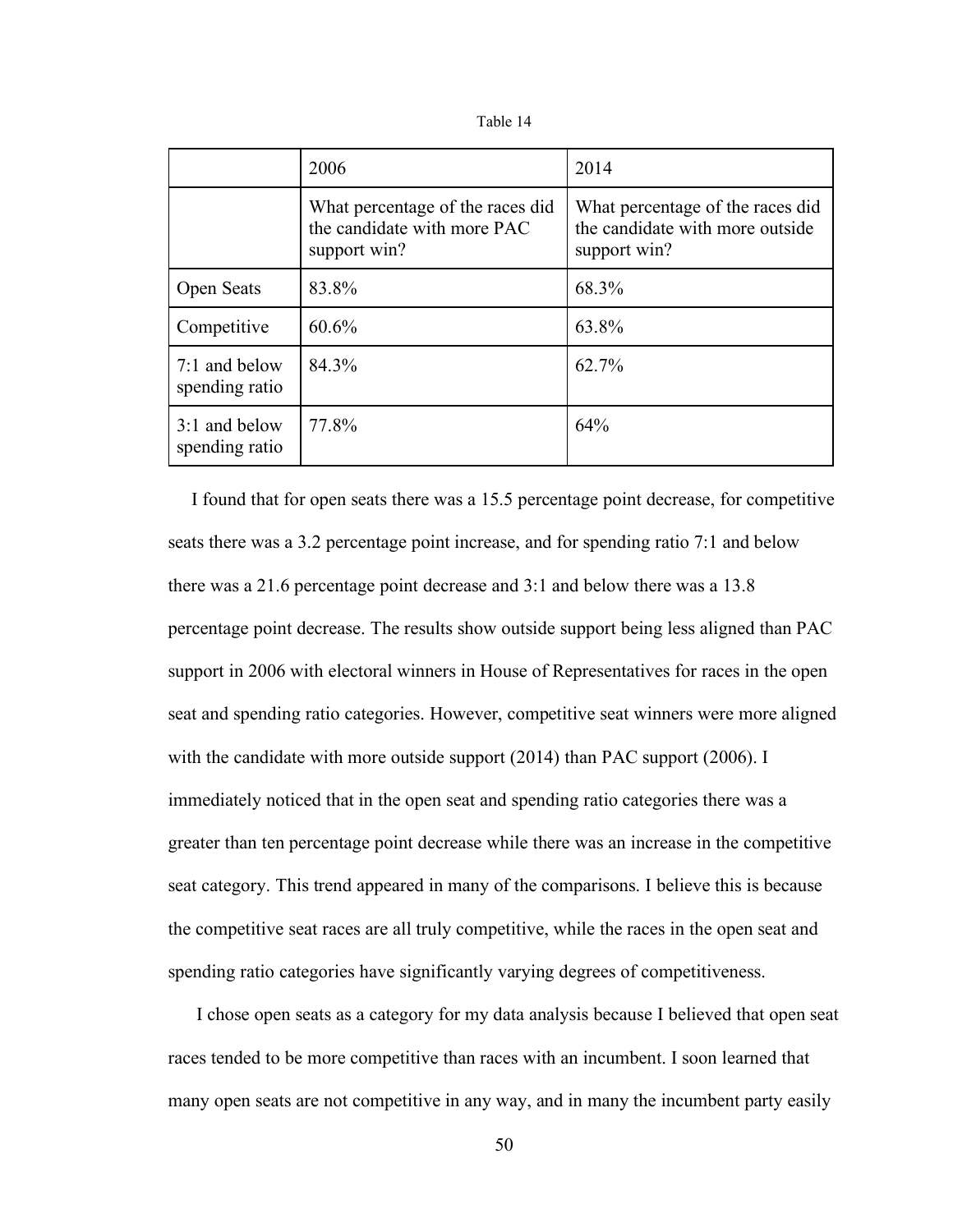Table 14

| | 2006 | 2014 |
|---|---|---|
| | What percentage of the races did the candidate with more PAC support win? | What percentage of the races did the candidate with more outside support win? |
| Open Seats | 83.8% | 68.3% |
| Competitive | 60.6% | 63.8% |
| 7:1 and below spending ratio | 84.3% | 62.7% |
| 3:1 and below spending ratio | 77.8% | 64% |

I found that for open seats there was a 15.5 percentage point decrease, for competitive seats there was a 3.2 percentage point increase, and for spending ratio 7:1 and below there was a 21.6 percentage point decrease and 3:1 and below there was a 13.8 percentage point decrease. The results show outside support being less aligned than PAC support in 2006 with electoral winners in House of Representatives for races in the open seat and spending ratio categories. However, competitive seat winners were more aligned with the candidate with more outside support (2014) than PAC support (2006). I immediately noticed that in the open seat and spending ratio categories there was a greater than ten percentage point decrease while there was an increase in the competitive seat category. This trend appeared in many of the comparisons. I believe this is because the competitive seat races are all truly competitive, while the races in the open seat and spending ratio categories have significantly varying degrees of competitiveness.

I chose open seats as a category for my data analysis because I believed that open seat races tended to be more competitive than races with an incumbent. I soon learned that many open seats are not competitive in any way, and in many the incumbent party easily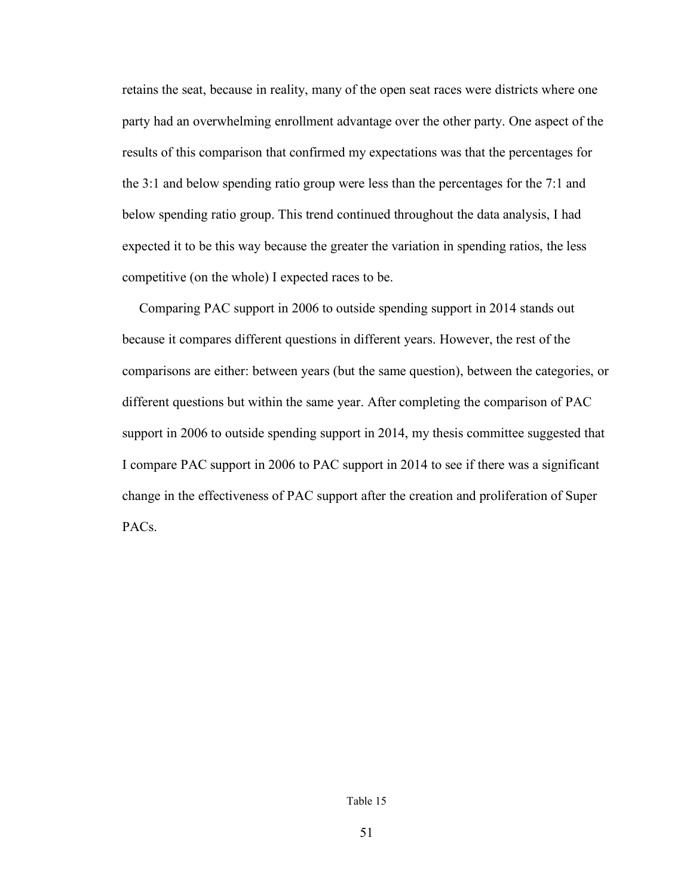retains the seat, because in reality, many of the open seat races were districts where one party had an overwhelming enrollment advantage over the other party. One aspect of the results of this comparison that confirmed my expectations was that the percentages for the 3:1 and below spending ratio group were less than the percentages for the 7:1 and below spending ratio group. This trend continued throughout the data analysis, I had expected it to be this way because the greater the variation in spending ratios, the less competitive (on the whole) I expected races to be.

Comparing PAC support in 2006 to outside spending support in 2014 stands out because it compares different questions in different years. However, the rest of the comparisons are either: between years (but the same question), between the categories, or different questions but within the same year. After completing the comparison of PAC support in 2006 to outside spending support in 2014, my thesis committee suggested that I compare PAC support in 2006 to PAC support in 2014 to see if there was a significant change in the effectiveness of PAC support after the creation and proliferation of Super PACs.

Table 15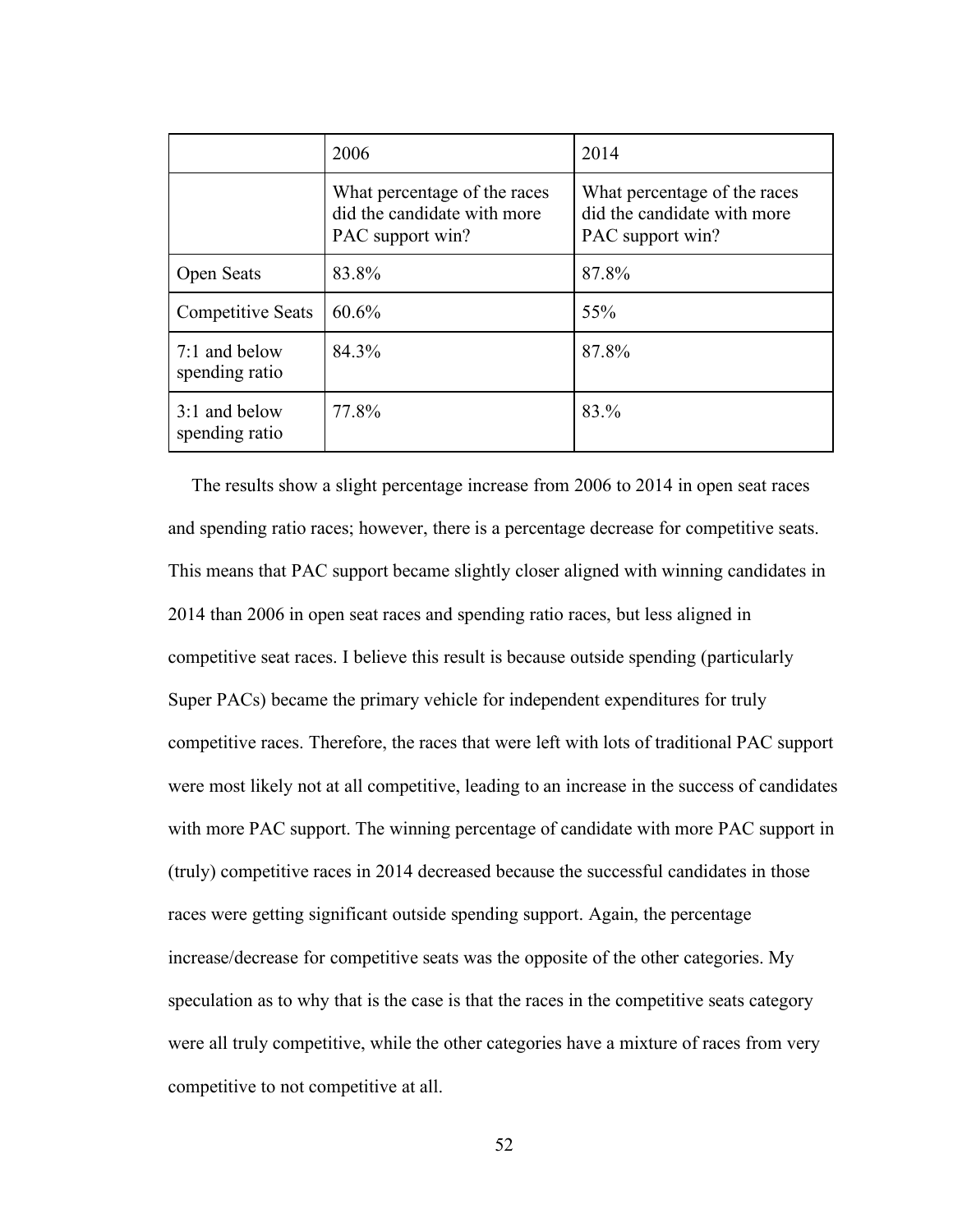| | 2006 | 2014 |
|---|---|---|
| | What percentage of the races did the candidate with more PAC support win? | What percentage of the races did the candidate with more PAC support win? |
| Open Seats | 83.8% | 87.8% |
| Competitive Seats | 60.6% | 55% |
| 7:1 and below spending ratio | 84.3% | 87.8% |
| 3:1 and below spending ratio | 77.8% | 83.% |

The results show a slight percentage increase from 2006 to 2014 in open seat races and spending ratio races; however, there is a percentage decrease for competitive seats. This means that PAC support became slightly closer aligned with winning candidates in 2014 than 2006 in open seat races and spending ratio races, but less aligned in competitive seat races. I believe this result is because outside spending (particularly Super PACs) became the primary vehicle for independent expenditures for truly competitive races. Therefore, the races that were left with lots of traditional PAC support were most likely not at all competitive, leading to an increase in the success of candidates with more PAC support. The winning percentage of candidate with more PAC support in (truly) competitive races in 2014 decreased because the successful candidates in those races were getting significant outside spending support. Again, the percentage increase/decrease for competitive seats was the opposite of the other categories. My speculation as to why that is the case is that the races in the competitive seats category were all truly competitive, while the other categories have a mixture of races from very competitive to not competitive at all.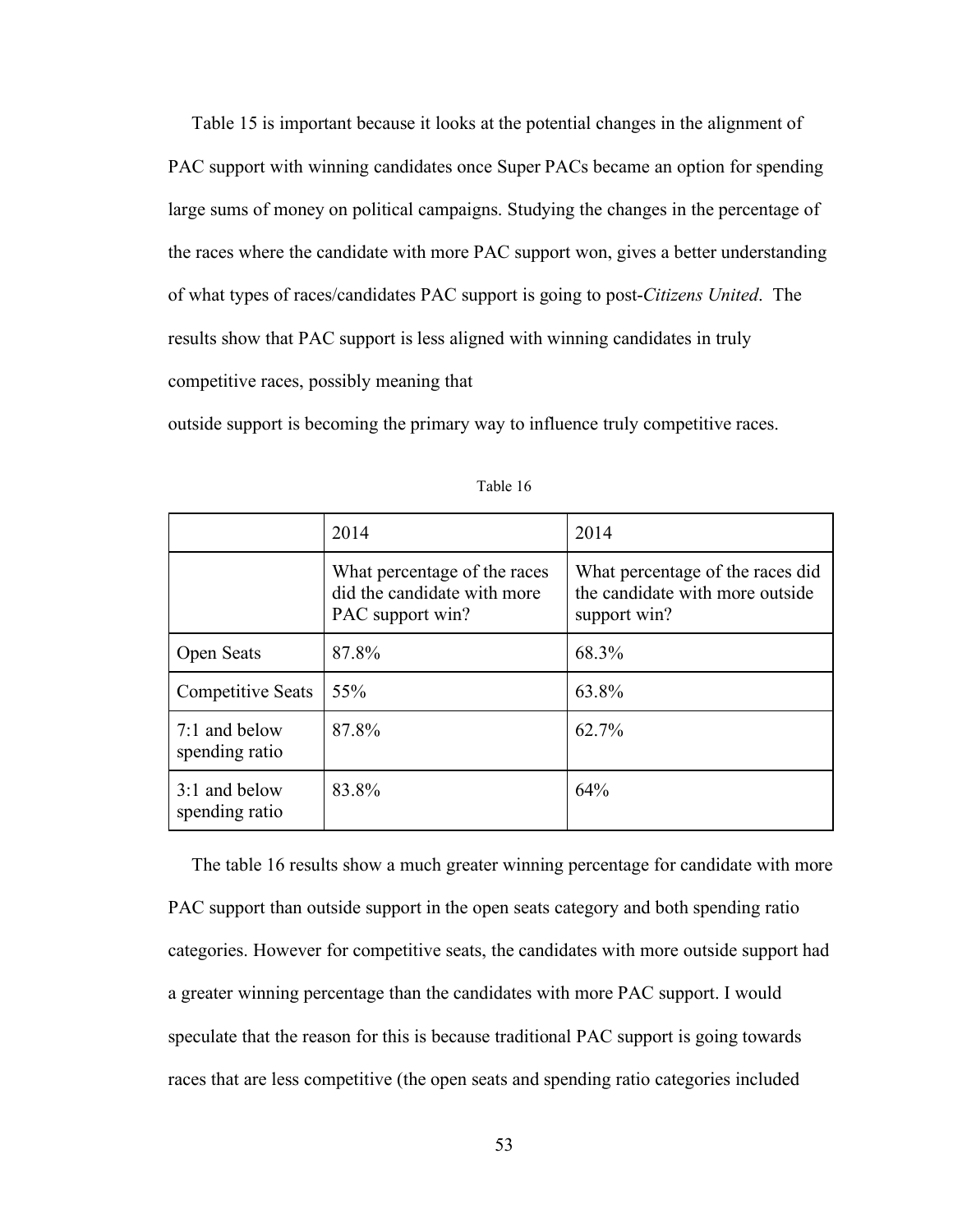Table 15 is important because it looks at the potential changes in the alignment of PAC support with winning candidates once Super PACs became an option for spending large sums of money on political campaigns. Studying the changes in the percentage of the races where the candidate with more PAC support won, gives a better understanding of what types of races/candidates PAC support is going to post-*Citizens United*. The results show that PAC support is less aligned with winning candidates in truly competitive races, possibly meaning that

outside support is becoming the primary way to influence truly competitive races.

Table 16

| | 2014 | 2014 |
|---|---|---|
| | What percentage of the races did the candidate with more PAC support win? | What percentage of the races did the candidate with more outside support win? |
| Open Seats | 87.8% | 68.3% |
| Competitive Seats | 55% | 63.8% |
| 7:1 and below spending ratio | 87.8% | 62.7% |
| 3:1 and below spending ratio | 83.8% | 64% |

The table 16 results show a much greater winning percentage for candidate with more PAC support than outside support in the open seats category and both spending ratio categories. However for competitive seats, the candidates with more outside support had a greater winning percentage than the candidates with more PAC support. I would speculate that the reason for this is because traditional PAC support is going towards races that are less competitive (the open seats and spending ratio categories included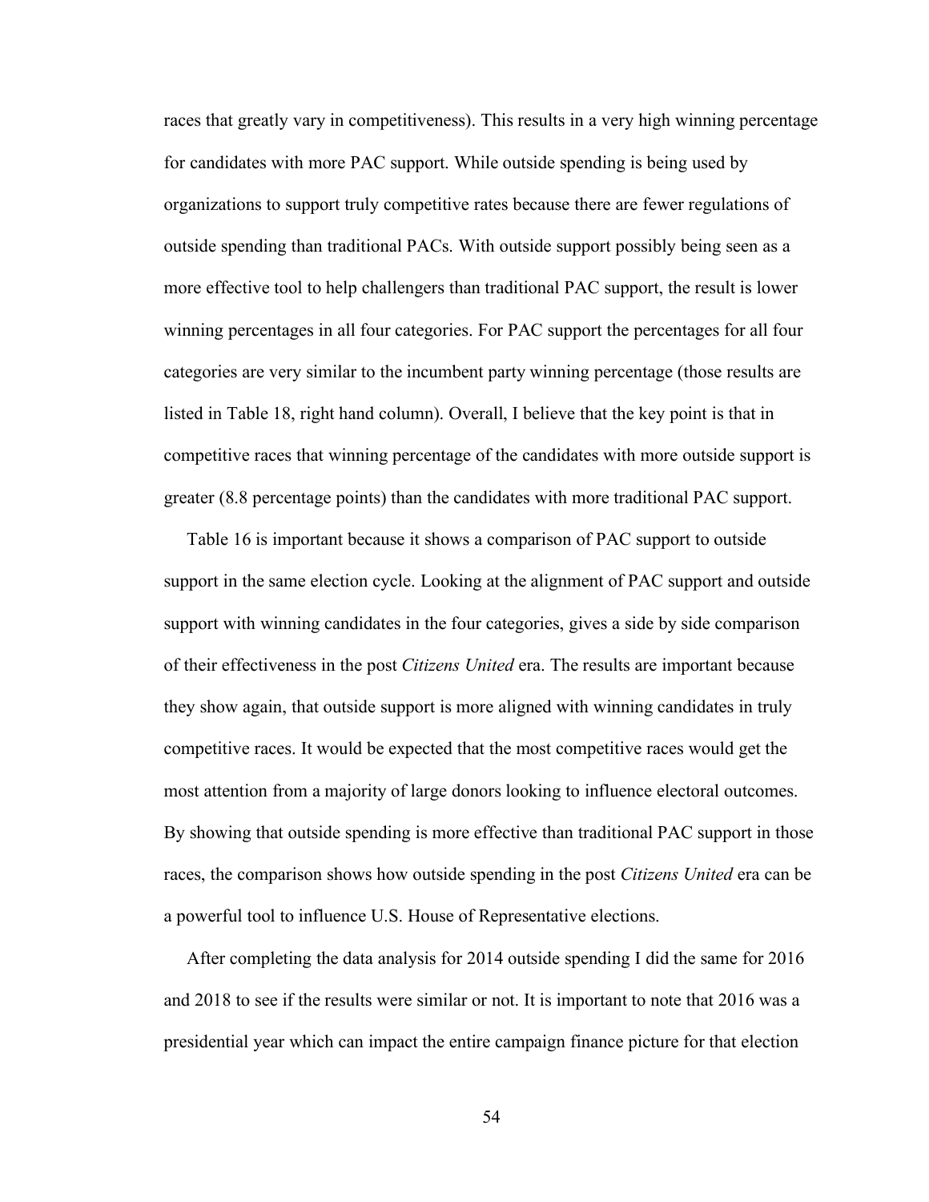races that greatly vary in competitiveness). This results in a very high winning percentage for candidates with more PAC support. While outside spending is being used by organizations to support truly competitive rates because there are fewer regulations of outside spending than traditional PACs. With outside support possibly being seen as a more effective tool to help challengers than traditional PAC support, the result is lower winning percentages in all four categories. For PAC support the percentages for all four categories are very similar to the incumbent party winning percentage (those results are listed in Table 18, right hand column). Overall, I believe that the key point is that in competitive races that winning percentage of the candidates with more outside support is greater (8.8 percentage points) than the candidates with more traditional PAC support.

Table 16 is important because it shows a comparison of PAC support to outside support in the same election cycle. Looking at the alignment of PAC support and outside support with winning candidates in the four categories, gives a side by side comparison of their effectiveness in the post *Citizens United* era. The results are important because they show again, that outside support is more aligned with winning candidates in truly competitive races. It would be expected that the most competitive races would get the most attention from a majority of large donors looking to influence electoral outcomes. By showing that outside spending is more effective than traditional PAC support in those races, the comparison shows how outside spending in the post *Citizens United* era can be a powerful tool to influence U.S. House of Representative elections.

After completing the data analysis for 2014 outside spending I did the same for 2016 and 2018 to see if the results were similar or not. It is important to note that 2016 was a presidential year which can impact the entire campaign finance picture for that election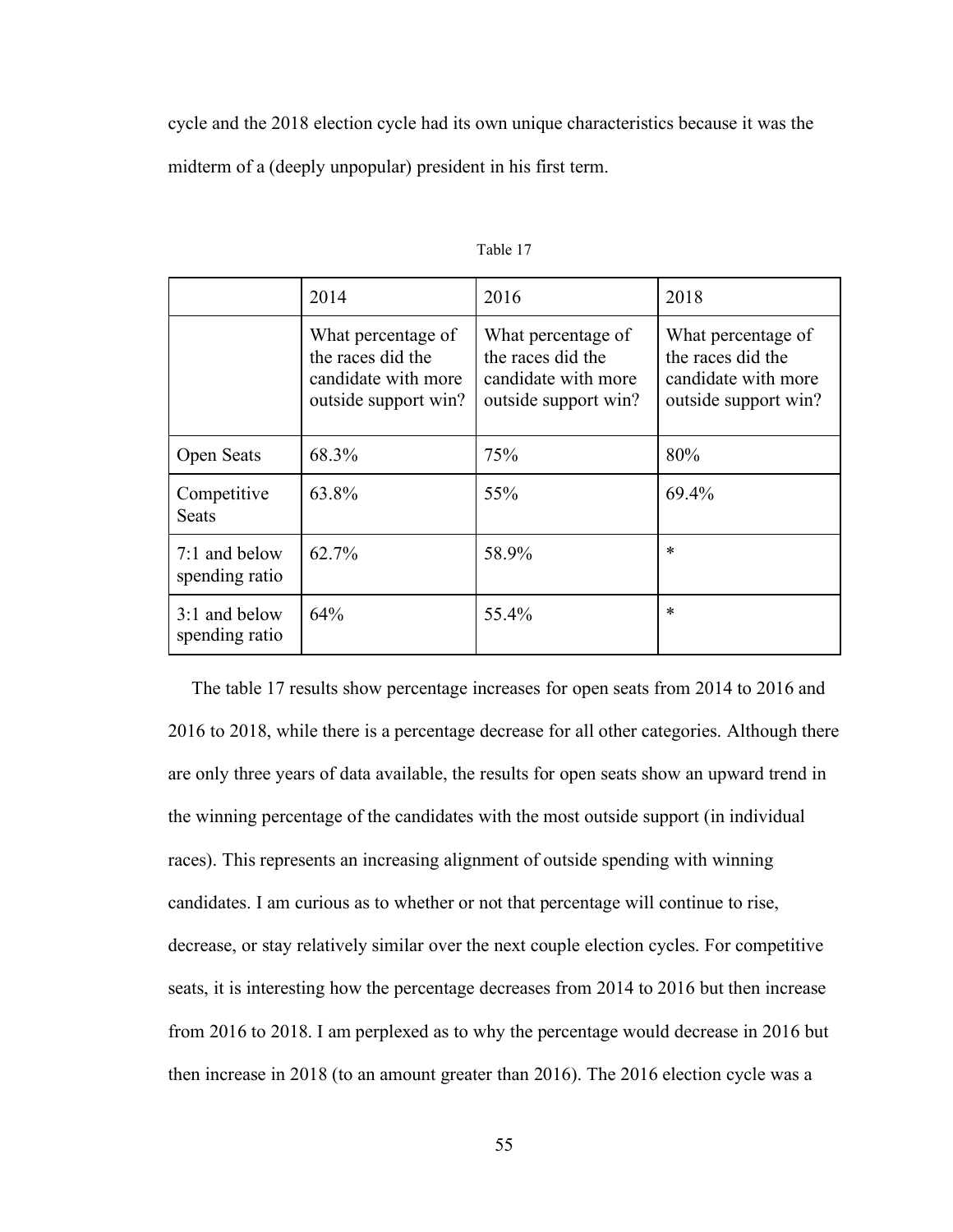cycle and the 2018 election cycle had its own unique characteristics because it was the midterm of a (deeply unpopular) president in his first term.

Table 17

| | 2014 | 2016 | 2018 |
|---|---|---|---|
| | What percentage of the races did the candidate with more outside support win? | What percentage of the races did the candidate with more outside support win? | What percentage of the races did the candidate with more outside support win? |
| Open Seats | 68.3% | 75% | 80% |
| Competitive Seats | 63.8% | 55% | 69.4% |
| 7:1 and below spending ratio | 62.7% | 58.9% | * |
| 3:1 and below spending ratio | 64% | 55.4% | * |

The table 17 results show percentage increases for open seats from 2014 to 2016 and 2016 to 2018, while there is a percentage decrease for all other categories. Although there are only three years of data available, the results for open seats show an upward trend in the winning percentage of the candidates with the most outside support (in individual races). This represents an increasing alignment of outside spending with winning candidates. I am curious as to whether or not that percentage will continue to rise, decrease, or stay relatively similar over the next couple election cycles. For competitive seats, it is interesting how the percentage decreases from 2014 to 2016 but then increase from 2016 to 2018. I am perplexed as to why the percentage would decrease in 2016 but then increase in 2018 (to an amount greater than 2016). The 2016 election cycle was a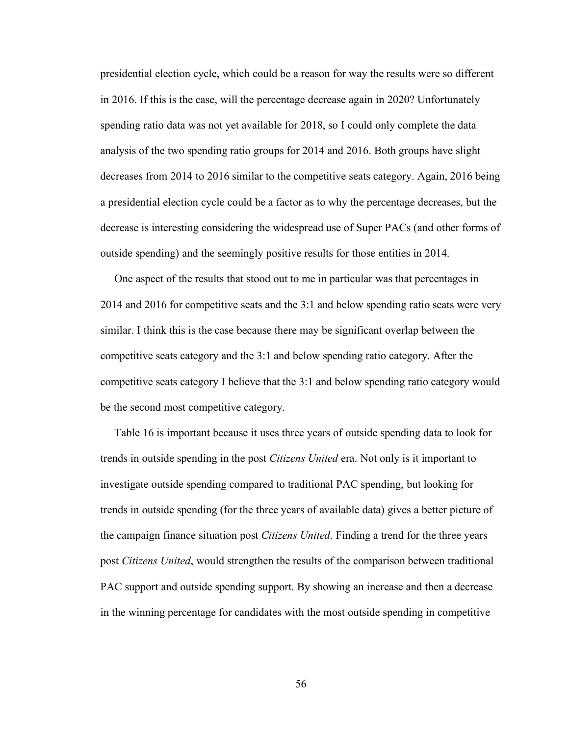presidential election cycle, which could be a reason for way the results were so different in 2016. If this is the case, will the percentage decrease again in 2020? Unfortunately spending ratio data was not yet available for 2018, so I could only complete the data analysis of the two spending ratio groups for 2014 and 2016. Both groups have slight decreases from 2014 to 2016 similar to the competitive seats category. Again, 2016 being a presidential election cycle could be a factor as to why the percentage decreases, but the decrease is interesting considering the widespread use of Super PACs (and other forms of outside spending) and the seemingly positive results for those entities in 2014.

One aspect of the results that stood out to me in particular was that percentages in 2014 and 2016 for competitive seats and the 3:1 and below spending ratio seats were very similar. I think this is the case because there may be significant overlap between the competitive seats category and the 3:1 and below spending ratio category. After the competitive seats category I believe that the 3:1 and below spending ratio category would be the second most competitive category.

Table 16 is important because it uses three years of outside spending data to look for trends in outside spending in the post *Citizens United* era. Not only is it important to investigate outside spending compared to traditional PAC spending, but looking for trends in outside spending (for the three years of available data) gives a better picture of the campaign finance situation post *Citizens United*. Finding a trend for the three years post *Citizens United*, would strengthen the results of the comparison between traditional PAC support and outside spending support. By showing an increase and then a decrease in the winning percentage for candidates with the most outside spending in competitive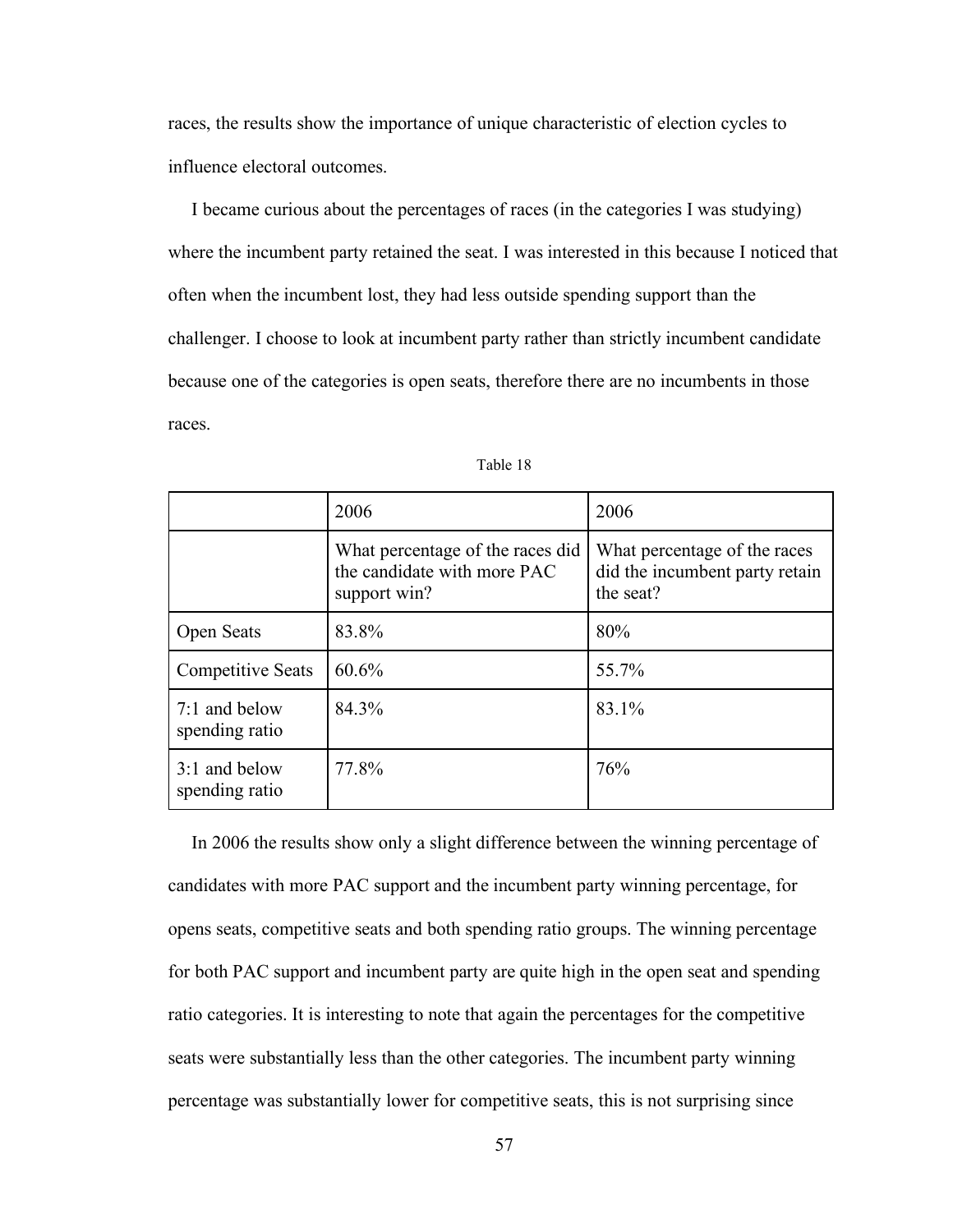races, the results show the importance of unique characteristic of election cycles to influence electoral outcomes.

I became curious about the percentages of races (in the categories I was studying) where the incumbent party retained the seat. I was interested in this because I noticed that often when the incumbent lost, they had less outside spending support than the challenger. I choose to look at incumbent party rather than strictly incumbent candidate because one of the categories is open seats, therefore there are no incumbents in those races.

Table 18

| | 2006 | 2006 |
|---|---|---|
| | What percentage of the races did the candidate with more PAC support win? | What percentage of the races did the incumbent party retain the seat? |
| Open Seats | 83.8% | 80% |
| Competitive Seats | 60.6% | 55.7% |
| 7:1 and below spending ratio | 84.3% | 83.1% |
| 3:1 and below spending ratio | 77.8% | 76% |

In 2006 the results show only a slight difference between the winning percentage of candidates with more PAC support and the incumbent party winning percentage, for opens seats, competitive seats and both spending ratio groups. The winning percentage for both PAC support and incumbent party are quite high in the open seat and spending ratio categories. It is interesting to note that again the percentages for the competitive seats were substantially less than the other categories. The incumbent party winning percentage was substantially lower for competitive seats, this is not surprising since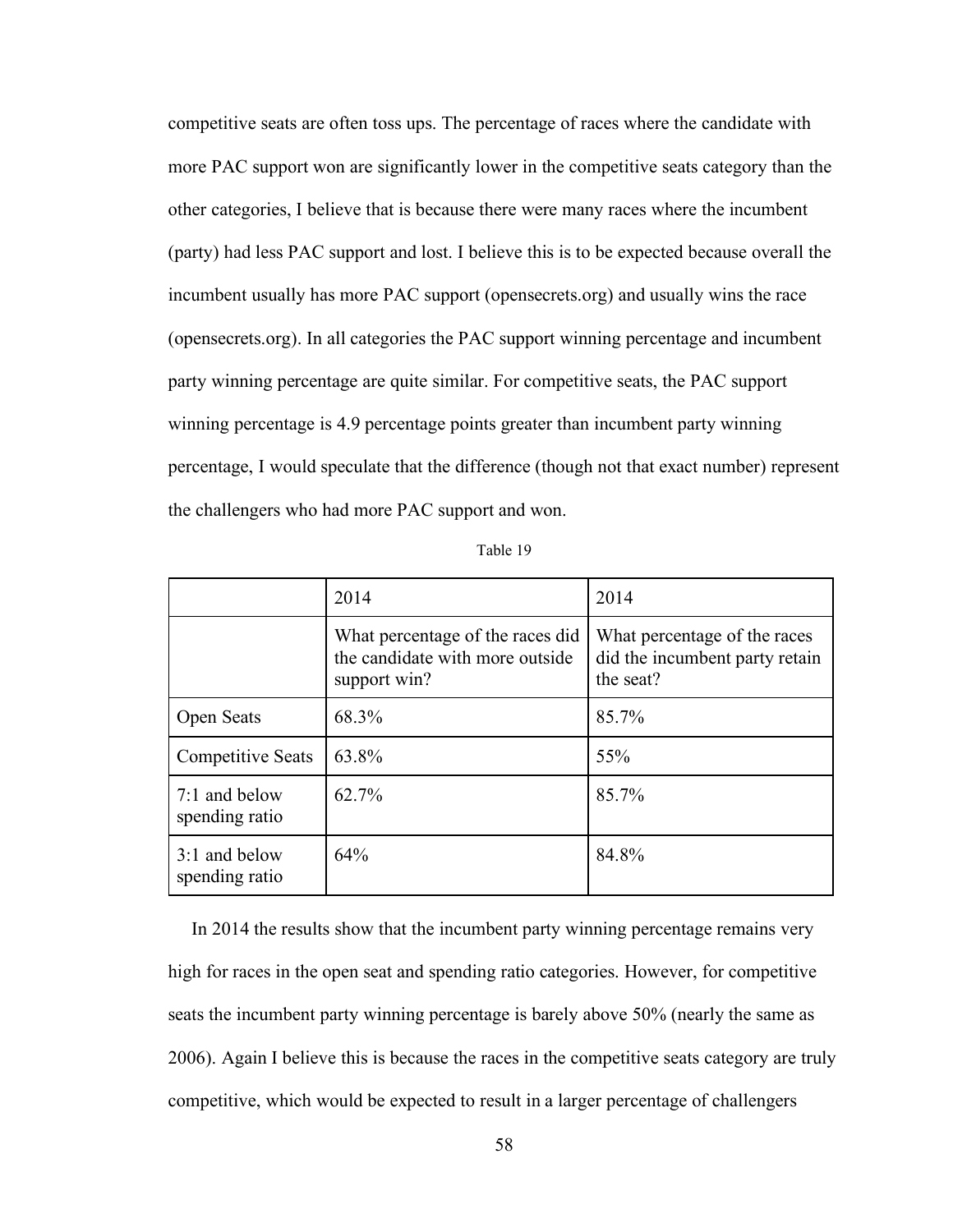competitive seats are often toss ups. The percentage of races where the candidate with more PAC support won are significantly lower in the competitive seats category than the other categories, I believe that is because there were many races where the incumbent (party) had less PAC support and lost. I believe this is to be expected because overall the incumbent usually has more PAC support (opensecrets.org) and usually wins the race (opensecrets.org). In all categories the PAC support winning percentage and incumbent party winning percentage are quite similar. For competitive seats, the PAC support winning percentage is 4.9 percentage points greater than incumbent party winning percentage, I would speculate that the difference (though not that exact number) represent the challengers who had more PAC support and won.

Table 19

| | 2014 | 2014 |
|---|---|---|
| | What percentage of the races did the candidate with more outside support win? | What percentage of the races did the incumbent party retain the seat? |
| Open Seats | 68.3% | 85.7% |
| Competitive Seats | 63.8% | 55% |
| 7:1 and below spending ratio | 62.7% | 85.7% |
| 3:1 and below spending ratio | 64% | 84.8% |

In 2014 the results show that the incumbent party winning percentage remains very high for races in the open seat and spending ratio categories. However, for competitive seats the incumbent party winning percentage is barely above 50% (nearly the same as 2006). Again I believe this is because the races in the competitive seats category are truly competitive, which would be expected to result in a larger percentage of challengers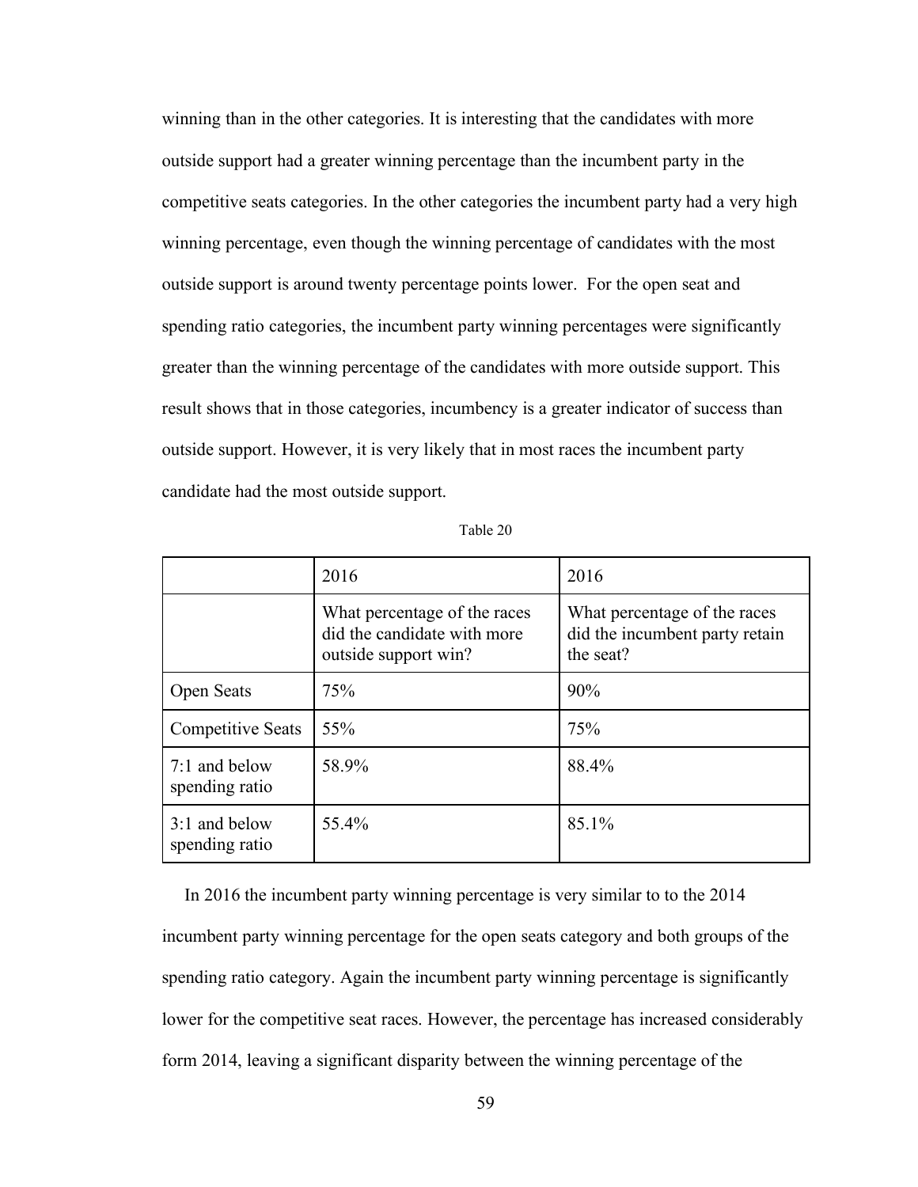winning than in the other categories. It is interesting that the candidates with more outside support had a greater winning percentage than the incumbent party in the competitive seats categories. In the other categories the incumbent party had a very high winning percentage, even though the winning percentage of candidates with the most outside support is around twenty percentage points lower. For the open seat and spending ratio categories, the incumbent party winning percentages were significantly greater than the winning percentage of the candidates with more outside support. This result shows that in those categories, incumbency is a greater indicator of success than outside support. However, it is very likely that in most races the incumbent party candidate had the most outside support.

Table 20

| | 2016 | 2016 |
|---|---|---|
| | What percentage of the races did the candidate with more outside support win? | What percentage of the races did the incumbent party retain the seat? |
| Open Seats | 75% | 90% |
| Competitive Seats | 55% | 75% |
| 7:1 and below spending ratio | 58.9% | 88.4% |
| 3:1 and below spending ratio | 55.4% | 85.1% |

In 2016 the incumbent party winning percentage is very similar to to the 2014 incumbent party winning percentage for the open seats category and both groups of the spending ratio category. Again the incumbent party winning percentage is significantly lower for the competitive seat races. However, the percentage has increased considerably form 2014, leaving a significant disparity between the winning percentage of the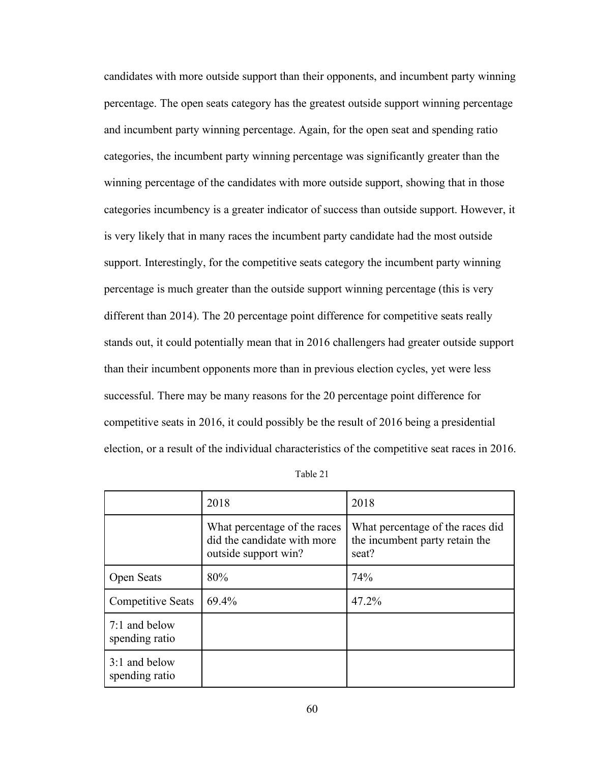candidates with more outside support than their opponents, and incumbent party winning percentage. The open seats category has the greatest outside support winning percentage and incumbent party winning percentage. Again, for the open seat and spending ratio categories, the incumbent party winning percentage was significantly greater than the winning percentage of the candidates with more outside support, showing that in those categories incumbency is a greater indicator of success than outside support. However, it is very likely that in many races the incumbent party candidate had the most outside support. Interestingly, for the competitive seats category the incumbent party winning percentage is much greater than the outside support winning percentage (this is very different than 2014). The 20 percentage point difference for competitive seats really stands out, it could potentially mean that in 2016 challengers had greater outside support than their incumbent opponents more than in previous election cycles, yet were less successful. There may be many reasons for the 20 percentage point difference for competitive seats in 2016, it could possibly be the result of 2016 being a presidential election, or a result of the individual characteristics of the competitive seat races in 2016.

Table 21

| | 2018 | 2018 |
|---|---|---|
| | What percentage of the races did the candidate with more outside support win? | What percentage of the races did the incumbent party retain the seat? |
| Open Seats | 80% | 74% |
| Competitive Seats | 69.4% | 47.2% |
| 7:1 and below spending ratio | | |
| 3:1 and below spending ratio | | |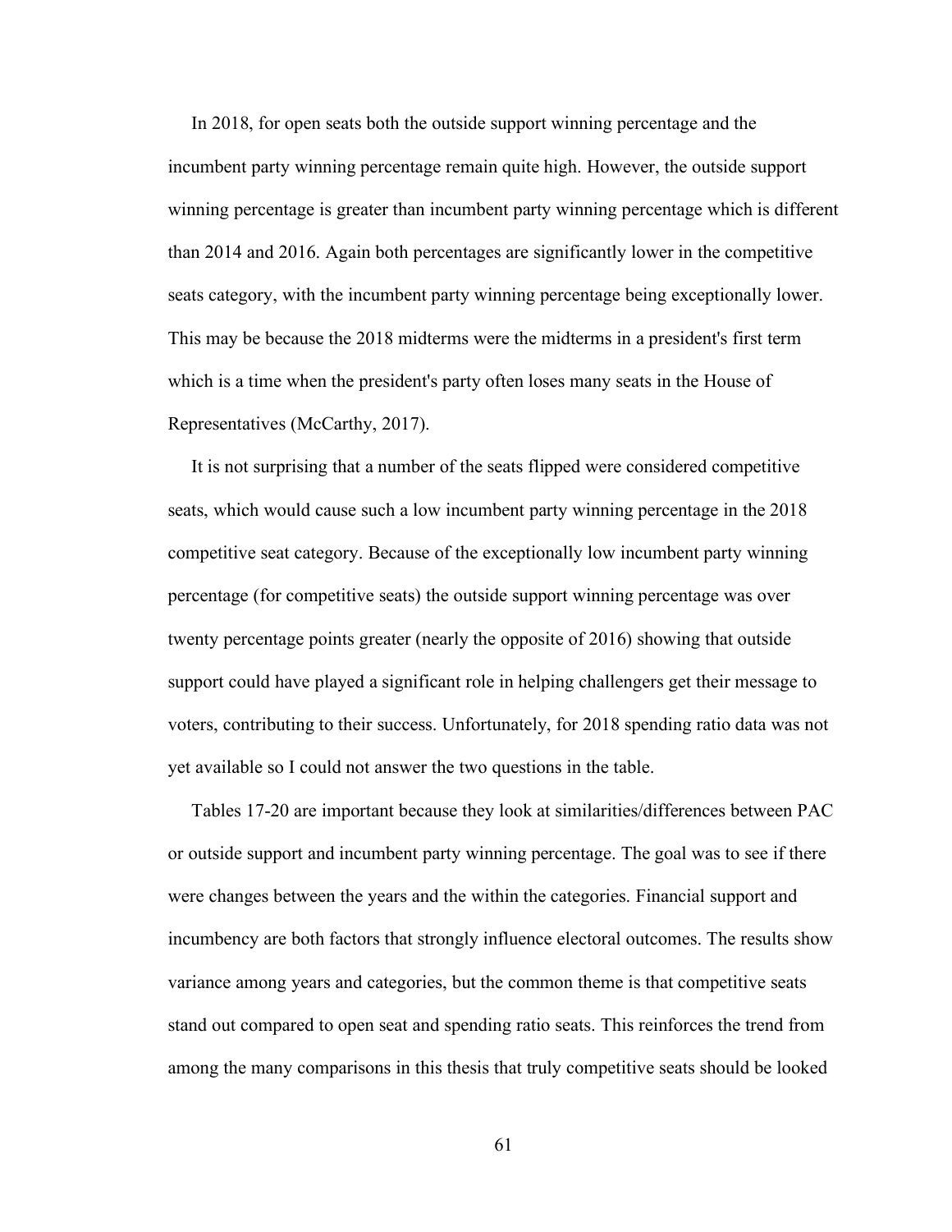In 2018, for open seats both the outside support winning percentage and the incumbent party winning percentage remain quite high. However, the outside support winning percentage is greater than incumbent party winning percentage which is different than 2014 and 2016. Again both percentages are significantly lower in the competitive seats category, with the incumbent party winning percentage being exceptionally lower. This may be because the 2018 midterms were the midterms in a president's first term which is a time when the president's party often loses many seats in the House of Representatives (McCarthy, 2017).

It is not surprising that a number of the seats flipped were considered competitive seats, which would cause such a low incumbent party winning percentage in the 2018 competitive seat category. Because of the exceptionally low incumbent party winning percentage (for competitive seats) the outside support winning percentage was over twenty percentage points greater (nearly the opposite of 2016) showing that outside support could have played a significant role in helping challengers get their message to voters, contributing to their success. Unfortunately, for 2018 spending ratio data was not yet available so I could not answer the two questions in the table.

Tables 17-20 are important because they look at similarities/differences between PAC or outside support and incumbent party winning percentage. The goal was to see if there were changes between the years and the within the categories. Financial support and incumbency are both factors that strongly influence electoral outcomes. The results show variance among years and categories, but the common theme is that competitive seats stand out compared to open seat and spending ratio seats. This reinforces the trend from among the many comparisons in this thesis that truly competitive seats should be looked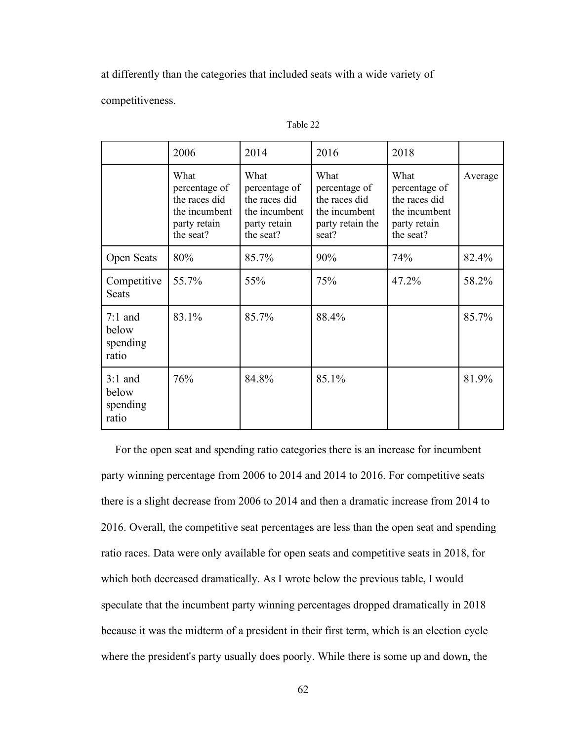at differently than the categories that included seats with a wide variety of competitiveness.

Table 22

| | 2006 | 2014 | 2016 | 2018 | |
|---|---|---|---|---|---|
| | What percentage of the races did the incumbent party retain the seat? | What percentage of the races did the incumbent party retain the seat? | What percentage of the races did the incumbent party retain the seat? | What percentage of the races did the incumbent party retain the seat? | Average |
| Open Seats | 80% | 85.7% | 90% | 74% | 82.4% |
| Competitive Seats | 55.7% | 55% | 75% | 47.2% | 58.2% |
| 7:1 and below spending ratio | 83.1% | 85.7% | 88.4% | | 85.7% |
| 3:1 and below spending ratio | 76% | 84.8% | 85.1% | | 81.9% |

For the open seat and spending ratio categories there is an increase for incumbent party winning percentage from 2006 to 2014 and 2014 to 2016. For competitive seats there is a slight decrease from 2006 to 2014 and then a dramatic increase from 2014 to 2016. Overall, the competitive seat percentages are less than the open seat and spending ratio races. Data were only available for open seats and competitive seats in 2018, for which both decreased dramatically. As I wrote below the previous table, I would speculate that the incumbent party winning percentages dropped dramatically in 2018 because it was the midterm of a president in their first term, which is an election cycle where the president's party usually does poorly. While there is some up and down, the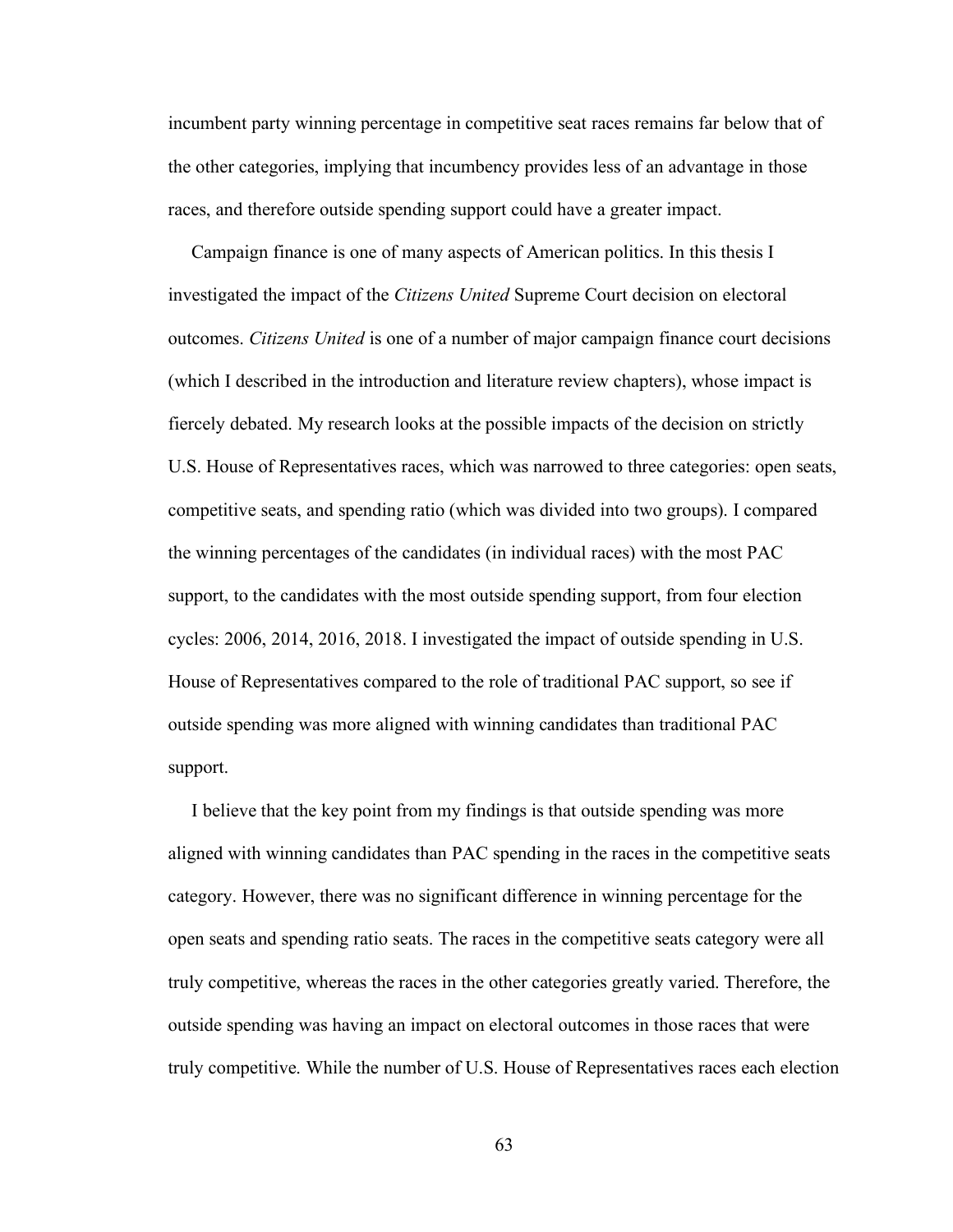incumbent party winning percentage in competitive seat races remains far below that of the other categories, implying that incumbency provides less of an advantage in those races, and therefore outside spending support could have a greater impact.

Campaign finance is one of many aspects of American politics. In this thesis I investigated the impact of the *Citizens United* Supreme Court decision on electoral outcomes. *Citizens United* is one of a number of major campaign finance court decisions (which I described in the introduction and literature review chapters), whose impact is fiercely debated. My research looks at the possible impacts of the decision on strictly U.S. House of Representatives races, which was narrowed to three categories: open seats, competitive seats, and spending ratio (which was divided into two groups). I compared the winning percentages of the candidates (in individual races) with the most PAC support, to the candidates with the most outside spending support, from four election cycles: 2006, 2014, 2016, 2018. I investigated the impact of outside spending in U.S. House of Representatives compared to the role of traditional PAC support, so see if outside spending was more aligned with winning candidates than traditional PAC support.

I believe that the key point from my findings is that outside spending was more aligned with winning candidates than PAC spending in the races in the competitive seats category. However, there was no significant difference in winning percentage for the open seats and spending ratio seats. The races in the competitive seats category were all truly competitive, whereas the races in the other categories greatly varied. Therefore, the outside spending was having an impact on electoral outcomes in those races that were truly competitive. While the number of U.S. House of Representatives races each election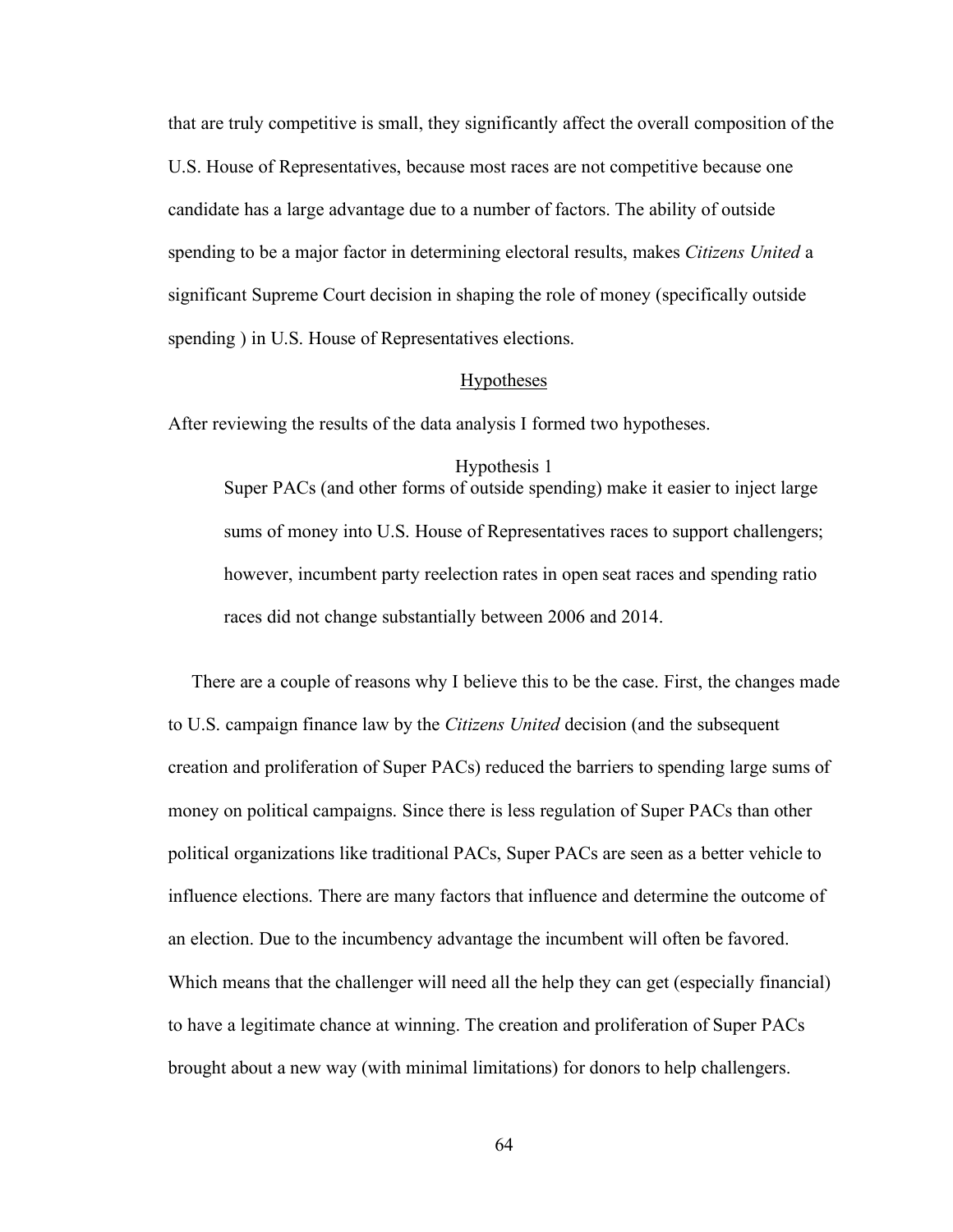that are truly competitive is small, they significantly affect the overall composition of the U.S. House of Representatives, because most races are not competitive because one candidate has a large advantage due to a number of factors. The ability of outside spending to be a major factor in determining electoral results, makes *Citizens United* a significant Supreme Court decision in shaping the role of money (specifically outside spending ) in U.S. House of Representatives elections.

## Hypotheses

After reviewing the results of the data analysis I formed two hypotheses.

### Hypothesis 1

> Super PACs (and other forms of outside spending) make it easier to inject large sums of money into U.S. House of Representatives races to support challengers; however, incumbent party reelection rates in open seat races and spending ratio races did not change substantially between 2006 and 2014.

There are a couple of reasons why I believe this to be the case. First, the changes made to U.S. campaign finance law by the *Citizens United* decision (and the subsequent creation and proliferation of Super PACs) reduced the barriers to spending large sums of money on political campaigns. Since there is less regulation of Super PACs than other political organizations like traditional PACs, Super PACs are seen as a better vehicle to influence elections. There are many factors that influence and determine the outcome of an election. Due to the incumbency advantage the incumbent will often be favored. Which means that the challenger will need all the help they can get (especially financial) to have a legitimate chance at winning. The creation and proliferation of Super PACs brought about a new way (with minimal limitations) for donors to help challengers.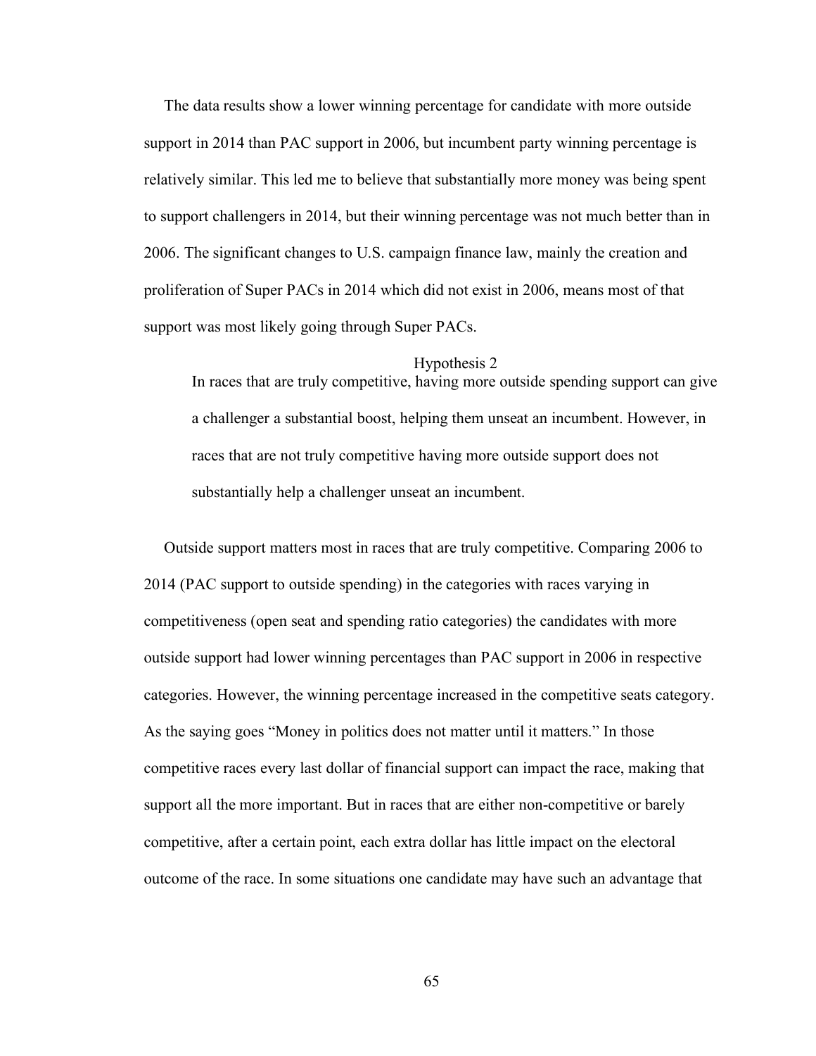The data results show a lower winning percentage for candidate with more outside support in 2014 than PAC support in 2006, but incumbent party winning percentage is relatively similar. This led me to believe that substantially more money was being spent to support challengers in 2014, but their winning percentage was not much better than in 2006. The significant changes to U.S. campaign finance law, mainly the creation and proliferation of Super PACs in 2014 which did not exist in 2006, means most of that support was most likely going through Super PACs.

### Hypothesis 2

> In races that are truly competitive, having more outside spending support can give a challenger a substantial boost, helping them unseat an incumbent. However, in races that are not truly competitive having more outside support does not substantially help a challenger unseat an incumbent.

Outside support matters most in races that are truly competitive. Comparing 2006 to 2014 (PAC support to outside spending) in the categories with races varying in competitiveness (open seat and spending ratio categories) the candidates with more outside support had lower winning percentages than PAC support in 2006 in respective categories. However, the winning percentage increased in the competitive seats category. As the saying goes "Money in politics does not matter until it matters." In those competitive races every last dollar of financial support can impact the race, making that support all the more important. But in races that are either non-competitive or barely competitive, after a certain point, each extra dollar has little impact on the electoral outcome of the race. In some situations one candidate may have such an advantage that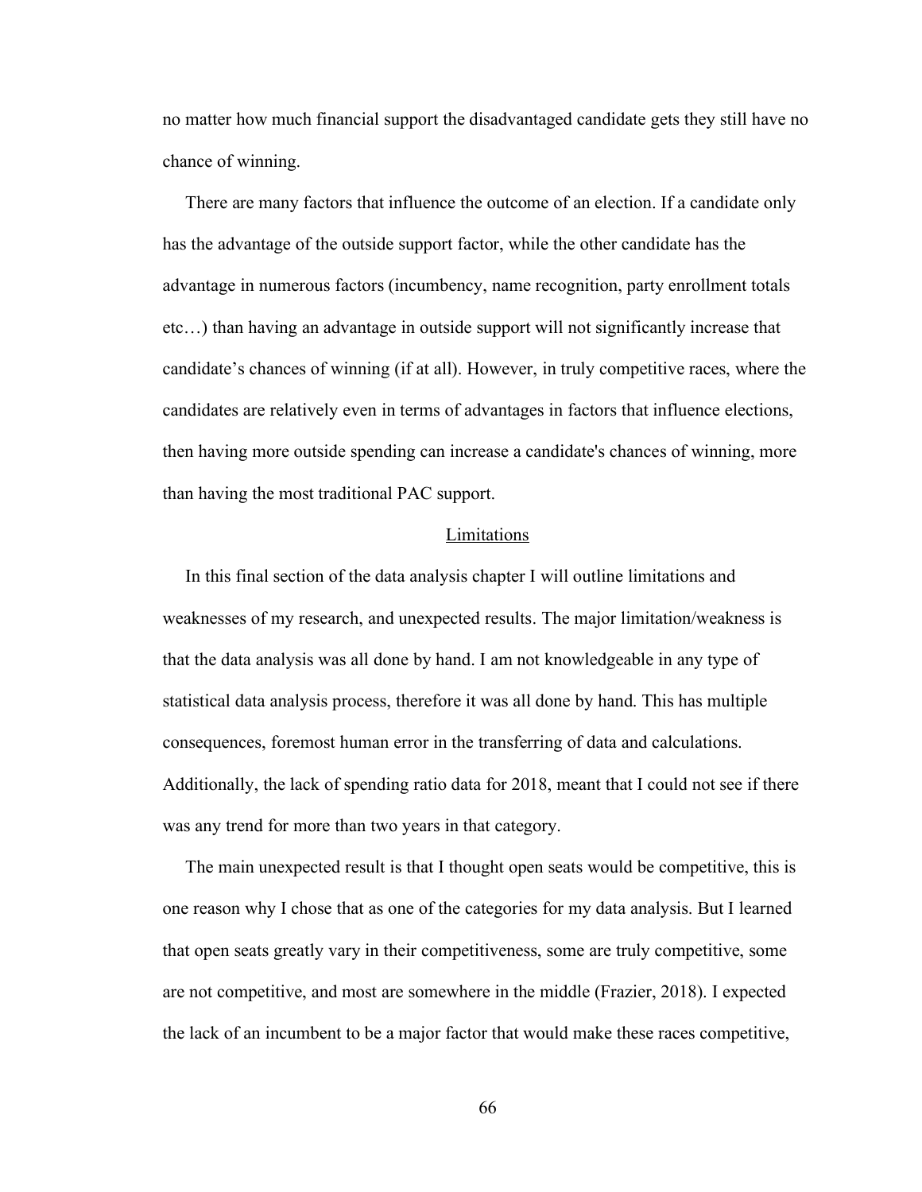no matter how much financial support the disadvantaged candidate gets they still have no chance of winning.

There are many factors that influence the outcome of an election. If a candidate only has the advantage of the outside support factor, while the other candidate has the advantage in numerous factors (incumbency, name recognition, party enrollment totals etc…) than having an advantage in outside support will not significantly increase that candidate's chances of winning (if at all). However, in truly competitive races, where the candidates are relatively even in terms of advantages in factors that influence elections, then having more outside spending can increase a candidate's chances of winning, more than having the most traditional PAC support.

## Limitations

In this final section of the data analysis chapter I will outline limitations and weaknesses of my research, and unexpected results. The major limitation/weakness is that the data analysis was all done by hand. I am not knowledgeable in any type of statistical data analysis process, therefore it was all done by hand. This has multiple consequences, foremost human error in the transferring of data and calculations. Additionally, the lack of spending ratio data for 2018, meant that I could not see if there was any trend for more than two years in that category.

The main unexpected result is that I thought open seats would be competitive, this is one reason why I chose that as one of the categories for my data analysis. But I learned that open seats greatly vary in their competitiveness, some are truly competitive, some are not competitive, and most are somewhere in the middle (Frazier, 2018). I expected the lack of an incumbent to be a major factor that would make these races competitive,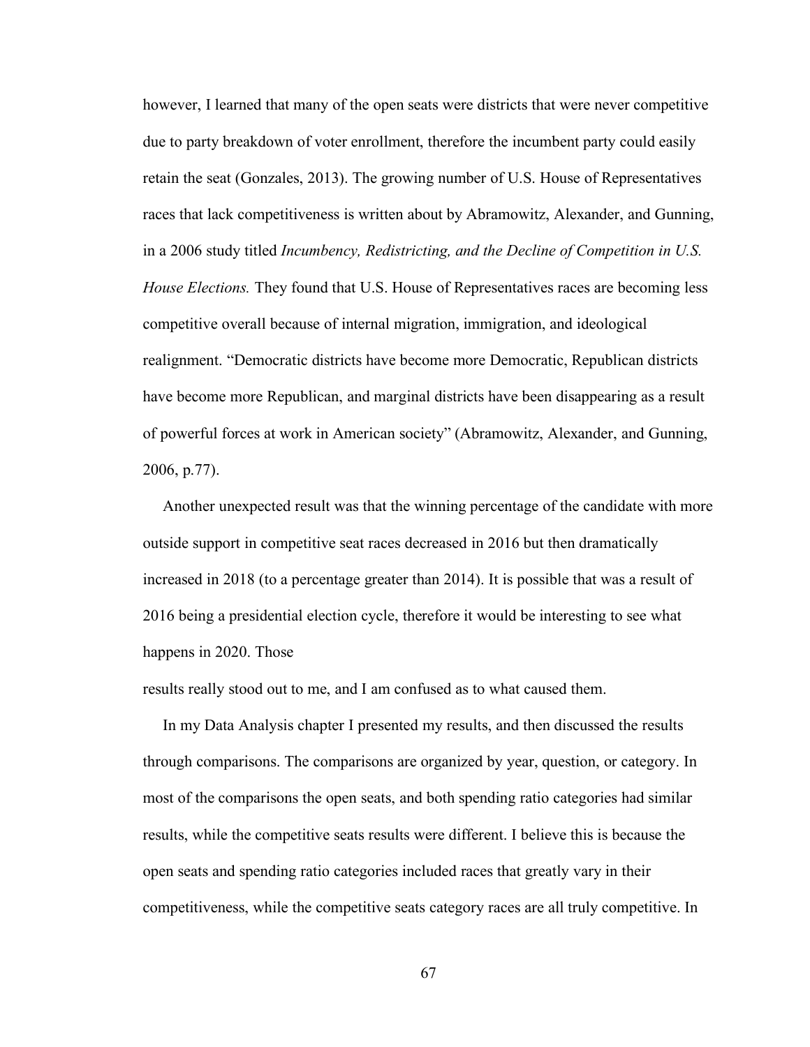however, I learned that many of the open seats were districts that were never competitive due to party breakdown of voter enrollment, therefore the incumbent party could easily retain the seat (Gonzales, 2013). The growing number of U.S. House of Representatives races that lack competitiveness is written about by Abramowitz, Alexander, and Gunning, in a 2006 study titled *Incumbency, Redistricting, and the Decline of Competition in U.S. House Elections.* They found that U.S. House of Representatives races are becoming less competitive overall because of internal migration, immigration, and ideological realignment. "Democratic districts have become more Democratic, Republican districts have become more Republican, and marginal districts have been disappearing as a result of powerful forces at work in American society" (Abramowitz, Alexander, and Gunning, 2006, p.77).

Another unexpected result was that the winning percentage of the candidate with more outside support in competitive seat races decreased in 2016 but then dramatically increased in 2018 (to a percentage greater than 2014). It is possible that was a result of 2016 being a presidential election cycle, therefore it would be interesting to see what happens in 2020. Those results really stood out to me, and I am confused as to what caused them.

In my Data Analysis chapter I presented my results, and then discussed the results through comparisons. The comparisons are organized by year, question, or category. In most of the comparisons the open seats, and both spending ratio categories had similar results, while the competitive seats results were different. I believe this is because the open seats and spending ratio categories included races that greatly vary in their competitiveness, while the competitive seats category races are all truly competitive. In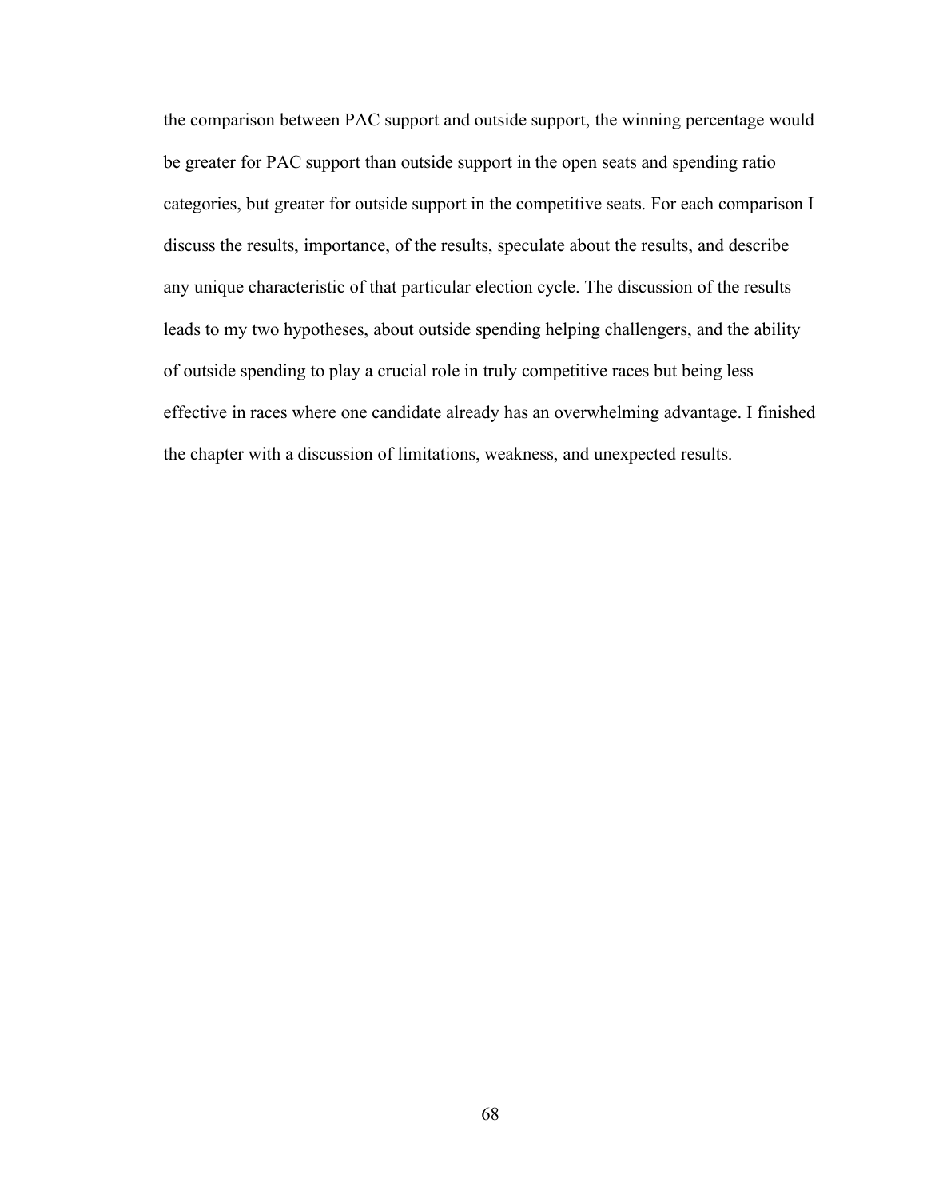the comparison between PAC support and outside support, the winning percentage would be greater for PAC support than outside support in the open seats and spending ratio categories, but greater for outside support in the competitive seats. For each comparison I discuss the results, importance, of the results, speculate about the results, and describe any unique characteristic of that particular election cycle. The discussion of the results leads to my two hypotheses, about outside spending helping challengers, and the ability of outside spending to play a crucial role in truly competitive races but being less effective in races where one candidate already has an overwhelming advantage. I finished the chapter with a discussion of limitations, weakness, and unexpected results.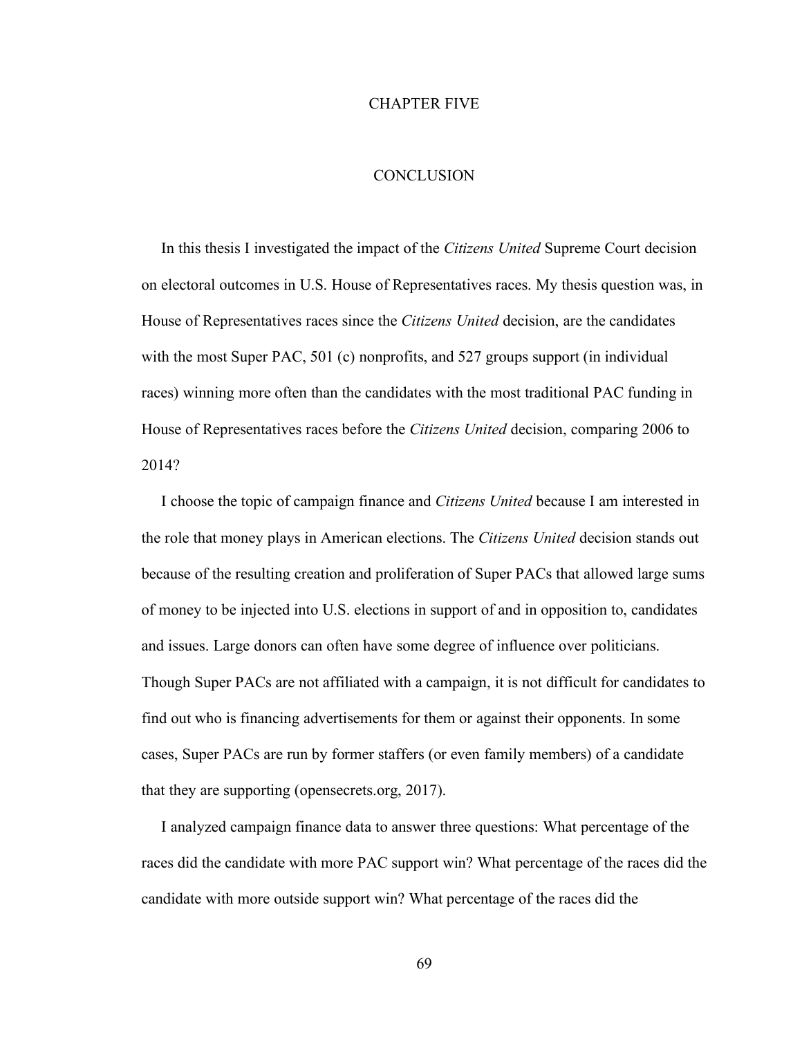# CHAPTER FIVE

## CONCLUSION

In this thesis I investigated the impact of the *Citizens United* Supreme Court decision on electoral outcomes in U.S. House of Representatives races. My thesis question was, in House of Representatives races since the *Citizens United* decision, are the candidates with the most Super PAC, 501 (c) nonprofits, and 527 groups support (in individual races) winning more often than the candidates with the most traditional PAC funding in House of Representatives races before the *Citizens United* decision, comparing 2006 to 2014?

I choose the topic of campaign finance and *Citizens United* because I am interested in the role that money plays in American elections. The *Citizens United* decision stands out because of the resulting creation and proliferation of Super PACs that allowed large sums of money to be injected into U.S. elections in support of and in opposition to, candidates and issues. Large donors can often have some degree of influence over politicians. Though Super PACs are not affiliated with a campaign, it is not difficult for candidates to find out who is financing advertisements for them or against their opponents. In some cases, Super PACs are run by former staffers (or even family members) of a candidate that they are supporting (opensecrets.org, 2017).

I analyzed campaign finance data to answer three questions: What percentage of the races did the candidate with more PAC support win? What percentage of the races did the candidate with more outside support win? What percentage of the races did the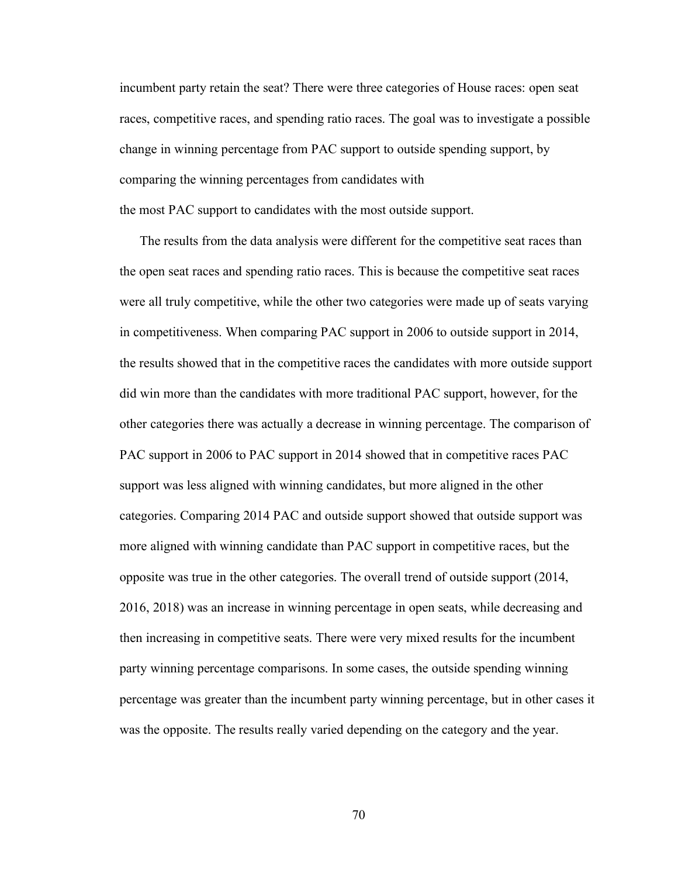incumbent party retain the seat? There were three categories of House races: open seat races, competitive races, and spending ratio races. The goal was to investigate a possible change in winning percentage from PAC support to outside spending support, by comparing the winning percentages from candidates with the most PAC support to candidates with the most outside support.

The results from the data analysis were different for the competitive seat races than the open seat races and spending ratio races. This is because the competitive seat races were all truly competitive, while the other two categories were made up of seats varying in competitiveness. When comparing PAC support in 2006 to outside support in 2014, the results showed that in the competitive races the candidates with more outside support did win more than the candidates with more traditional PAC support, however, for the other categories there was actually a decrease in winning percentage. The comparison of PAC support in 2006 to PAC support in 2014 showed that in competitive races PAC support was less aligned with winning candidates, but more aligned in the other categories. Comparing 2014 PAC and outside support showed that outside support was more aligned with winning candidate than PAC support in competitive races, but the opposite was true in the other categories. The overall trend of outside support (2014, 2016, 2018) was an increase in winning percentage in open seats, while decreasing and then increasing in competitive seats. There were very mixed results for the incumbent party winning percentage comparisons. In some cases, the outside spending winning percentage was greater than the incumbent party winning percentage, but in other cases it was the opposite. The results really varied depending on the category and the year.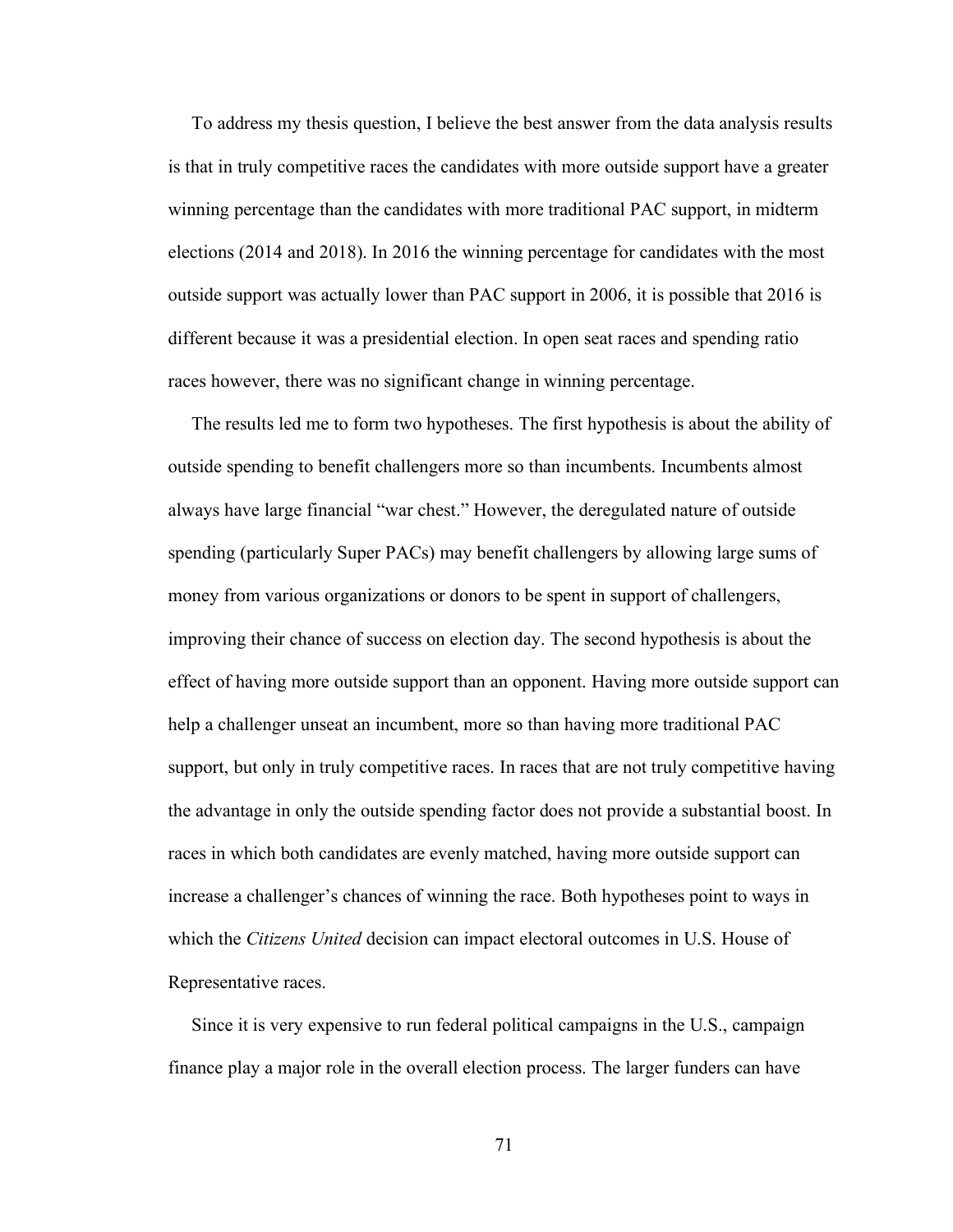To address my thesis question, I believe the best answer from the data analysis results is that in truly competitive races the candidates with more outside support have a greater winning percentage than the candidates with more traditional PAC support, in midterm elections (2014 and 2018). In 2016 the winning percentage for candidates with the most outside support was actually lower than PAC support in 2006, it is possible that 2016 is different because it was a presidential election. In open seat races and spending ratio races however, there was no significant change in winning percentage.

The results led me to form two hypotheses. The first hypothesis is about the ability of outside spending to benefit challengers more so than incumbents. Incumbents almost always have large financial "war chest." However, the deregulated nature of outside spending (particularly Super PACs) may benefit challengers by allowing large sums of money from various organizations or donors to be spent in support of challengers, improving their chance of success on election day. The second hypothesis is about the effect of having more outside support than an opponent. Having more outside support can help a challenger unseat an incumbent, more so than having more traditional PAC support, but only in truly competitive races. In races that are not truly competitive having the advantage in only the outside spending factor does not provide a substantial boost. In races in which both candidates are evenly matched, having more outside support can increase a challenger's chances of winning the race. Both hypotheses point to ways in which the *Citizens United* decision can impact electoral outcomes in U.S. House of Representative races.

Since it is very expensive to run federal political campaigns in the U.S., campaign finance play a major role in the overall election process. The larger funders can have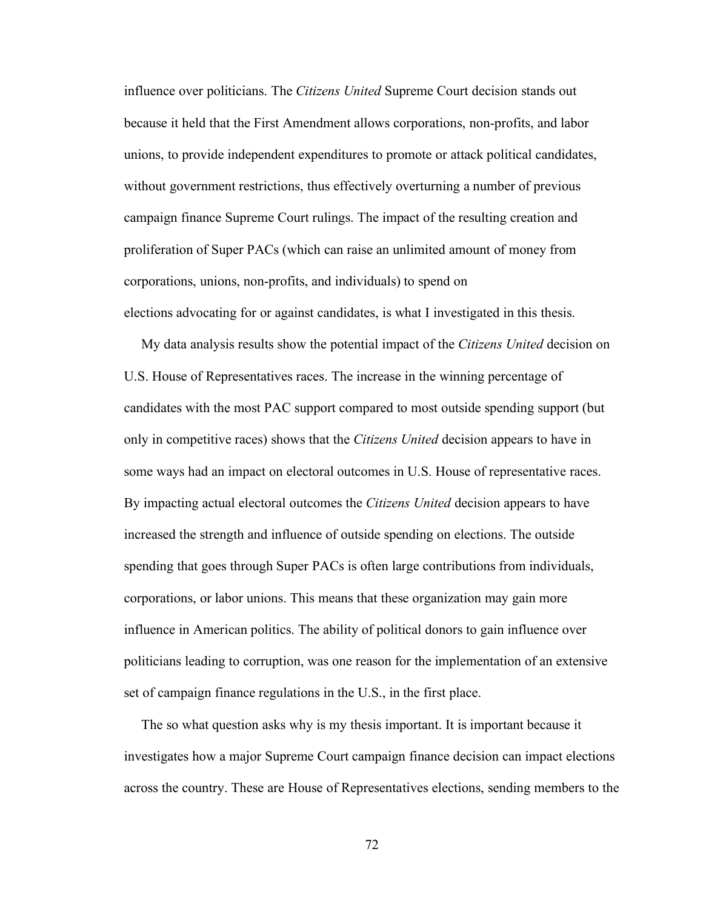influence over politicians. The *Citizens United* Supreme Court decision stands out because it held that the First Amendment allows corporations, non-profits, and labor unions, to provide independent expenditures to promote or attack political candidates, without government restrictions, thus effectively overturning a number of previous campaign finance Supreme Court rulings. The impact of the resulting creation and proliferation of Super PACs (which can raise an unlimited amount of money from corporations, unions, non-profits, and individuals) to spend on elections advocating for or against candidates, is what I investigated in this thesis.

My data analysis results show the potential impact of the *Citizens United* decision on U.S. House of Representatives races. The increase in the winning percentage of candidates with the most PAC support compared to most outside spending support (but only in competitive races) shows that the *Citizens United* decision appears to have in some ways had an impact on electoral outcomes in U.S. House of representative races. By impacting actual electoral outcomes the *Citizens United* decision appears to have increased the strength and influence of outside spending on elections. The outside spending that goes through Super PACs is often large contributions from individuals, corporations, or labor unions. This means that these organization may gain more influence in American politics. The ability of political donors to gain influence over politicians leading to corruption, was one reason for the implementation of an extensive set of campaign finance regulations in the U.S., in the first place.

The so what question asks why is my thesis important. It is important because it investigates how a major Supreme Court campaign finance decision can impact elections across the country. These are House of Representatives elections, sending members to the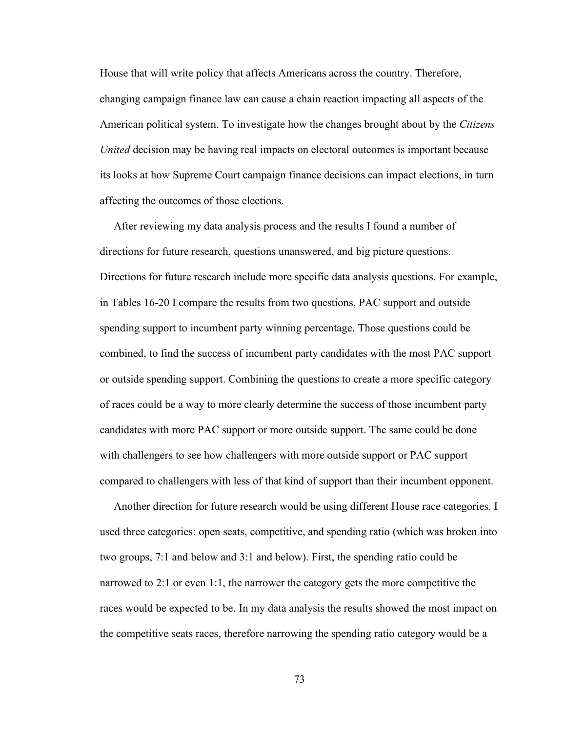House that will write policy that affects Americans across the country. Therefore, changing campaign finance law can cause a chain reaction impacting all aspects of the American political system. To investigate how the changes brought about by the *Citizens United* decision may be having real impacts on electoral outcomes is important because its looks at how Supreme Court campaign finance decisions can impact elections, in turn affecting the outcomes of those elections.

After reviewing my data analysis process and the results I found a number of directions for future research, questions unanswered, and big picture questions. Directions for future research include more specific data analysis questions. For example, in Tables 16-20 I compare the results from two questions, PAC support and outside spending support to incumbent party winning percentage. Those questions could be combined, to find the success of incumbent party candidates with the most PAC support or outside spending support. Combining the questions to create a more specific category of races could be a way to more clearly determine the success of those incumbent party candidates with more PAC support or more outside support. The same could be done with challengers to see how challengers with more outside support or PAC support compared to challengers with less of that kind of support than their incumbent opponent.

Another direction for future research would be using different House race categories. I used three categories: open seats, competitive, and spending ratio (which was broken into two groups, 7:1 and below and 3:1 and below). First, the spending ratio could be narrowed to 2:1 or even 1:1, the narrower the category gets the more competitive the races would be expected to be. In my data analysis the results showed the most impact on the competitive seats races, therefore narrowing the spending ratio category would be a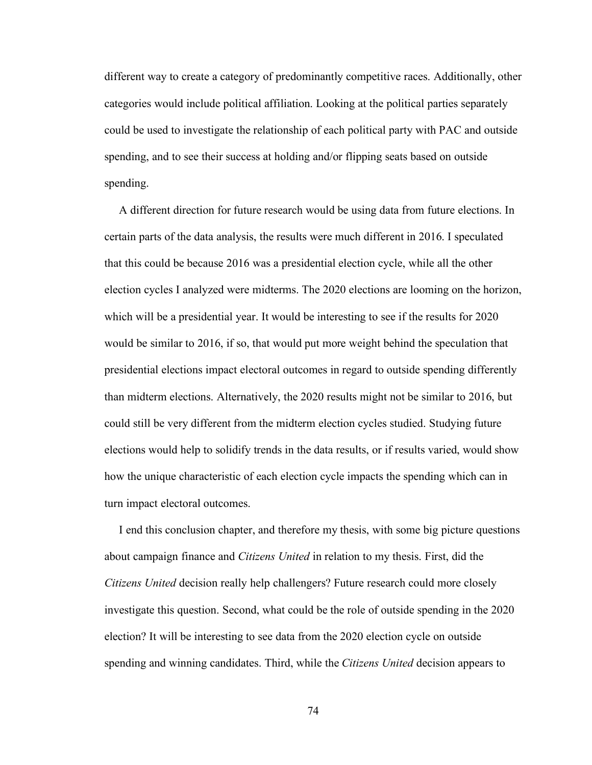different way to create a category of predominantly competitive races. Additionally, other categories would include political affiliation. Looking at the political parties separately could be used to investigate the relationship of each political party with PAC and outside spending, and to see their success at holding and/or flipping seats based on outside spending.

A different direction for future research would be using data from future elections. In certain parts of the data analysis, the results were much different in 2016. I speculated that this could be because 2016 was a presidential election cycle, while all the other election cycles I analyzed were midterms. The 2020 elections are looming on the horizon, which will be a presidential year. It would be interesting to see if the results for 2020 would be similar to 2016, if so, that would put more weight behind the speculation that presidential elections impact electoral outcomes in regard to outside spending differently than midterm elections. Alternatively, the 2020 results might not be similar to 2016, but could still be very different from the midterm election cycles studied. Studying future elections would help to solidify trends in the data results, or if results varied, would show how the unique characteristic of each election cycle impacts the spending which can in turn impact electoral outcomes.

I end this conclusion chapter, and therefore my thesis, with some big picture questions about campaign finance and *Citizens United* in relation to my thesis. First, did the *Citizens United* decision really help challengers? Future research could more closely investigate this question. Second, what could be the role of outside spending in the 2020 election? It will be interesting to see data from the 2020 election cycle on outside spending and winning candidates. Third, while the *Citizens United* decision appears to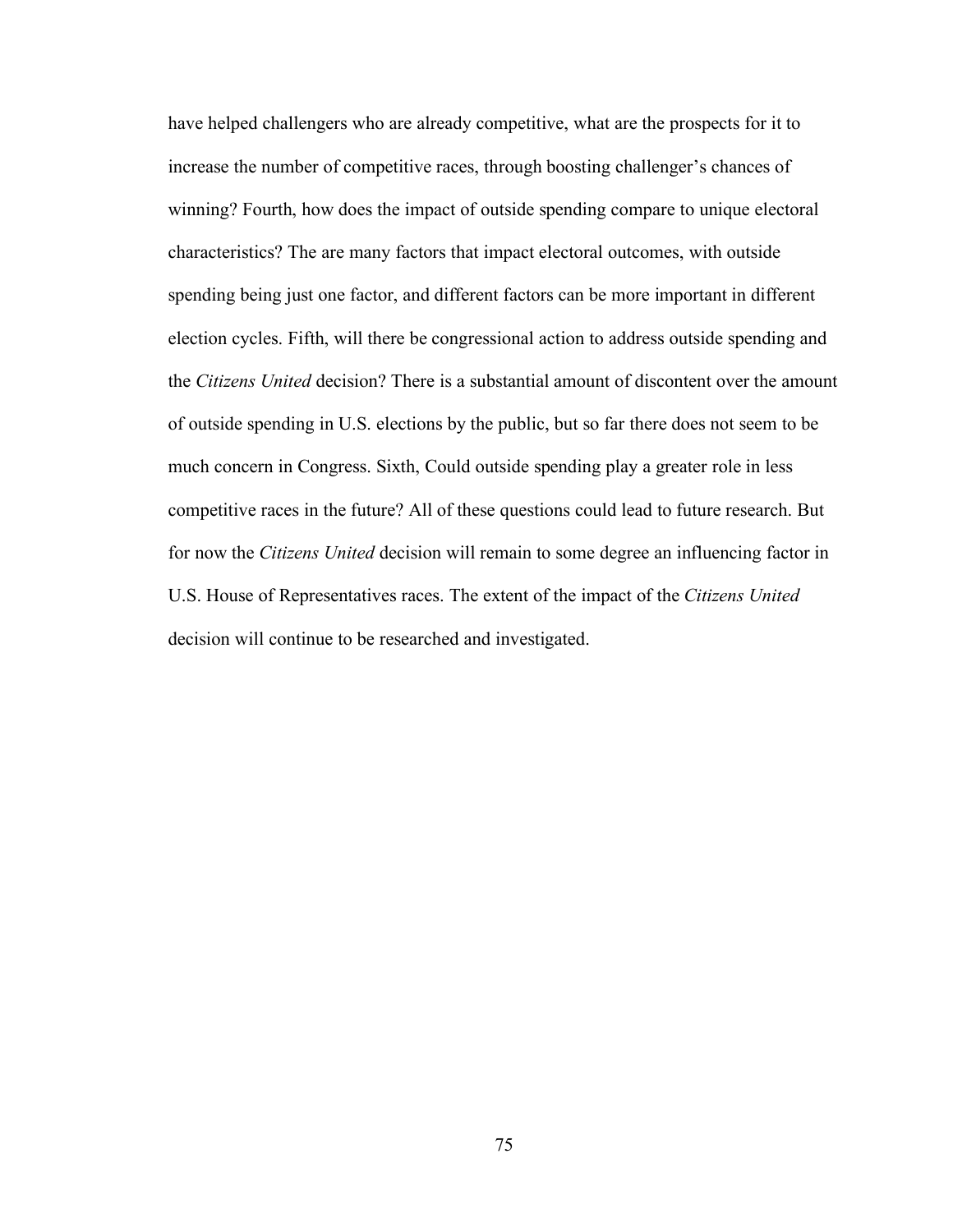have helped challengers who are already competitive, what are the prospects for it to increase the number of competitive races, through boosting challenger's chances of winning? Fourth, how does the impact of outside spending compare to unique electoral characteristics? The are many factors that impact electoral outcomes, with outside spending being just one factor, and different factors can be more important in different election cycles. Fifth, will there be congressional action to address outside spending and the *Citizens United* decision? There is a substantial amount of discontent over the amount of outside spending in U.S. elections by the public, but so far there does not seem to be much concern in Congress. Sixth, Could outside spending play a greater role in less competitive races in the future? All of these questions could lead to future research. But for now the *Citizens United* decision will remain to some degree an influencing factor in U.S. House of Representatives races. The extent of the impact of the *Citizens United* decision will continue to be researched and investigated.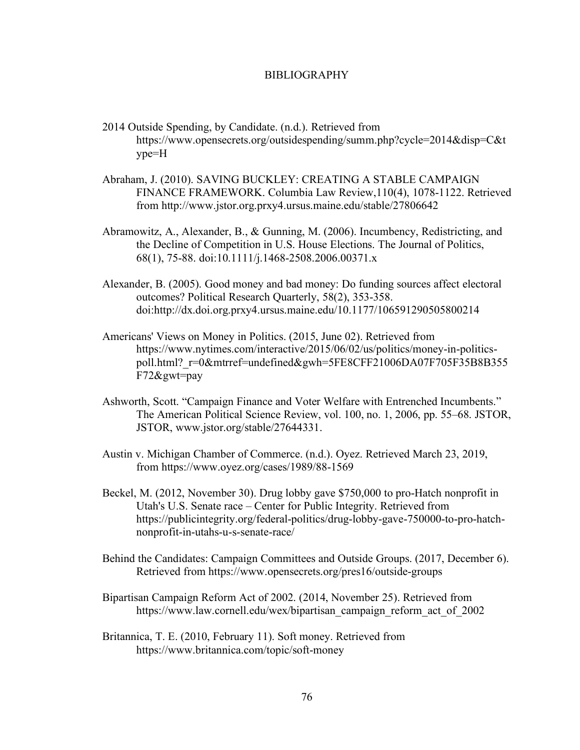# BIBLIOGRAPHY

2014 Outside Spending, by Candidate. (n.d.). Retrieved from https://www.opensecrets.org/outsidespending/summ.php?cycle=2014&disp=C&type=H

Abraham, J. (2010). SAVING BUCKLEY: CREATING A STABLE CAMPAIGN FINANCE FRAMEWORK. Columbia Law Review,110(4), 1078-1122. Retrieved from http://www.jstor.org.prxy4.ursus.maine.edu/stable/27806642

Abramowitz, A., Alexander, B., & Gunning, M. (2006). Incumbency, Redistricting, and the Decline of Competition in U.S. House Elections. The Journal of Politics, 68(1), 75-88. doi:10.1111/j.1468-2508.2006.00371.x

Alexander, B. (2005). Good money and bad money: Do funding sources affect electoral outcomes? Political Research Quarterly, 58(2), 353-358. doi:http://dx.doi.org.prxy4.ursus.maine.edu/10.1177/106591290505800214

Americans' Views on Money in Politics. (2015, June 02). Retrieved from https://www.nytimes.com/interactive/2015/06/02/us/politics/money-in-politics-poll.html?_r=0&mtrref=undefined&gwh=5FE8CFF21006DA07F705F35B8B355F72&gwt=pay

Ashworth, Scott. "Campaign Finance and Voter Welfare with Entrenched Incumbents." The American Political Science Review, vol. 100, no. 1, 2006, pp. 55–68. JSTOR, JSTOR, www.jstor.org/stable/27644331.

Austin v. Michigan Chamber of Commerce. (n.d.). Oyez. Retrieved March 23, 2019, from https://www.oyez.org/cases/1989/88-1569

Beckel, M. (2012, November 30). Drug lobby gave $750,000 to pro-Hatch nonprofit in Utah's U.S. Senate race – Center for Public Integrity. Retrieved from https://publicintegrity.org/federal-politics/drug-lobby-gave-750000-to-pro-hatch-nonprofit-in-utahs-u-s-senate-race/

Behind the Candidates: Campaign Committees and Outside Groups. (2017, December 6). Retrieved from https://www.opensecrets.org/pres16/outside-groups

Bipartisan Campaign Reform Act of 2002. (2014, November 25). Retrieved from https://www.law.cornell.edu/wex/bipartisan_campaign_reform_act_of_2002

Britannica, T. E. (2010, February 11). Soft money. Retrieved from https://www.britannica.com/topic/soft-money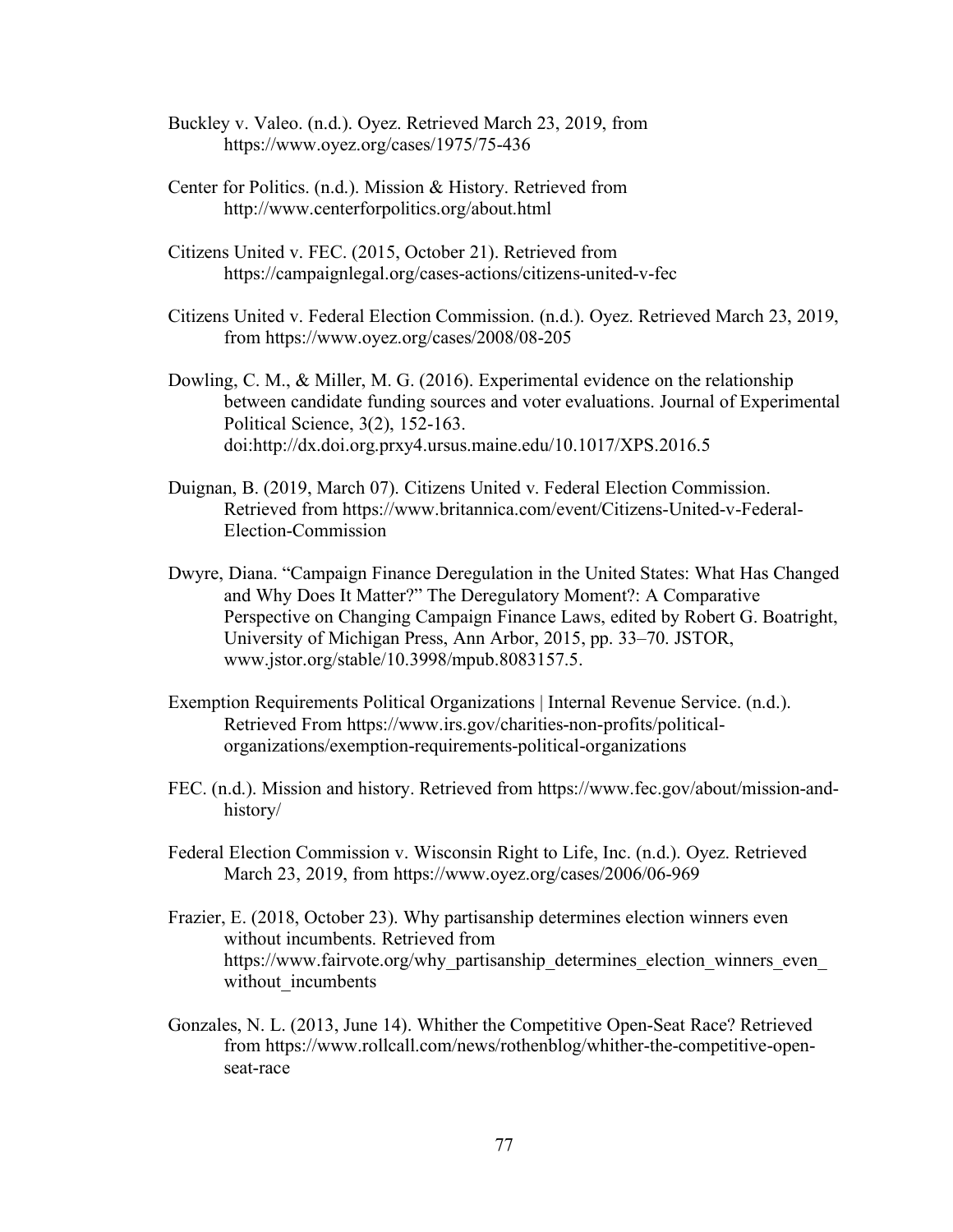Buckley v. Valeo. (n.d.). Oyez. Retrieved March 23, 2019, from https://www.oyez.org/cases/1975/75-436

Center for Politics. (n.d.). Mission & History. Retrieved from http://www.centerforpolitics.org/about.html

Citizens United v. FEC. (2015, October 21). Retrieved from https://campaignlegal.org/cases-actions/citizens-united-v-fec

Citizens United v. Federal Election Commission. (n.d.). Oyez. Retrieved March 23, 2019, from https://www.oyez.org/cases/2008/08-205

Dowling, C. M., & Miller, M. G. (2016). Experimental evidence on the relationship between candidate funding sources and voter evaluations. Journal of Experimental Political Science, 3(2), 152-163. doi:http://dx.doi.org.prxy4.ursus.maine.edu/10.1017/XPS.2016.5

Duignan, B. (2019, March 07). Citizens United v. Federal Election Commission. Retrieved from https://www.britannica.com/event/Citizens-United-v-Federal-Election-Commission

Dwyre, Diana. "Campaign Finance Deregulation in the United States: What Has Changed and Why Does It Matter?" The Deregulatory Moment?: A Comparative Perspective on Changing Campaign Finance Laws, edited by Robert G. Boatright, University of Michigan Press, Ann Arbor, 2015, pp. 33–70. JSTOR, www.jstor.org/stable/10.3998/mpub.8083157.5.

Exemption Requirements Political Organizations | Internal Revenue Service. (n.d.). Retrieved From https://www.irs.gov/charities-non-profits/political-organizations/exemption-requirements-political-organizations

FEC. (n.d.). Mission and history. Retrieved from https://www.fec.gov/about/mission-and-history/

Federal Election Commission v. Wisconsin Right to Life, Inc. (n.d.). Oyez. Retrieved March 23, 2019, from https://www.oyez.org/cases/2006/06-969

Frazier, E. (2018, October 23). Why partisanship determines election winners even without incumbents. Retrieved from https://www.fairvote.org/why_partisanship_determines_election_winners_even_without_incumbents

Gonzales, N. L. (2013, June 14). Whither the Competitive Open-Seat Race? Retrieved from https://www.rollcall.com/news/rothenblog/whither-the-competitive-open-seat-race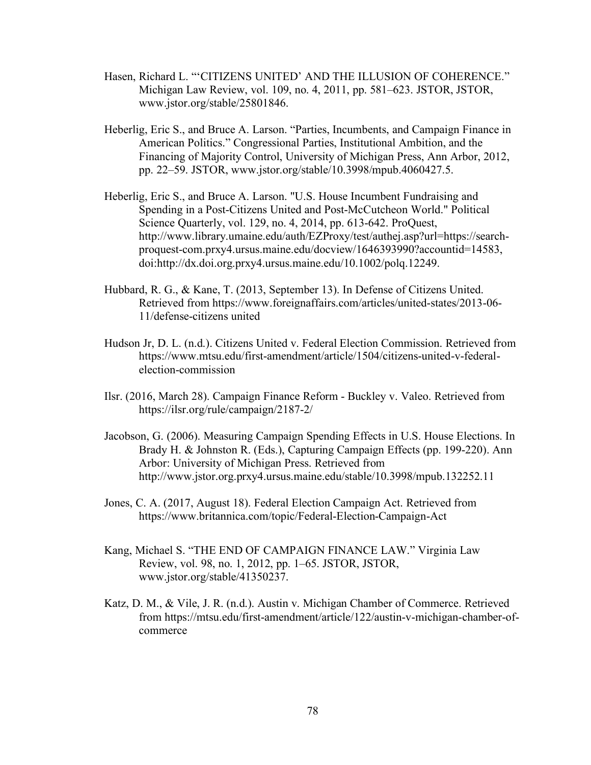Hasen, Richard L. "'CITIZENS UNITED' AND THE ILLUSION OF COHERENCE." Michigan Law Review, vol. 109, no. 4, 2011, pp. 581–623. JSTOR, JSTOR, www.jstor.org/stable/25801846.

Heberlig, Eric S., and Bruce A. Larson. "Parties, Incumbents, and Campaign Finance in American Politics." Congressional Parties, Institutional Ambition, and the Financing of Majority Control, University of Michigan Press, Ann Arbor, 2012, pp. 22–59. JSTOR, www.jstor.org/stable/10.3998/mpub.4060427.5.

Heberlig, Eric S., and Bruce A. Larson. "U.S. House Incumbent Fundraising and Spending in a Post-Citizens United and Post-McCutcheon World." Political Science Quarterly, vol. 129, no. 4, 2014, pp. 613-642. ProQuest, http://www.library.umaine.edu/auth/EZProxy/test/authej.asp?url=https://search-proquest-com.prxy4.ursus.maine.edu/docview/1646393990?accountid=14583, doi:http://dx.doi.org.prxy4.ursus.maine.edu/10.1002/polq.12249.

Hubbard, R. G., & Kane, T. (2013, September 13). In Defense of Citizens United. Retrieved from https://www.foreignaffairs.com/articles/united-states/2013-06-11/defense-citizens united

Hudson Jr, D. L. (n.d.). Citizens United v. Federal Election Commission. Retrieved from https://www.mtsu.edu/first-amendment/article/1504/citizens-united-v-federal-election-commission

Ilsr. (2016, March 28). Campaign Finance Reform - Buckley v. Valeo. Retrieved from https://ilsr.org/rule/campaign/2187-2/

Jacobson, G. (2006). Measuring Campaign Spending Effects in U.S. House Elections. In Brady H. & Johnston R. (Eds.), Capturing Campaign Effects (pp. 199-220). Ann Arbor: University of Michigan Press. Retrieved from http://www.jstor.org.prxy4.ursus.maine.edu/stable/10.3998/mpub.132252.11

Jones, C. A. (2017, August 18). Federal Election Campaign Act. Retrieved from https://www.britannica.com/topic/Federal-Election-Campaign-Act

Kang, Michael S. "THE END OF CAMPAIGN FINANCE LAW." Virginia Law Review, vol. 98, no. 1, 2012, pp. 1–65. JSTOR, JSTOR, www.jstor.org/stable/41350237.

Katz, D. M., & Vile, J. R. (n.d.). Austin v. Michigan Chamber of Commerce. Retrieved from https://mtsu.edu/first-amendment/article/122/austin-v-michigan-chamber-of-commerce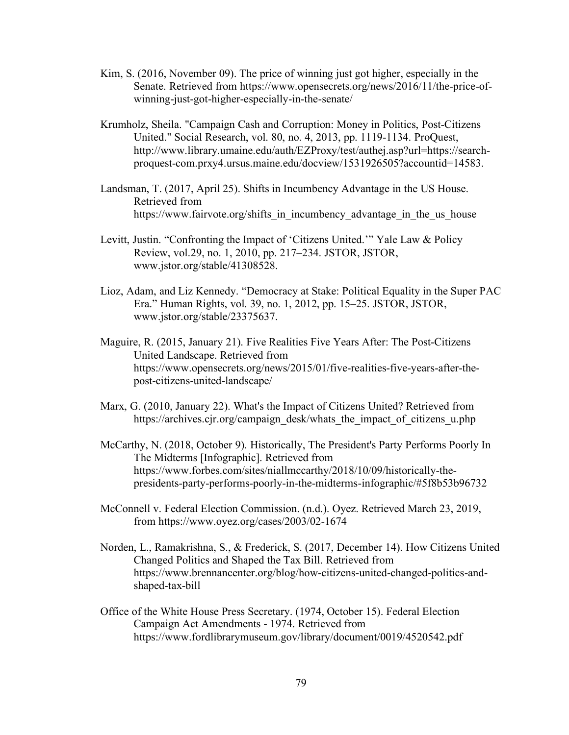Kim, S. (2016, November 09). The price of winning just got higher, especially in the Senate. Retrieved from https://www.opensecrets.org/news/2016/11/the-price-of-winning-just-got-higher-especially-in-the-senate/

Krumholz, Sheila. "Campaign Cash and Corruption: Money in Politics, Post-Citizens United." Social Research, vol. 80, no. 4, 2013, pp. 1119-1134. ProQuest, http://www.library.umaine.edu/auth/EZProxy/test/authej.asp?url=https://search-proquest-com.prxy4.ursus.maine.edu/docview/1531926505?accountid=14583.

Landsman, T. (2017, April 25). Shifts in Incumbency Advantage in the US House. Retrieved from https://www.fairvote.org/shifts_in_incumbency_advantage_in_the_us_house

Levitt, Justin. "Confronting the Impact of 'Citizens United.'" Yale Law & Policy Review, vol.29, no. 1, 2010, pp. 217–234. JSTOR, JSTOR, www.jstor.org/stable/41308528.

Lioz, Adam, and Liz Kennedy. "Democracy at Stake: Political Equality in the Super PAC Era." Human Rights, vol. 39, no. 1, 2012, pp. 15–25. JSTOR, JSTOR, www.jstor.org/stable/23375637.

Maguire, R. (2015, January 21). Five Realities Five Years After: The Post-Citizens United Landscape. Retrieved from https://www.opensecrets.org/news/2015/01/five-realities-five-years-after-the-post-citizens-united-landscape/

Marx, G. (2010, January 22). What's the Impact of Citizens United? Retrieved from https://archives.cjr.org/campaign_desk/whats_the_impact_of_citizens_u.php

McCarthy, N. (2018, October 9). Historically, The President's Party Performs Poorly In The Midterms [Infographic]. Retrieved from https://www.forbes.com/sites/niallmccarthy/2018/10/09/historically-the-presidents-party-performs-poorly-in-the-midterms-infographic/#5f8b53b96732

McConnell v. Federal Election Commission. (n.d.). Oyez. Retrieved March 23, 2019, from https://www.oyez.org/cases/2003/02-1674

Norden, L., Ramakrishna, S., & Frederick, S. (2017, December 14). How Citizens United Changed Politics and Shaped the Tax Bill. Retrieved from https://www.brennancenter.org/blog/how-citizens-united-changed-politics-and-shaped-tax-bill

Office of the White House Press Secretary. (1974, October 15). Federal Election Campaign Act Amendments - 1974. Retrieved from https://www.fordlibrarymuseum.gov/library/document/0019/4520542.pdf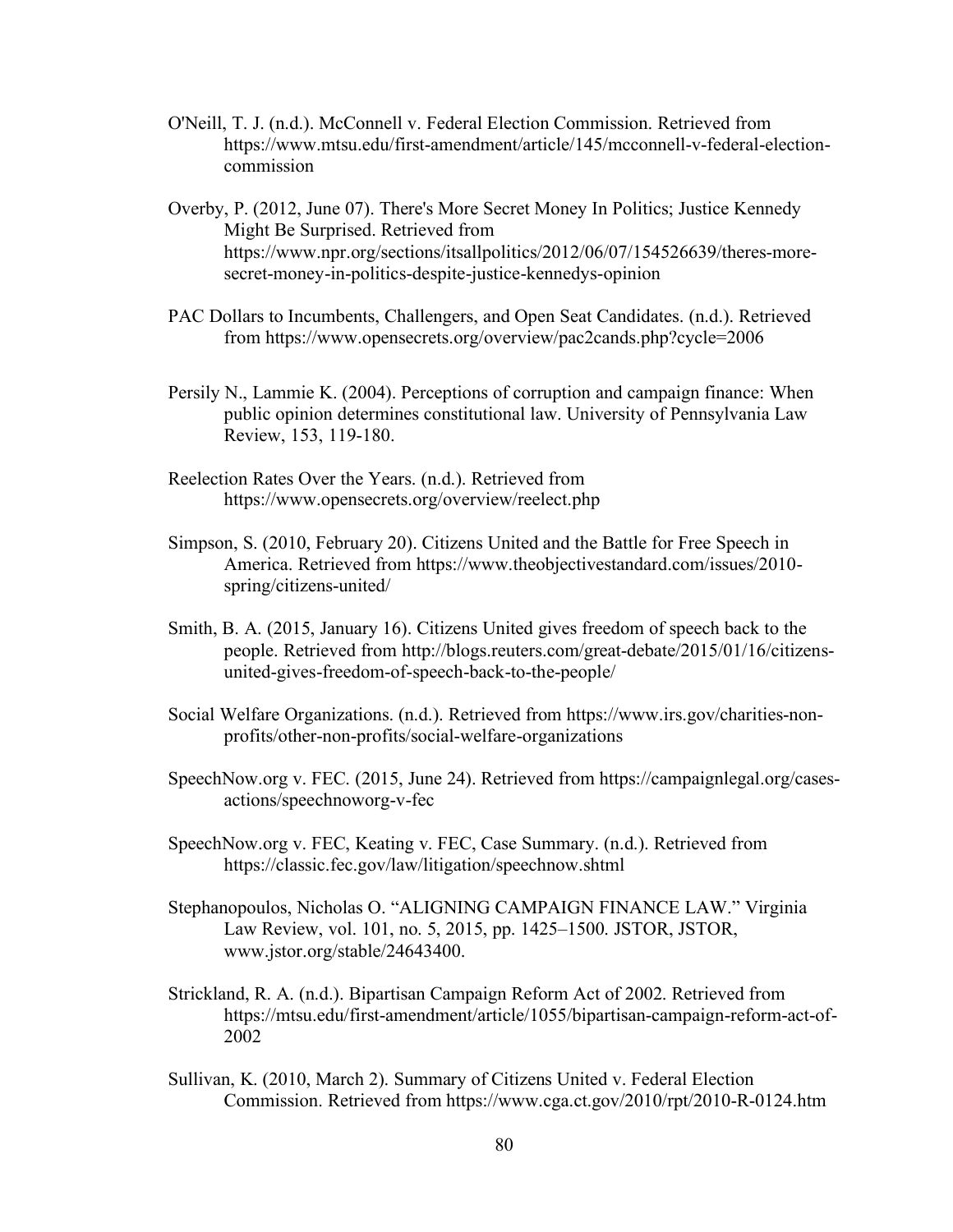O'Neill, T. J. (n.d.). McConnell v. Federal Election Commission. Retrieved from https://www.mtsu.edu/first-amendment/article/145/mcconnell-v-federal-election-commission

Overby, P. (2012, June 07). There's More Secret Money In Politics; Justice Kennedy Might Be Surprised. Retrieved from https://www.npr.org/sections/itsallpolitics/2012/06/07/154526639/theres-more-secret-money-in-politics-despite-justice-kennedys-opinion

PAC Dollars to Incumbents, Challengers, and Open Seat Candidates. (n.d.). Retrieved from https://www.opensecrets.org/overview/pac2cands.php?cycle=2006

Persily N., Lammie K. (2004). Perceptions of corruption and campaign finance: When public opinion determines constitutional law. University of Pennsylvania Law Review, 153, 119-180.

Reelection Rates Over the Years. (n.d.). Retrieved from https://www.opensecrets.org/overview/reelect.php

Simpson, S. (2010, February 20). Citizens United and the Battle for Free Speech in America. Retrieved from https://www.theobjectivestandard.com/issues/2010-spring/citizens-united/

Smith, B. A. (2015, January 16). Citizens United gives freedom of speech back to the people. Retrieved from http://blogs.reuters.com/great-debate/2015/01/16/citizens-united-gives-freedom-of-speech-back-to-the-people/

Social Welfare Organizations. (n.d.). Retrieved from https://www.irs.gov/charities-non-profits/other-non-profits/social-welfare-organizations

SpeechNow.org v. FEC. (2015, June 24). Retrieved from https://campaignlegal.org/cases-actions/speechnoworg-v-fec

SpeechNow.org v. FEC, Keating v. FEC, Case Summary. (n.d.). Retrieved from https://classic.fec.gov/law/litigation/speechnow.shtml

Stephanopoulos, Nicholas O. "ALIGNING CAMPAIGN FINANCE LAW." Virginia Law Review, vol. 101, no. 5, 2015, pp. 1425–1500. JSTOR, JSTOR, www.jstor.org/stable/24643400.

Strickland, R. A. (n.d.). Bipartisan Campaign Reform Act of 2002. Retrieved from https://mtsu.edu/first-amendment/article/1055/bipartisan-campaign-reform-act-of-2002

Sullivan, K. (2010, March 2). Summary of Citizens United v. Federal Election Commission. Retrieved from https://www.cga.ct.gov/2010/rpt/2010-R-0124.htm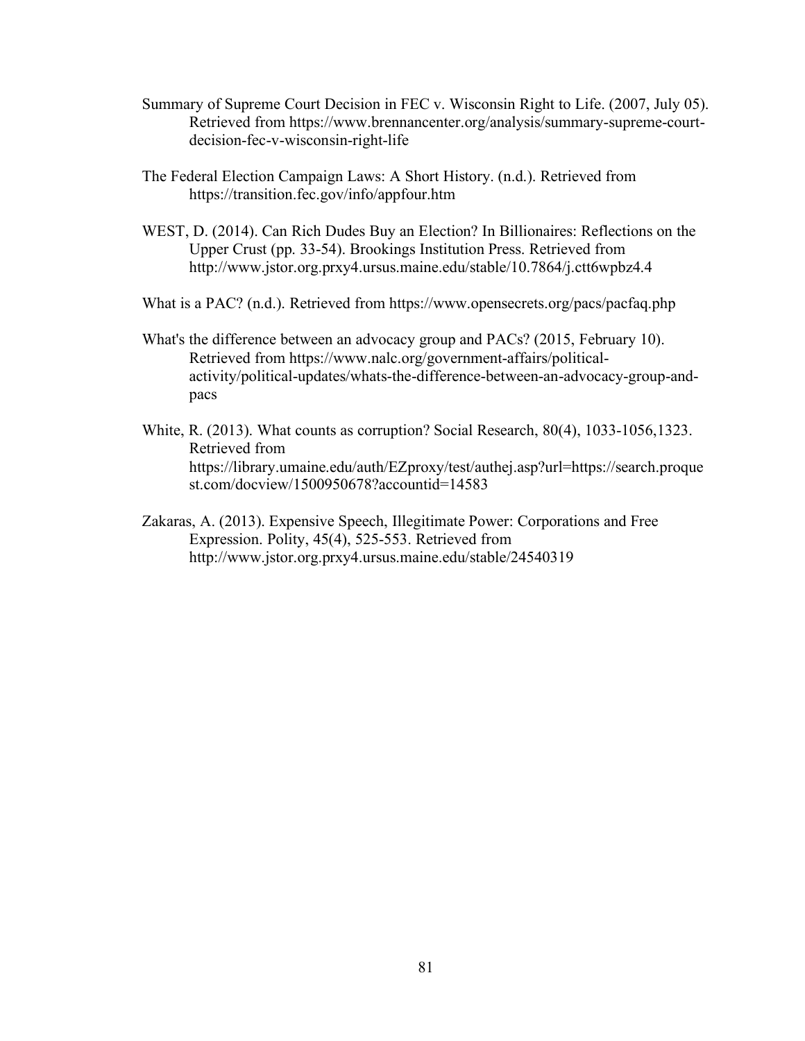Summary of Supreme Court Decision in FEC v. Wisconsin Right to Life. (2007, July 05). Retrieved from https://www.brennancenter.org/analysis/summary-supreme-court-decision-fec-v-wisconsin-right-life

The Federal Election Campaign Laws: A Short History. (n.d.). Retrieved from https://transition.fec.gov/info/appfour.htm

WEST, D. (2014). Can Rich Dudes Buy an Election? In Billionaires: Reflections on the Upper Crust (pp. 33-54). Brookings Institution Press. Retrieved from http://www.jstor.org.prxy4.ursus.maine.edu/stable/10.7864/j.ctt6wpbz4.4

What is a PAC? (n.d.). Retrieved from https://www.opensecrets.org/pacs/pacfaq.php

What's the difference between an advocacy group and PACs? (2015, February 10). Retrieved from https://www.nalc.org/government-affairs/political-activity/political-updates/whats-the-difference-between-an-advocacy-group-and-pacs

White, R. (2013). What counts as corruption? Social Research, 80(4), 1033-1056,1323. Retrieved from https://library.umaine.edu/auth/EZproxy/test/authej.asp?url=https://search.proquest.com/docview/1500950678?accountid=14583

Zakaras, A. (2013). Expensive Speech, Illegitimate Power: Corporations and Free Expression. Polity, 45(4), 525-553. Retrieved from http://www.jstor.org.prxy4.ursus.maine.edu/stable/24540319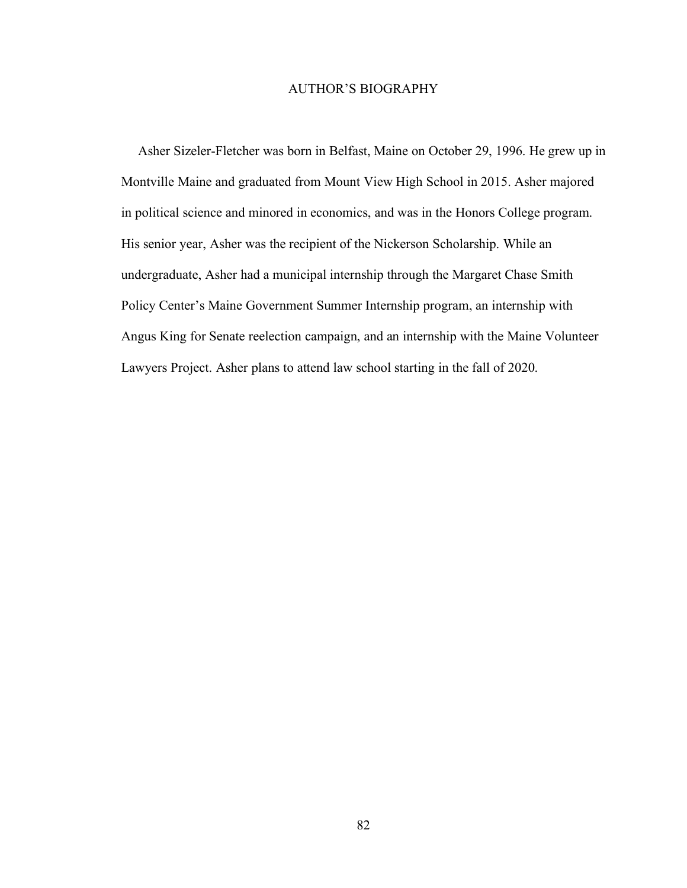# AUTHOR'S BIOGRAPHY

Asher Sizeler-Fletcher was born in Belfast, Maine on October 29, 1996. He grew up in Montville Maine and graduated from Mount View High School in 2015. Asher majored in political science and minored in economics, and was in the Honors College program. His senior year, Asher was the recipient of the Nickerson Scholarship. While an undergraduate, Asher had a municipal internship through the Margaret Chase Smith Policy Center's Maine Government Summer Internship program, an internship with Angus King for Senate reelection campaign, and an internship with the Maine Volunteer Lawyers Project. Asher plans to attend law school starting in the fall of 2020.